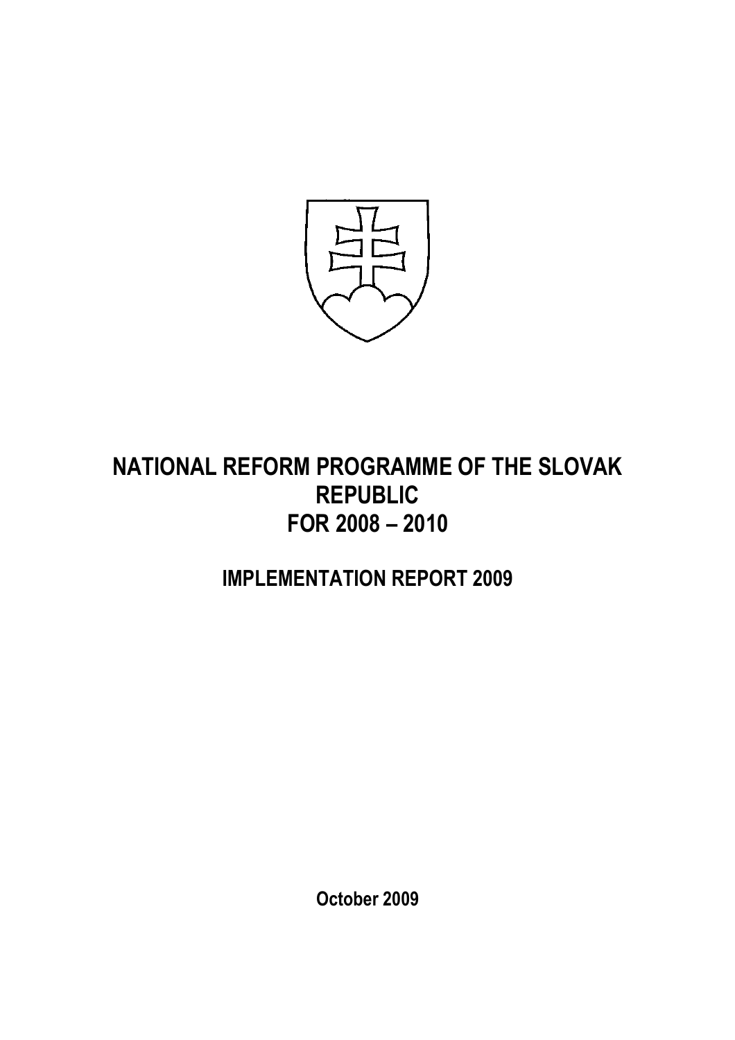# NATIONAL REFORM PROGRAMME OF THE SLOVAK REPUBLIC FOR 2008 – 2010

## IMPLEMENTATION REPORT 2009

October 2009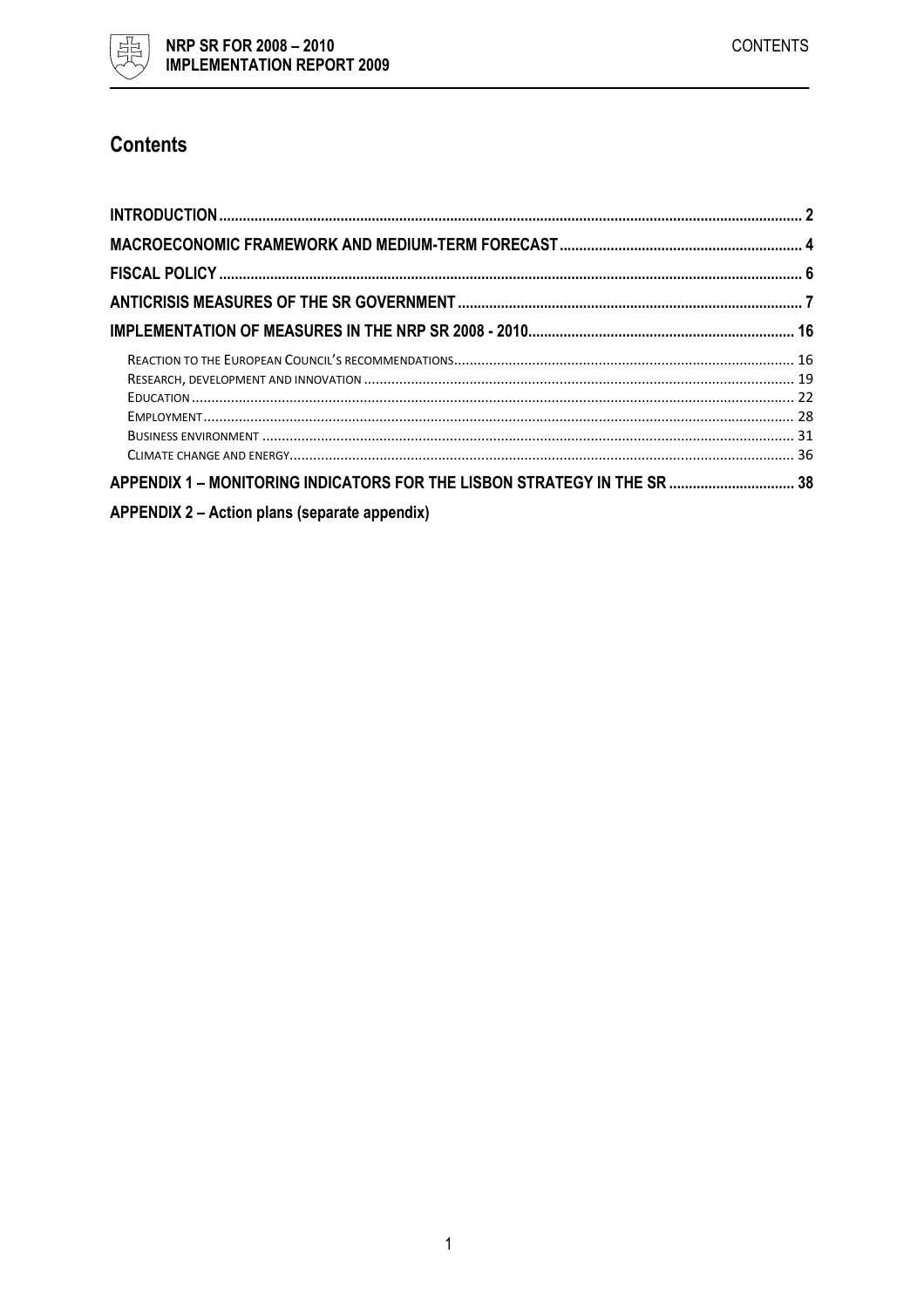# Contents

INTRODUCTION ..... 2

MACROECONOMIC FRAMEWORK AND MEDIUM-TERM FORECAST ..... 4

FISCAL POLICY ..... 6

ANTICRISIS MEASURES OF THE SR GOVERNMENT ..... 7

IMPLEMENTATION OF MEASURES IN THE NRP SR 2008 - 2010 ..... 16

- REACTION TO THE EUROPEAN COUNCIL'S RECOMMENDATIONS ..... 16
- RESEARCH, DEVELOPMENT AND INNOVATION ..... 19
- EDUCATION ..... 22
- EMPLOYMENT ..... 28
- BUSINESS ENVIRONMENT ..... 31
- CLIMATE CHANGE AND ENERGY ..... 36

APPENDIX 1 – MONITORING INDICATORS FOR THE LISBON STRATEGY IN THE SR ..... 38

APPENDIX 2 – Action plans (separate appendix)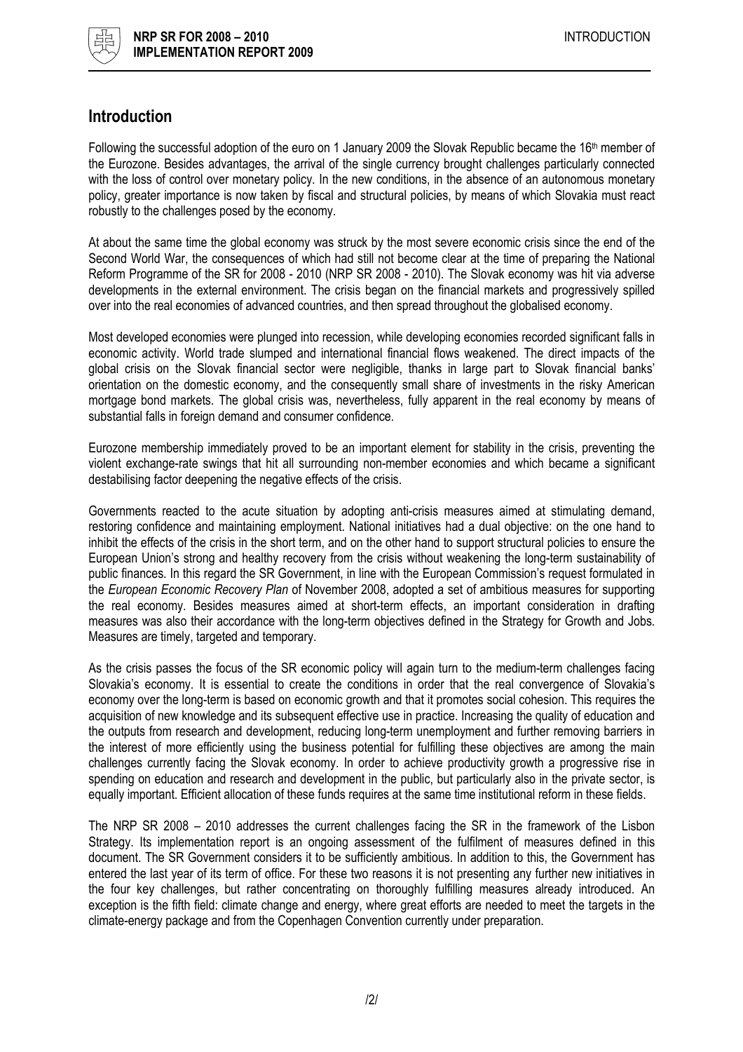## Introduction

Following the successful adoption of the euro on 1 January 2009 the Slovak Republic became the 16th member of the Eurozone. Besides advantages, the arrival of the single currency brought challenges particularly connected with the loss of control over monetary policy. In the new conditions, in the absence of an autonomous monetary policy, greater importance is now taken by fiscal and structural policies, by means of which Slovakia must react robustly to the challenges posed by the economy.

At about the same time the global economy was struck by the most severe economic crisis since the end of the Second World War, the consequences of which had still not become clear at the time of preparing the National Reform Programme of the SR for 2008 - 2010 (NRP SR 2008 - 2010). The Slovak economy was hit via adverse developments in the external environment. The crisis began on the financial markets and progressively spilled over into the real economies of advanced countries, and then spread throughout the globalised economy.

Most developed economies were plunged into recession, while developing economies recorded significant falls in economic activity. World trade slumped and international financial flows weakened. The direct impacts of the global crisis on the Slovak financial sector were negligible, thanks in large part to Slovak financial banks' orientation on the domestic economy, and the consequently small share of investments in the risky American mortgage bond markets. The global crisis was, nevertheless, fully apparent in the real economy by means of substantial falls in foreign demand and consumer confidence.

Eurozone membership immediately proved to be an important element for stability in the crisis, preventing the violent exchange-rate swings that hit all surrounding non-member economies and which became a significant destabilising factor deepening the negative effects of the crisis.

Governments reacted to the acute situation by adopting anti-crisis measures aimed at stimulating demand, restoring confidence and maintaining employment. National initiatives had a dual objective: on the one hand to inhibit the effects of the crisis in the short term, and on the other hand to support structural policies to ensure the European Union's strong and healthy recovery from the crisis without weakening the long-term sustainability of public finances. In this regard the SR Government, in line with the European Commission's request formulated in the *European Economic Recovery Plan* of November 2008, adopted a set of ambitious measures for supporting the real economy. Besides measures aimed at short-term effects, an important consideration in drafting measures was also their accordance with the long-term objectives defined in the Strategy for Growth and Jobs. Measures are timely, targeted and temporary.

As the crisis passes the focus of the SR economic policy will again turn to the medium-term challenges facing Slovakia's economy. It is essential to create the conditions in order that the real convergence of Slovakia's economy over the long-term is based on economic growth and that it promotes social cohesion. This requires the acquisition of new knowledge and its subsequent effective use in practice. Increasing the quality of education and the outputs from research and development, reducing long-term unemployment and further removing barriers in the interest of more efficiently using the business potential for fulfilling these objectives are among the main challenges currently facing the Slovak economy. In order to achieve productivity growth a progressive rise in spending on education and research and development in the public, but particularly also in the private sector, is equally important. Efficient allocation of these funds requires at the same time institutional reform in these fields.

The NRP SR 2008 – 2010 addresses the current challenges facing the SR in the framework of the Lisbon Strategy. Its implementation report is an ongoing assessment of the fulfilment of measures defined in this document. The SR Government considers it to be sufficiently ambitious. In addition to this, the Government has entered the last year of its term of office. For these two reasons it is not presenting any further new initiatives in the four key challenges, but rather concentrating on thoroughly fulfilling measures already introduced. An exception is the fifth field: climate change and energy, where great efforts are needed to meet the targets in the climate-energy package and from the Copenhagen Convention currently under preparation.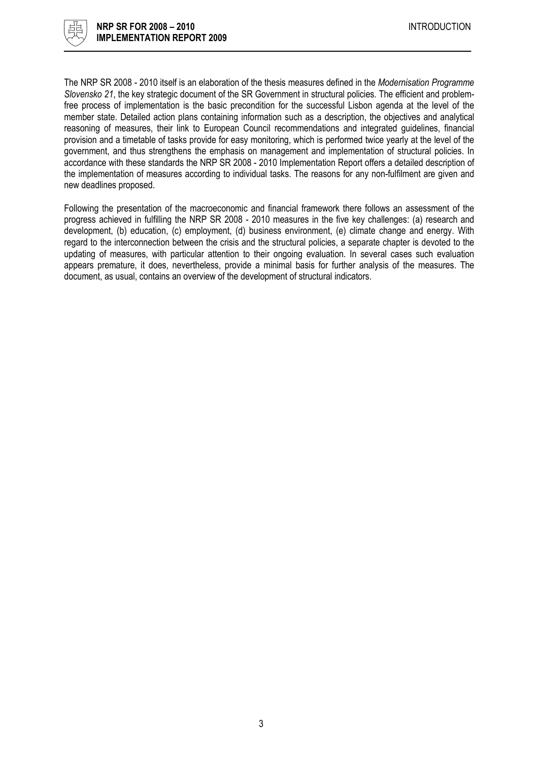The NRP SR 2008 - 2010 itself is an elaboration of the thesis measures defined in the *Modernisation Programme Slovensko 21*, the key strategic document of the SR Government in structural policies. The efficient and problem-free process of implementation is the basic precondition for the successful Lisbon agenda at the level of the member state. Detailed action plans containing information such as a description, the objectives and analytical reasoning of measures, their link to European Council recommendations and integrated guidelines, financial provision and a timetable of tasks provide for easy monitoring, which is performed twice yearly at the level of the government, and thus strengthens the emphasis on management and implementation of structural policies. In accordance with these standards the NRP SR 2008 - 2010 Implementation Report offers a detailed description of the implementation of measures according to individual tasks. The reasons for any non-fulfilment are given and new deadlines proposed.

Following the presentation of the macroeconomic and financial framework there follows an assessment of the progress achieved in fulfilling the NRP SR 2008 - 2010 measures in the five key challenges: (a) research and development, (b) education, (c) employment, (d) business environment, (e) climate change and energy. With regard to the interconnection between the crisis and the structural policies, a separate chapter is devoted to the updating of measures, with particular attention to their ongoing evaluation. In several cases such evaluation appears premature, it does, nevertheless, provide a minimal basis for further analysis of the measures. The document, as usual, contains an overview of the development of structural indicators.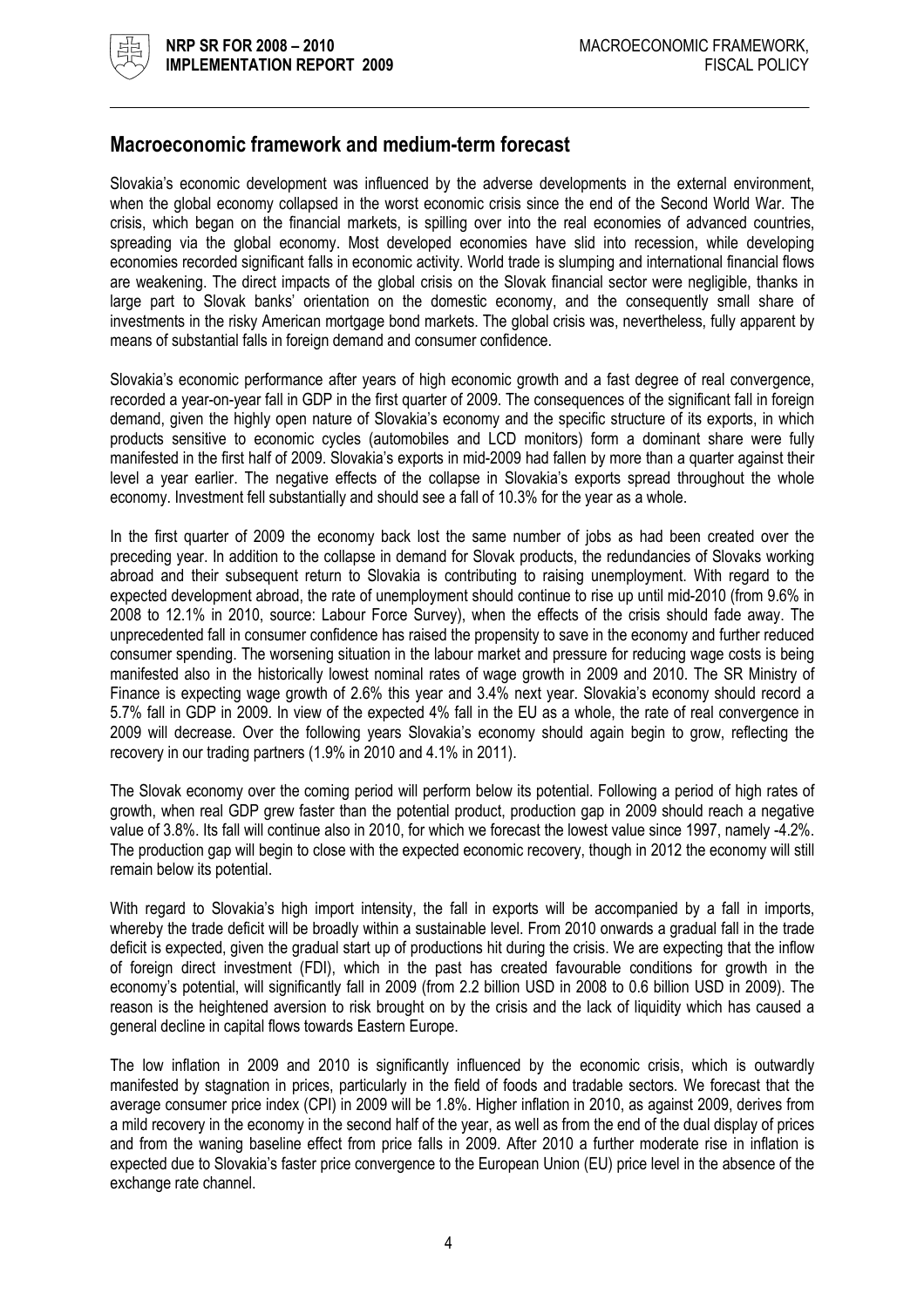## Macroeconomic framework and medium-term forecast

Slovakia's economic development was influenced by the adverse developments in the external environment, when the global economy collapsed in the worst economic crisis since the end of the Second World War. The crisis, which began on the financial markets, is spilling over into the real economies of advanced countries, spreading via the global economy. Most developed economies have slid into recession, while developing economies recorded significant falls in economic activity. World trade is slumping and international financial flows are weakening. The direct impacts of the global crisis on the Slovak financial sector were negligible, thanks in large part to Slovak banks' orientation on the domestic economy, and the consequently small share of investments in the risky American mortgage bond markets. The global crisis was, nevertheless, fully apparent by means of substantial falls in foreign demand and consumer confidence.

Slovakia's economic performance after years of high economic growth and a fast degree of real convergence, recorded a year-on-year fall in GDP in the first quarter of 2009. The consequences of the significant fall in foreign demand, given the highly open nature of Slovakia's economy and the specific structure of its exports, in which products sensitive to economic cycles (automobiles and LCD monitors) form a dominant share were fully manifested in the first half of 2009. Slovakia's exports in mid-2009 had fallen by more than a quarter against their level a year earlier. The negative effects of the collapse in Slovakia's exports spread throughout the whole economy. Investment fell substantially and should see a fall of 10.3% for the year as a whole.

In the first quarter of 2009 the economy back lost the same number of jobs as had been created over the preceding year. In addition to the collapse in demand for Slovak products, the redundancies of Slovaks working abroad and their subsequent return to Slovakia is contributing to raising unemployment. With regard to the expected development abroad, the rate of unemployment should continue to rise up until mid-2010 (from 9.6% in 2008 to 12.1% in 2010, source: Labour Force Survey), when the effects of the crisis should fade away. The unprecedented fall in consumer confidence has raised the propensity to save in the economy and further reduced consumer spending. The worsening situation in the labour market and pressure for reducing wage costs is being manifested also in the historically lowest nominal rates of wage growth in 2009 and 2010. The SR Ministry of Finance is expecting wage growth of 2.6% this year and 3.4% next year. Slovakia's economy should record a 5.7% fall in GDP in 2009. In view of the expected 4% fall in the EU as a whole, the rate of real convergence in 2009 will decrease. Over the following years Slovakia's economy should again begin to grow, reflecting the recovery in our trading partners (1.9% in 2010 and 4.1% in 2011).

The Slovak economy over the coming period will perform below its potential. Following a period of high rates of growth, when real GDP grew faster than the potential product, production gap in 2009 should reach a negative value of 3.8%. Its fall will continue also in 2010, for which we forecast the lowest value since 1997, namely -4.2%. The production gap will begin to close with the expected economic recovery, though in 2012 the economy will still remain below its potential.

With regard to Slovakia's high import intensity, the fall in exports will be accompanied by a fall in imports, whereby the trade deficit will be broadly within a sustainable level. From 2010 onwards a gradual fall in the trade deficit is expected, given the gradual start up of productions hit during the crisis. We are expecting that the inflow of foreign direct investment (FDI), which in the past has created favourable conditions for growth in the economy's potential, will significantly fall in 2009 (from 2.2 billion USD in 2008 to 0.6 billion USD in 2009). The reason is the heightened aversion to risk brought on by the crisis and the lack of liquidity which has caused a general decline in capital flows towards Eastern Europe.

The low inflation in 2009 and 2010 is significantly influenced by the economic crisis, which is outwardly manifested by stagnation in prices, particularly in the field of foods and tradable sectors. We forecast that the average consumer price index (CPI) in 2009 will be 1.8%. Higher inflation in 2010, as against 2009, derives from a mild recovery in the economy in the second half of the year, as well as from the end of the dual display of prices and from the waning baseline effect from price falls in 2009. After 2010 a further moderate rise in inflation is expected due to Slovakia's faster price convergence to the European Union (EU) price level in the absence of the exchange rate channel.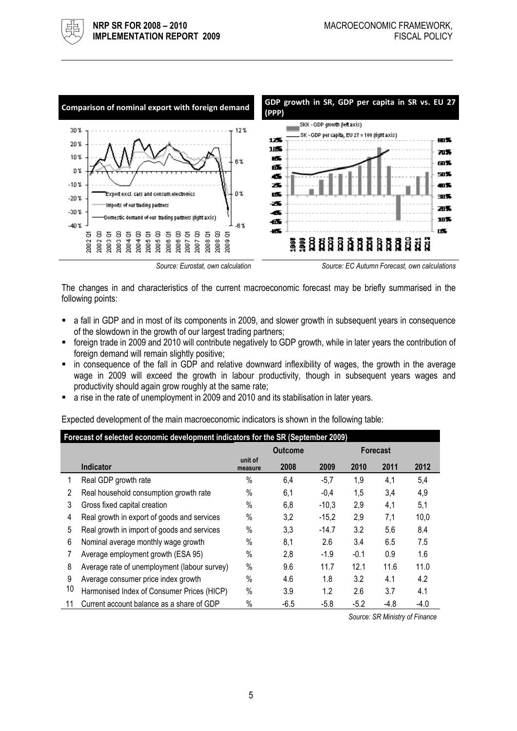**Comparison of nominal export with foreign demand**

*Source: Eurostat, own calculation*

**GDP growth in SR, GDP per capita in SR vs. EU 27 (PPP)**

*Source: EC Autumn Forecast, own calculations*

The changes in and characteristics of the current macroeconomic forecast may be briefly summarised in the following points:

- a fall in GDP and in most of its components in 2009, and slower growth in subsequent years in consequence of the slowdown in the growth of our largest trading partners;
- foreign trade in 2009 and 2010 will contribute negatively to GDP growth, while in later years the contribution of foreign demand will remain slightly positive;
- in consequence of the fall in GDP and relative downward inflexibility of wages, the growth in the average wage in 2009 will exceed the growth in labour productivity, though in subsequent years wages and productivity should again grow roughly at the same rate;
- a rise in the rate of unemployment in 2009 and 2010 and its stabilisation in later years.

Expected development of the main macroeconomic indicators is shown in the following table:

**Forecast of selected economic development indicators for the SR (September 2009)**

| | | | Outcome | | Forecast | | |
|---|---|---|---|---|---|---|---|
| | Indicator | unit of measure | 2008 | 2009 | 2010 | 2011 | 2012 |
| 1 | Real GDP growth rate | % | 6,4 | -5,7 | 1,9 | 4,1 | 5,4 |
| 2 | Real household consumption growth rate | % | 6,1 | -0,4 | 1,5 | 3,4 | 4,9 |
| 3 | Gross fixed capital creation | % | 6,8 | -10,3 | 2,9 | 4,1 | 5,1 |
| 4 | Real growth in export of goods and services | % | 3,2 | -15,2 | 2,9 | 7,1 | 10,0 |
| 5 | Real growth in import of goods and services | % | 3,3 | -14.7 | 3.2 | 5.6 | 8.4 |
| 6 | Nominal average monthly wage growth | % | 8,1 | 2.6 | 3.4 | 6.5 | 7.5 |
| 7 | Average employment growth (ESA 95) | % | 2,8 | -1.9 | -0.1 | 0.9 | 1.6 |
| 8 | Average rate of unemployment (labour survey) | % | 9.6 | 11.7 | 12.1 | 11.6 | 11.0 |
| 9 | Average consumer price index growth | % | 4.6 | 1.8 | 3.2 | 4.1 | 4.2 |
| 10 | Harmonised Index of Consumer Prices (HICP) | % | 3.9 | 1.2 | 2.6 | 3.7 | 4.1 |
| 11 | Current account balance as a share of GDP | % | -6.5 | -5.8 | -5.2 | -4.8 | -4.0 |

*Source: SR Ministry of Finance*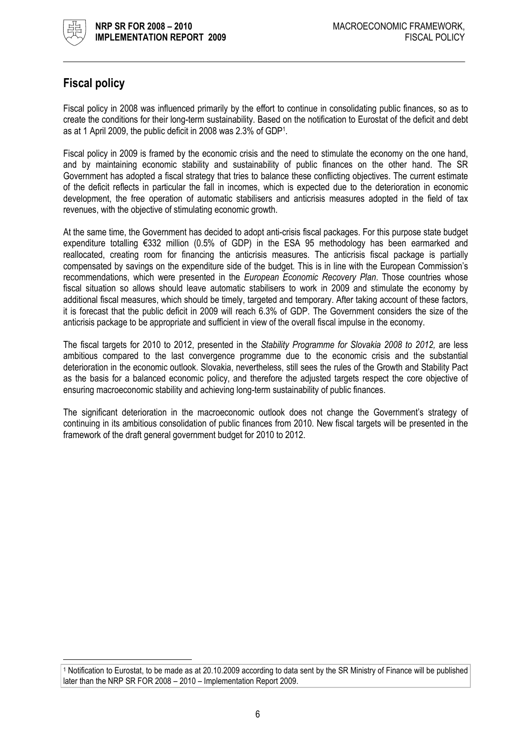## Fiscal policy

Fiscal policy in 2008 was influenced primarily by the effort to continue in consolidating public finances, so as to create the conditions for their long-term sustainability. Based on the notification to Eurostat of the deficit and debt as at 1 April 2009, the public deficit in 2008 was 2.3% of GDP[1].

Fiscal policy in 2009 is framed by the economic crisis and the need to stimulate the economy on the one hand, and by maintaining economic stability and sustainability of public finances on the other hand. The SR Government has adopted a fiscal strategy that tries to balance these conflicting objectives. The current estimate of the deficit reflects in particular the fall in incomes, which is expected due to the deterioration in economic development, the free operation of automatic stabilisers and anticrisis measures adopted in the field of tax revenues, with the objective of stimulating economic growth.

At the same time, the Government has decided to adopt anti-crisis fiscal packages. For this purpose state budget expenditure totalling €332 million (0.5% of GDP) in the ESA 95 methodology has been earmarked and reallocated, creating room for financing the anticrisis measures. The anticrisis fiscal package is partially compensated by savings on the expenditure side of the budget. This is in line with the European Commission's recommendations, which were presented in the *European Economic Recovery Plan*. Those countries whose fiscal situation so allows should leave automatic stabilisers to work in 2009 and stimulate the economy by additional fiscal measures, which should be timely, targeted and temporary. After taking account of these factors, it is forecast that the public deficit in 2009 will reach 6.3% of GDP. The Government considers the size of the anticrisis package to be appropriate and sufficient in view of the overall fiscal impulse in the economy.

The fiscal targets for 2010 to 2012, presented in the *Stability Programme for Slovakia 2008 to 2012,* are less ambitious compared to the last convergence programme due to the economic crisis and the substantial deterioration in the economic outlook. Slovakia, nevertheless, still sees the rules of the Growth and Stability Pact as the basis for a balanced economic policy, and therefore the adjusted targets respect the core objective of ensuring macroeconomic stability and achieving long-term sustainability of public finances.

The significant deterioration in the macroeconomic outlook does not change the Government's strategy of continuing in its ambitious consolidation of public finances from 2010. New fiscal targets will be presented in the framework of the draft general government budget for 2010 to 2012.

[1] Notification to Eurostat, to be made as at 20.10.2009 according to data sent by the SR Ministry of Finance will be published later than the NRP SR FOR 2008 – 2010 – Implementation Report 2009.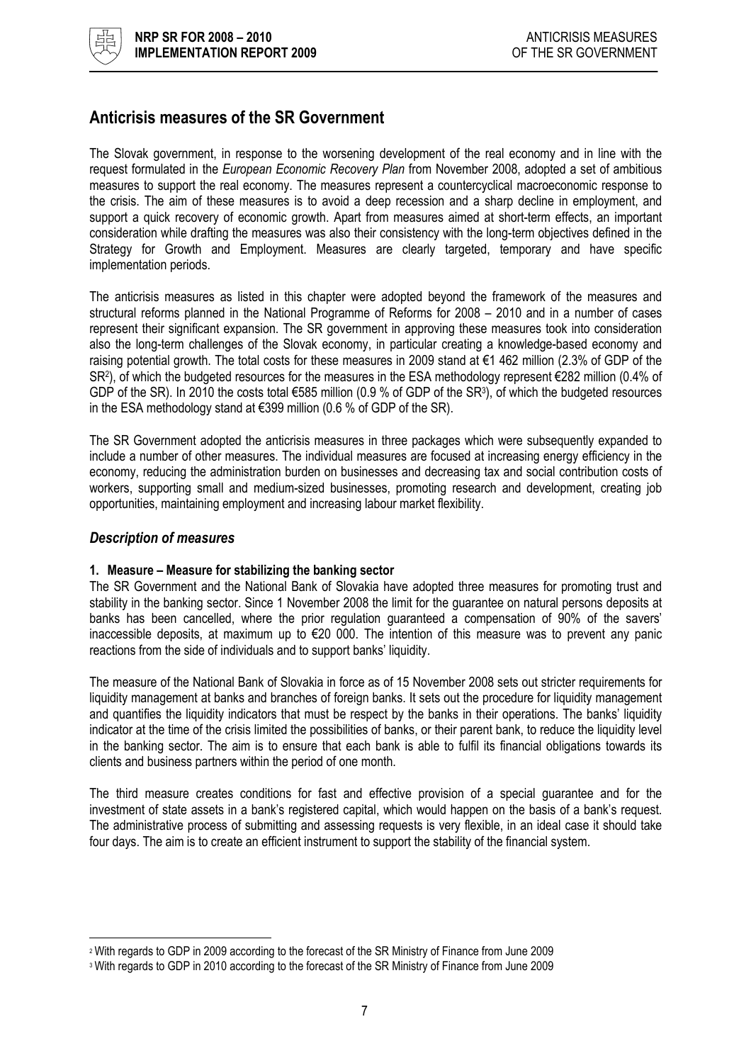## Anticrisis measures of the SR Government

The Slovak government, in response to the worsening development of the real economy and in line with the request formulated in the *European Economic Recovery Plan* from November 2008, adopted a set of ambitious measures to support the real economy. The measures represent a countercyclical macroeconomic response to the crisis. The aim of these measures is to avoid a deep recession and a sharp decline in employment, and support a quick recovery of economic growth. Apart from measures aimed at short-term effects, an important consideration while drafting the measures was also their consistency with the long-term objectives defined in the Strategy for Growth and Employment. Measures are clearly targeted, temporary and have specific implementation periods.

The anticrisis measures as listed in this chapter were adopted beyond the framework of the measures and structural reforms planned in the National Programme of Reforms for 2008 – 2010 and in a number of cases represent their significant expansion. The SR government in approving these measures took into consideration also the long-term challenges of the Slovak economy, in particular creating a knowledge-based economy and raising potential growth. The total costs for these measures in 2009 stand at €1 462 million (2.3% of GDP of the SR[2]), of which the budgeted resources for the measures in the ESA methodology represent €282 million (0.4% of GDP of the SR). In 2010 the costs total €585 million (0.9 % of GDP of the SR[3]), of which the budgeted resources in the ESA methodology stand at €399 million (0.6 % of GDP of the SR).

The SR Government adopted the anticrisis measures in three packages which were subsequently expanded to include a number of other measures. The individual measures are focused at increasing energy efficiency in the economy, reducing the administration burden on businesses and decreasing tax and social contribution costs of workers, supporting small and medium-sized businesses, promoting research and development, creating job opportunities, maintaining employment and increasing labour market flexibility.

### *Description of measures*

#### 1. Measure – Measure for stabilizing the banking sector

The SR Government and the National Bank of Slovakia have adopted three measures for promoting trust and stability in the banking sector. Since 1 November 2008 the limit for the guarantee on natural persons deposits at banks has been cancelled, where the prior regulation guaranteed a compensation of 90% of the savers' inaccessible deposits, at maximum up to €20 000. The intention of this measure was to prevent any panic reactions from the side of individuals and to support banks' liquidity.

The measure of the National Bank of Slovakia in force as of 15 November 2008 sets out stricter requirements for liquidity management at banks and branches of foreign banks. It sets out the procedure for liquidity management and quantifies the liquidity indicators that must be respect by the banks in their operations. The banks' liquidity indicator at the time of the crisis limited the possibilities of banks, or their parent bank, to reduce the liquidity level in the banking sector. The aim is to ensure that each bank is able to fulfil its financial obligations towards its clients and business partners within the period of one month.

The third measure creates conditions for fast and effective provision of a special guarantee and for the investment of state assets in a bank's registered capital, which would happen on the basis of a bank's request. The administrative process of submitting and assessing requests is very flexible, in an ideal case it should take four days. The aim is to create an efficient instrument to support the stability of the financial system.

---

[2] With regards to GDP in 2009 according to the forecast of the SR Ministry of Finance from June 2009

[3] With regards to GDP in 2010 according to the forecast of the SR Ministry of Finance from June 2009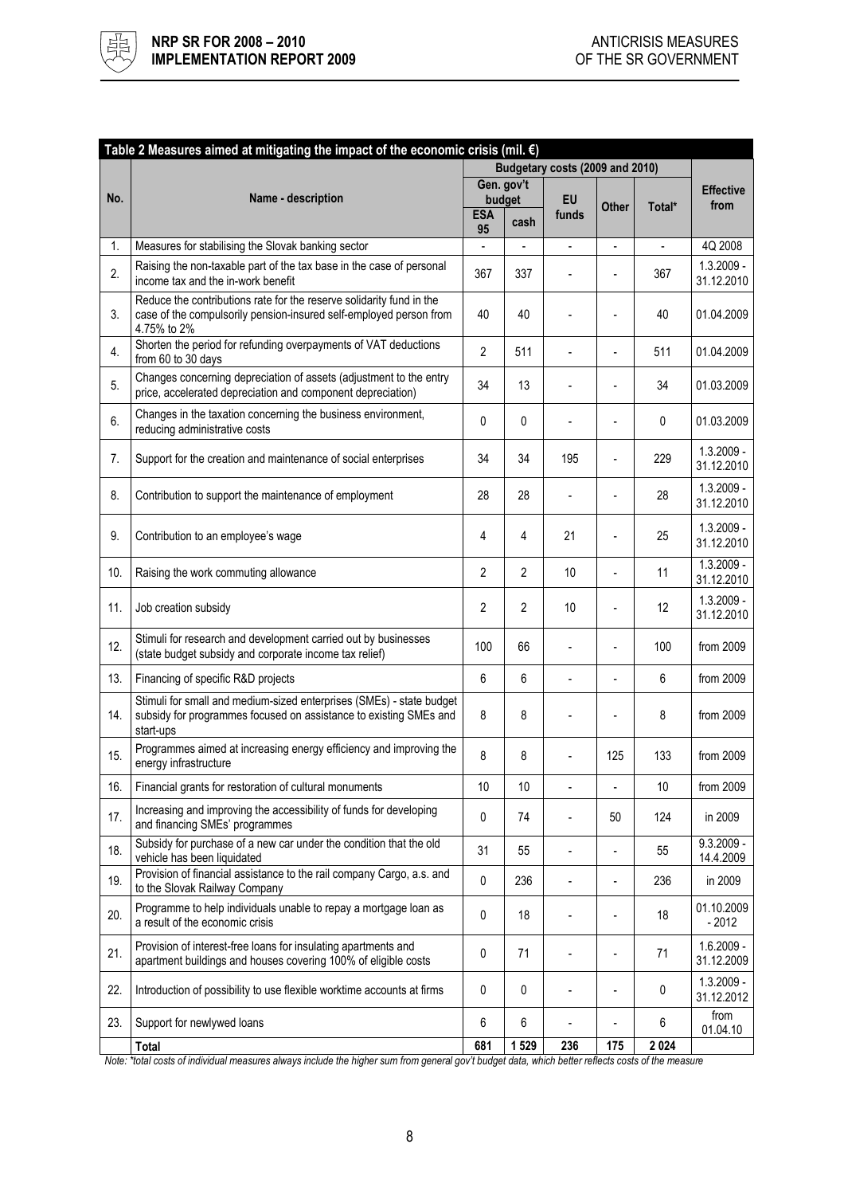**Table 2 Measures aimed at mitigating the impact of the economic crisis (mil. €)**

| No. | Name - description | Budgetary costs (2009 and 2010) | | | | | Effective from |
|---|---|---|---|---|---|---|---|
| | | Gen. gov't budget | | EU funds | Other | Total* | |
| | | ESA 95 | cash | | | | |
| 1. | Measures for stabilising the Slovak banking sector | - | - | - | - | - | 4Q 2008 |
| 2. | Raising the non-taxable part of the tax base in the case of personal income tax and the in-work benefit | 367 | 337 | - | - | 367 | 1.3.2009 - 31.12.2010 |
| 3. | Reduce the contributions rate for the reserve solidarity fund in the case of the compulsorily pension-insured self-employed person from 4.75% to 2% | 40 | 40 | - | - | 40 | 01.04.2009 |
| 4. | Shorten the period for refunding overpayments of VAT deductions from 60 to 30 days | 2 | 511 | - | - | 511 | 01.04.2009 |
| 5. | Changes concerning depreciation of assets (adjustment to the entry price, accelerated depreciation and component depreciation) | 34 | 13 | - | - | 34 | 01.03.2009 |
| 6. | Changes in the taxation concerning the business environment, reducing administrative costs | 0 | 0 | - | - | 0 | 01.03.2009 |
| 7. | Support for the creation and maintenance of social enterprises | 34 | 34 | 195 | - | 229 | 1.3.2009 - 31.12.2010 |
| 8. | Contribution to support the maintenance of employment | 28 | 28 | - | - | 28 | 1.3.2009 - 31.12.2010 |
| 9. | Contribution to an employee's wage | 4 | 4 | 21 | - | 25 | 1.3.2009 - 31.12.2010 |
| 10. | Raising the work commuting allowance | 2 | 2 | 10 | - | 11 | 1.3.2009 - 31.12.2010 |
| 11. | Job creation subsidy | 2 | 2 | 10 | - | 12 | 1.3.2009 - 31.12.2010 |
| 12. | Stimuli for research and development carried out by businesses (state budget subsidy and corporate income tax relief) | 100 | 66 | - | - | 100 | from 2009 |
| 13. | Financing of specific R&D projects | 6 | 6 | - | - | 6 | from 2009 |
| 14. | Stimuli for small and medium-sized enterprises (SMEs) - state budget subsidy for programmes focused on assistance to existing SMEs and start-ups | 8 | 8 | - | - | 8 | from 2009 |
| 15. | Programmes aimed at increasing energy efficiency and improving the energy infrastructure | 8 | 8 | - | 125 | 133 | from 2009 |
| 16. | Financial grants for restoration of cultural monuments | 10 | 10 | - | - | 10 | from 2009 |
| 17. | Increasing and improving the accessibility of funds for developing and financing SMEs' programmes | 0 | 74 | - | 50 | 124 | in 2009 |
| 18. | Subsidy for purchase of a new car under the condition that the old vehicle has been liquidated | 31 | 55 | - | - | 55 | 9.3.2009 - 14.4.2009 |
| 19. | Provision of financial assistance to the rail company Cargo, a.s. and to the Slovak Railway Company | 0 | 236 | - | - | 236 | in 2009 |
| 20. | Programme to help individuals unable to repay a mortgage loan as a result of the economic crisis | 0 | 18 | - | - | 18 | 01.10.2009 - 2012 |
| 21. | Provision of interest-free loans for insulating apartments and apartment buildings and houses covering 100% of eligible costs | 0 | 71 | - | - | 71 | 1.6.2009 - 31.12.2009 |
| 22. | Introduction of possibility to use flexible worktime accounts at firms | 0 | 0 | - | - | 0 | 1.3.2009 - 31.12.2012 |
| 23. | Support for newlywed loans | 6 | 6 | - | - | 6 | from 01.04.10 |
| | **Total** | **681** | **1 529** | **236** | **175** | **2 024** | |

*Note: \*total costs of individual measures always include the higher sum from general gov't budget data, which better reflects costs of the measure*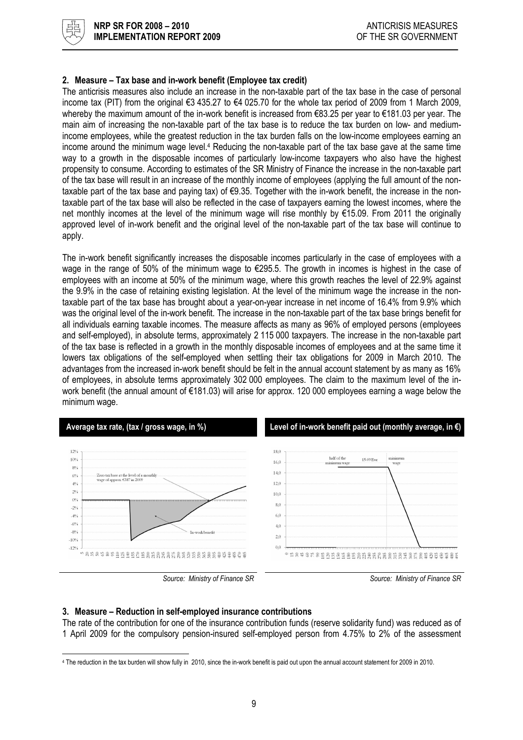## 2. Measure – Tax base and in-work benefit (Employee tax credit)

The anticrisis measures also include an increase in the non-taxable part of the tax base in the case of personal income tax (PIT) from the original €3 435.27 to €4 025.70 for the whole tax period of 2009 from 1 March 2009, whereby the maximum amount of the in-work benefit is increased from €83.25 per year to €181.03 per year. The main aim of increasing the non-taxable part of the tax base is to reduce the tax burden on low- and medium-income employees, while the greatest reduction in the tax burden falls on the low-income employees earning an income around the minimum wage level.[4] Reducing the non-taxable part of the tax base gave at the same time way to a growth in the disposable incomes of particularly low-income taxpayers who also have the highest propensity to consume. According to estimates of the SR Ministry of Finance the increase in the non-taxable part of the tax base will result in an increase of the monthly income of employees (applying the full amount of the non-taxable part of the tax base and paying tax) of €9.35. Together with the in-work benefit, the increase in the non-taxable part of the tax base will also be reflected in the case of taxpayers earning the lowest incomes, where the net monthly incomes at the level of the minimum wage will rise monthly by €15.09. From 2011 the originally approved level of in-work benefit and the original level of the non-taxable part of the tax base will continue to apply.

The in-work benefit significantly increases the disposable incomes particularly in the case of employees with a wage in the range of 50% of the minimum wage to €295.5. The growth in incomes is highest in the case of employees with an income at 50% of the minimum wage, where this growth reaches the level of 22.9% against the 9.9% in the case of retaining existing legislation. At the level of the minimum wage the increase in the non-taxable part of the tax base has brought about a year-on-year increase in net income of 16.4% from 9.9% which was the original level of the in-work benefit. The increase in the non-taxable part of the tax base brings benefit for all individuals earning taxable incomes. The measure affects as many as 96% of employed persons (employees and self-employed), in absolute terms, approximately 2 115 000 taxpayers. The increase in the non-taxable part of the tax base is reflected in a growth in the monthly disposable incomes of employees and at the same time it lowers tax obligations of the self-employed when settling their tax obligations for 2009 in March 2010. The advantages from the increased in-work benefit should be felt in the annual account statement by as many as 16% of employees, in absolute terms approximately 302 000 employees. The claim to the maximum level of the in-work benefit (the annual amount of €181.03) will arise for approx. 120 000 employees earning a wage below the minimum wage.

**Average tax rate, (tax / gross wage, in %)**

*Source: Ministry of Finance SR*

**Level of in-work benefit paid out (monthly average, in €)**

*Source: Ministry of Finance SR*

## 3. Measure – Reduction in self-employed insurance contributions

The rate of the contribution for one of the insurance contribution funds (reserve solidarity fund) was reduced as of 1 April 2009 for the compulsory pension-insured self-employed person from 4.75% to 2% of the assessment

[4] The reduction in the tax burden will show fully in 2010, since the in-work benefit is paid out upon the annual account statement for 2009 in 2010.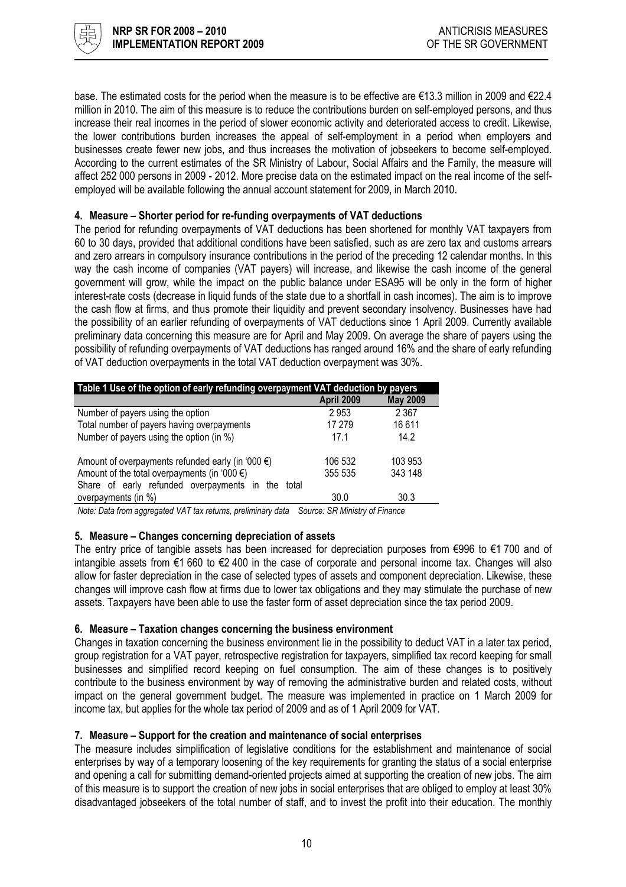base. The estimated costs for the period when the measure is to be effective are €13.3 million in 2009 and €22.4 million in 2010. The aim of this measure is to reduce the contributions burden on self-employed persons, and thus increase their real incomes in the period of slower economic activity and deteriorated access to credit. Likewise, the lower contributions burden increases the appeal of self-employment in a period when employers and businesses create fewer new jobs, and thus increases the motivation of jobseekers to become self-employed. According to the current estimates of the SR Ministry of Labour, Social Affairs and the Family, the measure will affect 252 000 persons in 2009 - 2012. More precise data on the estimated impact on the real income of the self-employed will be available following the annual account statement for 2009, in March 2010.

### 4. Measure – Shorter period for re-funding overpayments of VAT deductions

The period for refunding overpayments of VAT deductions has been shortened for monthly VAT taxpayers from 60 to 30 days, provided that additional conditions have been satisfied, such as are zero tax and customs arrears and zero arrears in compulsory insurance contributions in the period of the preceding 12 calendar months. In this way the cash income of companies (VAT payers) will increase, and likewise the cash income of the general government will grow, while the impact on the public balance under ESA95 will be only in the form of higher interest-rate costs (decrease in liquid funds of the state due to a shortfall in cash incomes). The aim is to improve the cash flow at firms, and thus promote their liquidity and prevent secondary insolvency. Businesses have had the possibility of an earlier refunding of overpayments of VAT deductions since 1 April 2009. Currently available preliminary data concerning this measure are for April and May 2009. On average the share of payers using the possibility of refunding overpayments of VAT deductions has ranged around 16% and the share of early refunding of VAT deduction overpayments in the total VAT deduction overpayment was 30%.

**Table 1 Use of the option of early refunding overpayment VAT deduction by payers**

| | April 2009 | May 2009 |
|---|---|---|
| Number of payers using the option | 2 953 | 2 367 |
| Total number of payers having overpayments | 17 279 | 16 611 |
| Number of payers using the option (in %) | 17.1 | 14.2 |
| Amount of overpayments refunded early (in '000 €) | 106 532 | 103 953 |
| Amount of the total overpayments (in '000 €) | 355 535 | 343 148 |
| Share of early refunded overpayments in the total overpayments (in %) | 30.0 | 30.3 |

*Note: Data from aggregated VAT tax returns, preliminary data Source: SR Ministry of Finance*

### 5. Measure – Changes concerning depreciation of assets

The entry price of tangible assets has been increased for depreciation purposes from €996 to €1 700 and of intangible assets from €1 660 to €2 400 in the case of corporate and personal income tax. Changes will also allow for faster depreciation in the case of selected types of assets and component depreciation. Likewise, these changes will improve cash flow at firms due to lower tax obligations and they may stimulate the purchase of new assets. Taxpayers have been able to use the faster form of asset depreciation since the tax period 2009.

### 6. Measure – Taxation changes concerning the business environment

Changes in taxation concerning the business environment lie in the possibility to deduct VAT in a later tax period, group registration for a VAT payer, retrospective registration for taxpayers, simplified tax record keeping for small businesses and simplified record keeping on fuel consumption. The aim of these changes is to positively contribute to the business environment by way of removing the administrative burden and related costs, without impact on the general government budget. The measure was implemented in practice on 1 March 2009 for income tax, but applies for the whole tax period of 2009 and as of 1 April 2009 for VAT.

### 7. Measure – Support for the creation and maintenance of social enterprises

The measure includes simplification of legislative conditions for the establishment and maintenance of social enterprises by way of a temporary loosening of the key requirements for granting the status of a social enterprise and opening a call for submitting demand-oriented projects aimed at supporting the creation of new jobs. The aim of this measure is to support the creation of new jobs in social enterprises that are obliged to employ at least 30% disadvantaged jobseekers of the total number of staff, and to invest the profit into their education. The monthly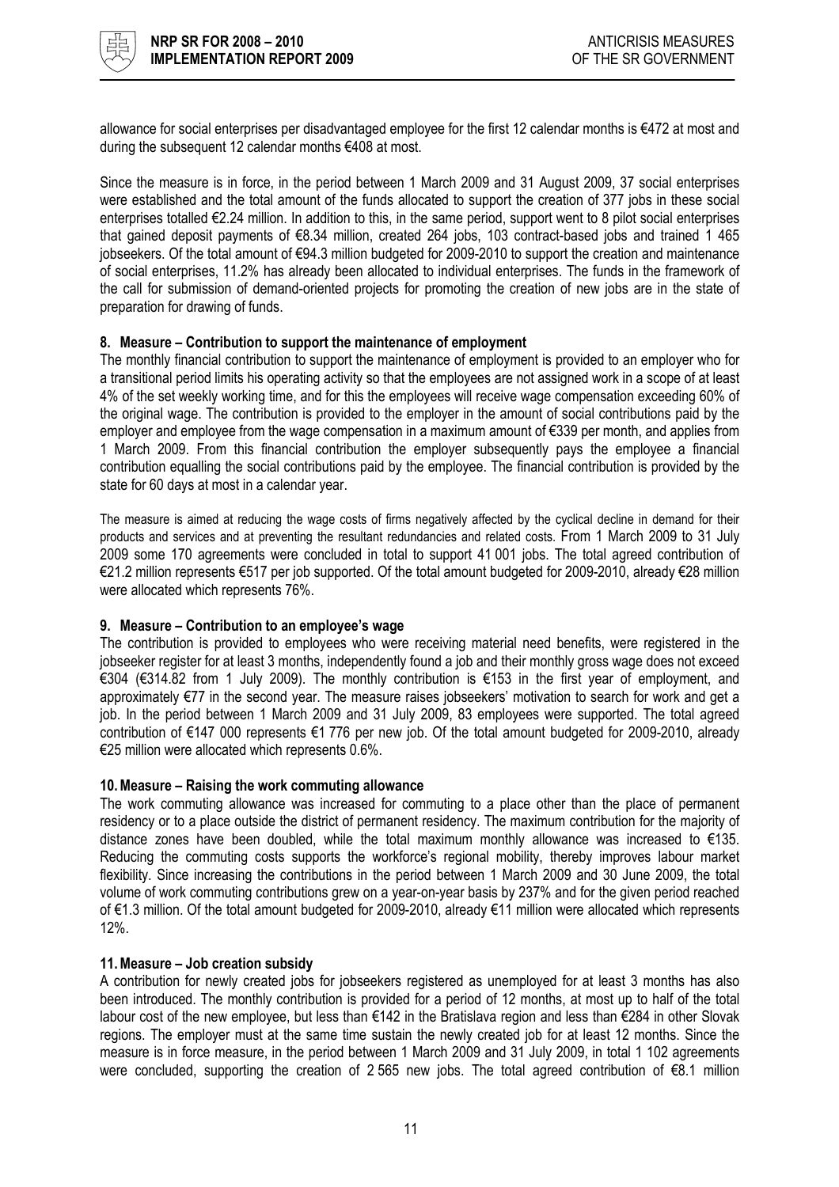allowance for social enterprises per disadvantaged employee for the first 12 calendar months is €472 at most and during the subsequent 12 calendar months €408 at most.

Since the measure is in force, in the period between 1 March 2009 and 31 August 2009, 37 social enterprises were established and the total amount of the funds allocated to support the creation of 377 jobs in these social enterprises totalled €2.24 million. In addition to this, in the same period, support went to 8 pilot social enterprises that gained deposit payments of €8.34 million, created 264 jobs, 103 contract-based jobs and trained 1 465 jobseekers. Of the total amount of €94.3 million budgeted for 2009-2010 to support the creation and maintenance of social enterprises, 11.2% has already been allocated to individual enterprises. The funds in the framework of the call for submission of demand-oriented projects for promoting the creation of new jobs are in the state of preparation for drawing of funds.

**8. Measure – Contribution to support the maintenance of employment**

The monthly financial contribution to support the maintenance of employment is provided to an employer who for a transitional period limits his operating activity so that the employees are not assigned work in a scope of at least 4% of the set weekly working time, and for this the employees will receive wage compensation exceeding 60% of the original wage. The contribution is provided to the employer in the amount of social contributions paid by the employer and employee from the wage compensation in a maximum amount of €339 per month, and applies from 1 March 2009. From this financial contribution the employer subsequently pays the employee a financial contribution equalling the social contributions paid by the employee. The financial contribution is provided by the state for 60 days at most in a calendar year.

The measure is aimed at reducing the wage costs of firms negatively affected by the cyclical decline in demand for their products and services and at preventing the resultant redundancies and related costs. From 1 March 2009 to 31 July 2009 some 170 agreements were concluded in total to support 41 001 jobs. The total agreed contribution of €21.2 million represents €517 per job supported. Of the total amount budgeted for 2009-2010, already €28 million were allocated which represents 76%.

**9. Measure – Contribution to an employee's wage**

The contribution is provided to employees who were receiving material need benefits, were registered in the jobseeker register for at least 3 months, independently found a job and their monthly gross wage does not exceed €304 (€314.82 from 1 July 2009). The monthly contribution is €153 in the first year of employment, and approximately €77 in the second year. The measure raises jobseekers' motivation to search for work and get a job. In the period between 1 March 2009 and 31 July 2009, 83 employees were supported. The total agreed contribution of €147 000 represents €1 776 per new job. Of the total amount budgeted for 2009-2010, already €25 million were allocated which represents 0.6%.

**10. Measure – Raising the work commuting allowance**

The work commuting allowance was increased for commuting to a place other than the place of permanent residency or to a place outside the district of permanent residency. The maximum contribution for the majority of distance zones have been doubled, while the total maximum monthly allowance was increased to €135. Reducing the commuting costs supports the workforce's regional mobility, thereby improves labour market flexibility. Since increasing the contributions in the period between 1 March 2009 and 30 June 2009, the total volume of work commuting contributions grew on a year-on-year basis by 237% and for the given period reached of €1.3 million. Of the total amount budgeted for 2009-2010, already €11 million were allocated which represents 12%.

**11. Measure – Job creation subsidy**

A contribution for newly created jobs for jobseekers registered as unemployed for at least 3 months has also been introduced. The monthly contribution is provided for a period of 12 months, at most up to half of the total labour cost of the new employee, but less than €142 in the Bratislava region and less than €284 in other Slovak regions. The employer must at the same time sustain the newly created job for at least 12 months. Since the measure is in force measure, in the period between 1 March 2009 and 31 July 2009, in total 1 102 agreements were concluded, supporting the creation of 2 565 new jobs. The total agreed contribution of €8.1 million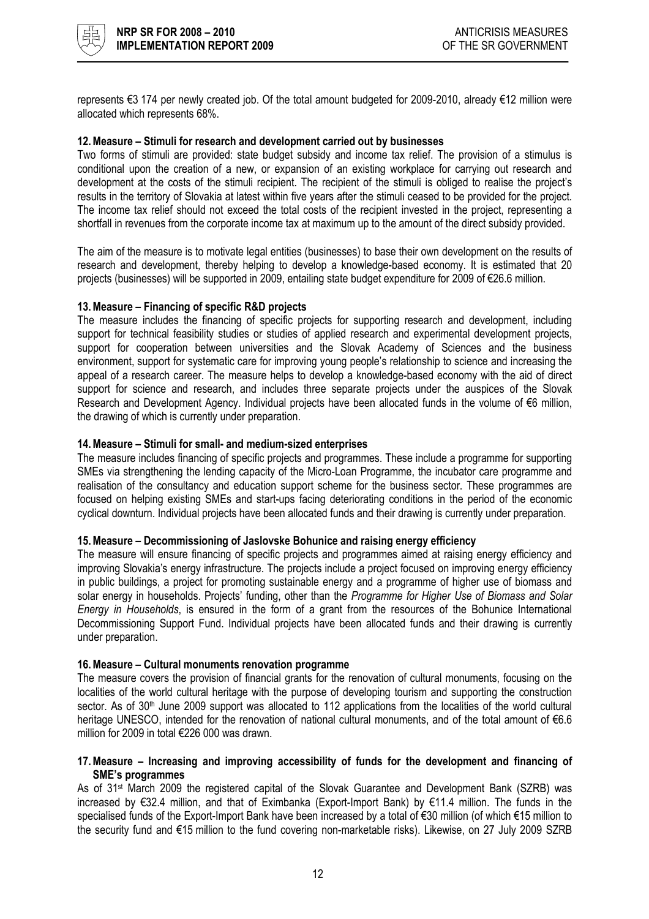represents €3 174 per newly created job. Of the total amount budgeted for 2009-2010, already €12 million were allocated which represents 68%.

**12. Measure – Stimuli for research and development carried out by businesses**

Two forms of stimuli are provided: state budget subsidy and income tax relief. The provision of a stimulus is conditional upon the creation of a new, or expansion of an existing workplace for carrying out research and development at the costs of the stimuli recipient. The recipient of the stimuli is obliged to realise the project's results in the territory of Slovakia at latest within five years after the stimuli ceased to be provided for the project. The income tax relief should not exceed the total costs of the recipient invested in the project, representing a shortfall in revenues from the corporate income tax at maximum up to the amount of the direct subsidy provided.

The aim of the measure is to motivate legal entities (businesses) to base their own development on the results of research and development, thereby helping to develop a knowledge-based economy. It is estimated that 20 projects (businesses) will be supported in 2009, entailing state budget expenditure for 2009 of €26.6 million.

**13. Measure – Financing of specific R&D projects**

The measure includes the financing of specific projects for supporting research and development, including support for technical feasibility studies or studies of applied research and experimental development projects, support for cooperation between universities and the Slovak Academy of Sciences and the business environment, support for systematic care for improving young people's relationship to science and increasing the appeal of a research career. The measure helps to develop a knowledge-based economy with the aid of direct support for science and research, and includes three separate projects under the auspices of the Slovak Research and Development Agency. Individual projects have been allocated funds in the volume of €6 million, the drawing of which is currently under preparation.

**14. Measure – Stimuli for small- and medium-sized enterprises**

The measure includes financing of specific projects and programmes. These include a programme for supporting SMEs via strengthening the lending capacity of the Micro-Loan Programme, the incubator care programme and realisation of the consultancy and education support scheme for the business sector. These programmes are focused on helping existing SMEs and start-ups facing deteriorating conditions in the period of the economic cyclical downturn. Individual projects have been allocated funds and their drawing is currently under preparation.

**15. Measure – Decommissioning of Jaslovske Bohunice and raising energy efficiency**

The measure will ensure financing of specific projects and programmes aimed at raising energy efficiency and improving Slovakia's energy infrastructure. The projects include a project focused on improving energy efficiency in public buildings, a project for promoting sustainable energy and a programme of higher use of biomass and solar energy in households. Projects' funding, other than the *Programme for Higher Use of Biomass and Solar Energy in Households*, is ensured in the form of a grant from the resources of the Bohunice International Decommissioning Support Fund. Individual projects have been allocated funds and their drawing is currently under preparation.

**16. Measure – Cultural monuments renovation programme**

The measure covers the provision of financial grants for the renovation of cultural monuments, focusing on the localities of the world cultural heritage with the purpose of developing tourism and supporting the construction sector. As of 30th June 2009 support was allocated to 112 applications from the localities of the world cultural heritage UNESCO, intended for the renovation of national cultural monuments, and of the total amount of €6.6 million for 2009 in total €226 000 was drawn.

**17. Measure – Increasing and improving accessibility of funds for the development and financing of SME's programmes**

As of 31st March 2009 the registered capital of the Slovak Guarantee and Development Bank (SZRB) was increased by €32.4 million, and that of Eximbanka (Export-Import Bank) by €11.4 million. The funds in the specialised funds of the Export-Import Bank have been increased by a total of €30 million (of which €15 million to the security fund and €15 million to the fund covering non-marketable risks). Likewise, on 27 July 2009 SZRB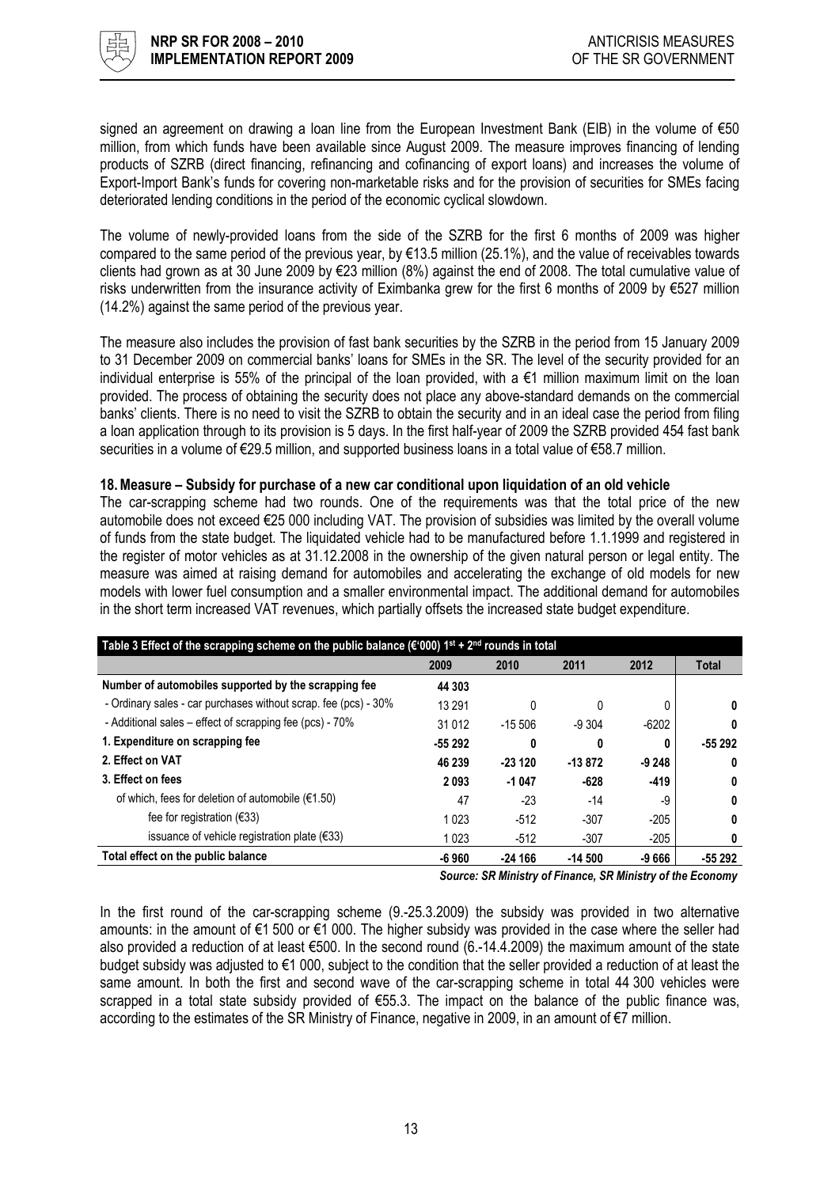signed an agreement on drawing a loan line from the European Investment Bank (EIB) in the volume of €50 million, from which funds have been available since August 2009. The measure improves financing of lending products of SZRB (direct financing, refinancing and cofinancing of export loans) and increases the volume of Export-Import Bank's funds for covering non-marketable risks and for the provision of securities for SMEs facing deteriorated lending conditions in the period of the economic cyclical slowdown.

The volume of newly-provided loans from the side of the SZRB for the first 6 months of 2009 was higher compared to the same period of the previous year, by €13.5 million (25.1%), and the value of receivables towards clients had grown as at 30 June 2009 by €23 million (8%) against the end of 2008. The total cumulative value of risks underwritten from the insurance activity of Eximbanka grew for the first 6 months of 2009 by €527 million (14.2%) against the same period of the previous year.

The measure also includes the provision of fast bank securities by the SZRB in the period from 15 January 2009 to 31 December 2009 on commercial banks' loans for SMEs in the SR. The level of the security provided for an individual enterprise is 55% of the principal of the loan provided, with a €1 million maximum limit on the loan provided. The process of obtaining the security does not place any above-standard demands on the commercial banks' clients. There is no need to visit the SZRB to obtain the security and in an ideal case the period from filing a loan application through to its provision is 5 days. In the first half-year of 2009 the SZRB provided 454 fast bank securities in a volume of €29.5 million, and supported business loans in a total value of €58.7 million.

#### 18. Measure – Subsidy for purchase of a new car conditional upon liquidation of an old vehicle

The car-scrapping scheme had two rounds. One of the requirements was that the total price of the new automobile does not exceed €25 000 including VAT. The provision of subsidies was limited by the overall volume of funds from the state budget. The liquidated vehicle had to be manufactured before 1.1.1999 and registered in the register of motor vehicles as at 31.12.2008 in the ownership of the given natural person or legal entity. The measure was aimed at raising demand for automobiles and accelerating the exchange of old models for new models with lower fuel consumption and a smaller environmental impact. The additional demand for automobiles in the short term increased VAT revenues, which partially offsets the increased state budget expenditure.

**Table 3 Effect of the scrapping scheme on the public balance (€'000) 1st + 2nd rounds in total**

| | 2009 | 2010 | 2011 | 2012 | Total |
|---|---|---|---|---|---|
| **Number of automobiles supported by the scrapping fee** | **44 303** | | | | |
| - Ordinary sales - car purchases without scrap. fee (pcs) - 30% | 13 291 | 0 | 0 | 0 | **0** |
| - Additional sales – effect of scrapping fee (pcs) - 70% | 31 012 | -15 506 | -9 304 | -6202 | **0** |
| **1. Expenditure on scrapping fee** | **-55 292** | **0** | **0** | **0** | **-55 292** |
| **2. Effect on VAT** | **46 239** | **-23 120** | **-13 872** | **-9 248** | **0** |
| **3. Effect on fees** | **2 093** | **-1 047** | **-628** | **-419** | **0** |
| of which, fees for deletion of automobile (€1.50) | 47 | -23 | -14 | -9 | **0** |
| fee for registration (€33) | 1 023 | -512 | -307 | -205 | **0** |
| issuance of vehicle registration plate (€33) | 1 023 | -512 | -307 | -205 | **0** |
| **Total effect on the public balance** | **-6 960** | **-24 166** | **-14 500** | **-9 666** | **-55 292** |

*Source: SR Ministry of Finance, SR Ministry of the Economy*

In the first round of the car-scrapping scheme (9.-25.3.2009) the subsidy was provided in two alternative amounts: in the amount of €1 500 or €1 000. The higher subsidy was provided in the case where the seller had also provided a reduction of at least €500. In the second round (6.-14.4.2009) the maximum amount of the state budget subsidy was adjusted to €1 000, subject to the condition that the seller provided a reduction of at least the same amount. In both the first and second wave of the car-scrapping scheme in total 44 300 vehicles were scrapped in a total state subsidy provided of €55.3. The impact on the balance of the public finance was, according to the estimates of the SR Ministry of Finance, negative in 2009, in an amount of €7 million.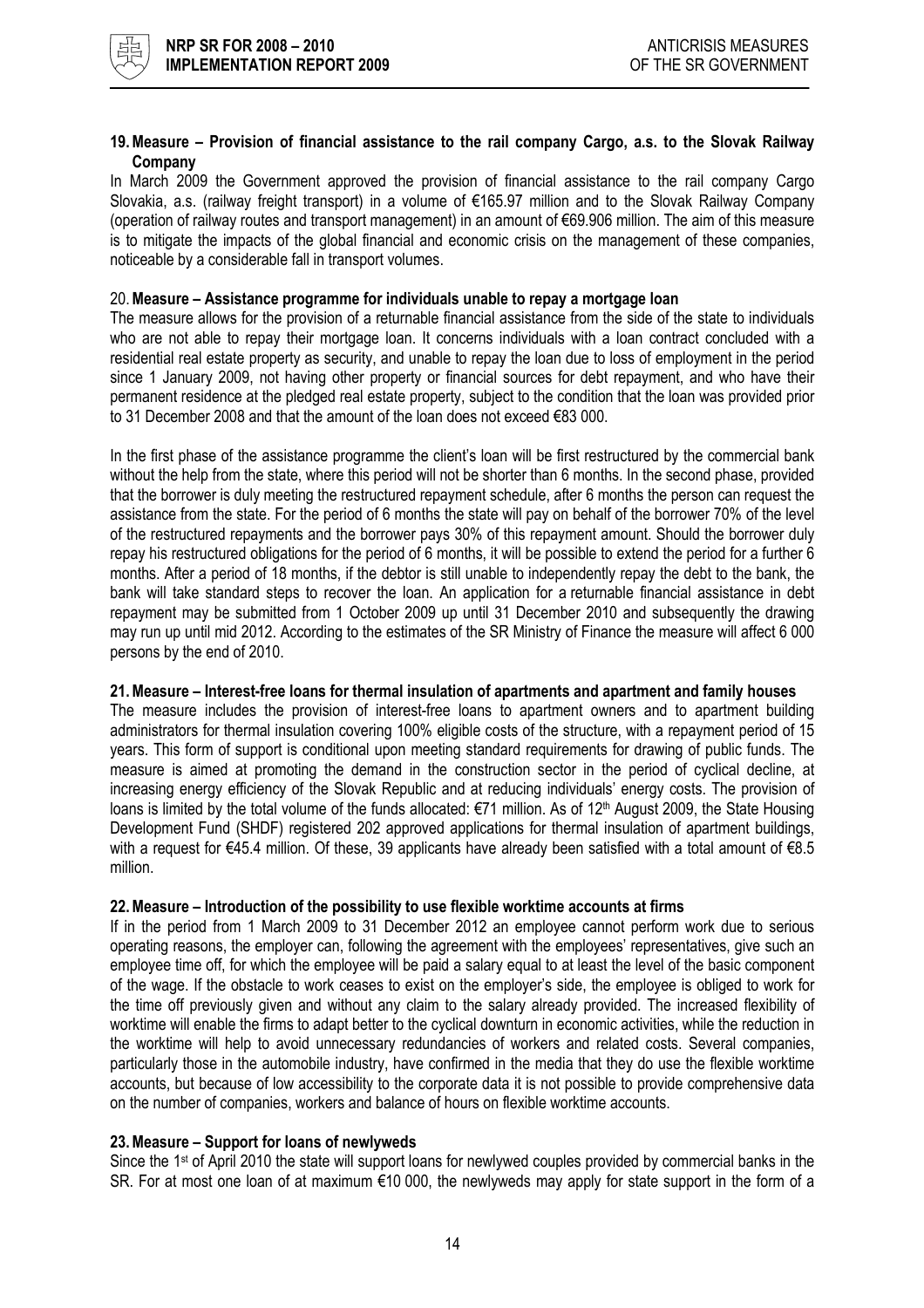### 19. Measure – Provision of financial assistance to the rail company Cargo, a.s. to the Slovak Railway Company

In March 2009 the Government approved the provision of financial assistance to the rail company Cargo Slovakia, a.s. (railway freight transport) in a volume of €165.97 million and to the Slovak Railway Company (operation of railway routes and transport management) in an amount of €69.906 million. The aim of this measure is to mitigate the impacts of the global financial and economic crisis on the management of these companies, noticeable by a considerable fall in transport volumes.

### 20. Measure – Assistance programme for individuals unable to repay a mortgage loan

The measure allows for the provision of a returnable financial assistance from the side of the state to individuals who are not able to repay their mortgage loan. It concerns individuals with a loan contract concluded with a residential real estate property as security, and unable to repay the loan due to loss of employment in the period since 1 January 2009, not having other property or financial sources for debt repayment, and who have their permanent residence at the pledged real estate property, subject to the condition that the loan was provided prior to 31 December 2008 and that the amount of the loan does not exceed €83 000.

In the first phase of the assistance programme the client's loan will be first restructured by the commercial bank without the help from the state, where this period will not be shorter than 6 months. In the second phase, provided that the borrower is duly meeting the restructured repayment schedule, after 6 months the person can request the assistance from the state. For the period of 6 months the state will pay on behalf of the borrower 70% of the level of the restructured repayments and the borrower pays 30% of this repayment amount. Should the borrower duly repay his restructured obligations for the period of 6 months, it will be possible to extend the period for a further 6 months. After a period of 18 months, if the debtor is still unable to independently repay the debt to the bank, the bank will take standard steps to recover the loan. An application for a returnable financial assistance in debt repayment may be submitted from 1 October 2009 up until 31 December 2010 and subsequently the drawing may run up until mid 2012. According to the estimates of the SR Ministry of Finance the measure will affect 6 000 persons by the end of 2010.

### 21. Measure – Interest-free loans for thermal insulation of apartments and apartment and family houses

The measure includes the provision of interest-free loans to apartment owners and to apartment building administrators for thermal insulation covering 100% eligible costs of the structure, with a repayment period of 15 years. This form of support is conditional upon meeting standard requirements for drawing of public funds. The measure is aimed at promoting the demand in the construction sector in the period of cyclical decline, at increasing energy efficiency of the Slovak Republic and at reducing individuals' energy costs. The provision of loans is limited by the total volume of the funds allocated: €71 million. As of 12th August 2009, the State Housing Development Fund (SHDF) registered 202 approved applications for thermal insulation of apartment buildings, with a request for €45.4 million. Of these, 39 applicants have already been satisfied with a total amount of €8.5 million.

### 22. Measure – Introduction of the possibility to use flexible worktime accounts at firms

If in the period from 1 March 2009 to 31 December 2012 an employee cannot perform work due to serious operating reasons, the employer can, following the agreement with the employees' representatives, give such an employee time off, for which the employee will be paid a salary equal to at least the level of the basic component of the wage. If the obstacle to work ceases to exist on the employer's side, the employee is obliged to work for the time off previously given and without any claim to the salary already provided. The increased flexibility of worktime will enable the firms to adapt better to the cyclical downturn in economic activities, while the reduction in the worktime will help to avoid unnecessary redundancies of workers and related costs. Several companies, particularly those in the automobile industry, have confirmed in the media that they do use the flexible worktime accounts, but because of low accessibility to the corporate data it is not possible to provide comprehensive data on the number of companies, workers and balance of hours on flexible worktime accounts.

### 23. Measure – Support for loans of newlyweds

Since the 1st of April 2010 the state will support loans for newlywed couples provided by commercial banks in the SR. For at most one loan of at maximum €10 000, the newlyweds may apply for state support in the form of a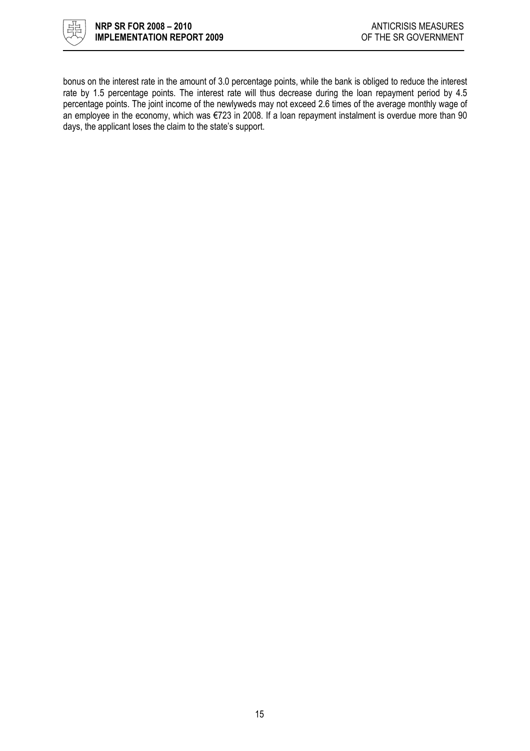bonus on the interest rate in the amount of 3.0 percentage points, while the bank is obliged to reduce the interest rate by 1.5 percentage points. The interest rate will thus decrease during the loan repayment period by 4.5 percentage points. The joint income of the newlyweds may not exceed 2.6 times of the average monthly wage of an employee in the economy, which was €723 in 2008. If a loan repayment instalment is overdue more than 90 days, the applicant loses the claim to the state's support.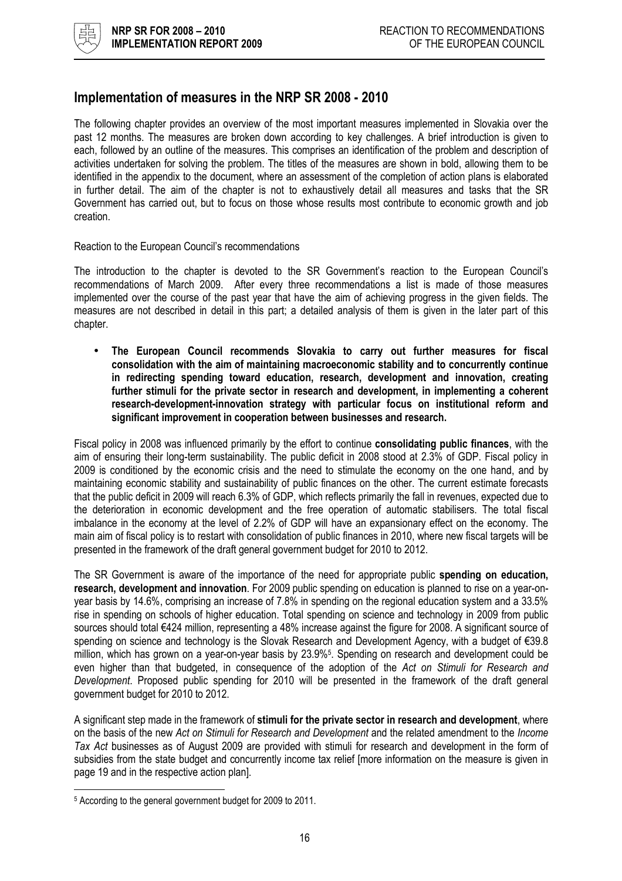## Implementation of measures in the NRP SR 2008 - 2010

The following chapter provides an overview of the most important measures implemented in Slovakia over the past 12 months. The measures are broken down according to key challenges. A brief introduction is given to each, followed by an outline of the measures. This comprises an identification of the problem and description of activities undertaken for solving the problem. The titles of the measures are shown in bold, allowing them to be identified in the appendix to the document, where an assessment of the completion of action plans is elaborated in further detail. The aim of the chapter is not to exhaustively detail all measures and tasks that the SR Government has carried out, but to focus on those whose results most contribute to economic growth and job creation.

Reaction to the European Council's recommendations

The introduction to the chapter is devoted to the SR Government's reaction to the European Council's recommendations of March 2009. After every three recommendations a list is made of those measures implemented over the course of the past year that have the aim of achieving progress in the given fields. The measures are not described in detail in this part; a detailed analysis of them is given in the later part of this chapter.

- **The European Council recommends Slovakia to carry out further measures for fiscal consolidation with the aim of maintaining macroeconomic stability and to concurrently continue in redirecting spending toward education, research, development and innovation, creating further stimuli for the private sector in research and development, in implementing a coherent research-development-innovation strategy with particular focus on institutional reform and significant improvement in cooperation between businesses and research.**

Fiscal policy in 2008 was influenced primarily by the effort to continue **consolidating public finances**, with the aim of ensuring their long-term sustainability. The public deficit in 2008 stood at 2.3% of GDP. Fiscal policy in 2009 is conditioned by the economic crisis and the need to stimulate the economy on the one hand, and by maintaining economic stability and sustainability of public finances on the other. The current estimate forecasts that the public deficit in 2009 will reach 6.3% of GDP, which reflects primarily the fall in revenues, expected due to the deterioration in economic development and the free operation of automatic stabilisers. The total fiscal imbalance in the economy at the level of 2.2% of GDP will have an expansionary effect on the economy. The main aim of fiscal policy is to restart with consolidation of public finances in 2010, where new fiscal targets will be presented in the framework of the draft general government budget for 2010 to 2012.

The SR Government is aware of the importance of the need for appropriate public **spending on education, research, development and innovation**. For 2009 public spending on education is planned to rise on a year-on-year basis by 14.6%, comprising an increase of 7.8% in spending on the regional education system and a 33.5% rise in spending on schools of higher education. Total spending on science and technology in 2009 from public sources should total €424 million, representing a 48% increase against the figure for 2008. A significant source of spending on science and technology is the Slovak Research and Development Agency, with a budget of €39.8 million, which has grown on a year-on-year basis by 23.9%[5]. Spending on research and development could be even higher than that budgeted, in consequence of the adoption of the *Act on Stimuli for Research and Development*. Proposed public spending for 2010 will be presented in the framework of the draft general government budget for 2010 to 2012.

A significant step made in the framework of **stimuli for the private sector in research and development**, where on the basis of the new *Act on Stimuli for Research and Development* and the related amendment to the *Income Tax Act* businesses as of August 2009 are provided with stimuli for research and development in the form of subsidies from the state budget and concurrently income tax relief [more information on the measure is given in page 19 and in the respective action plan].

---

[5] According to the general government budget for 2009 to 2011.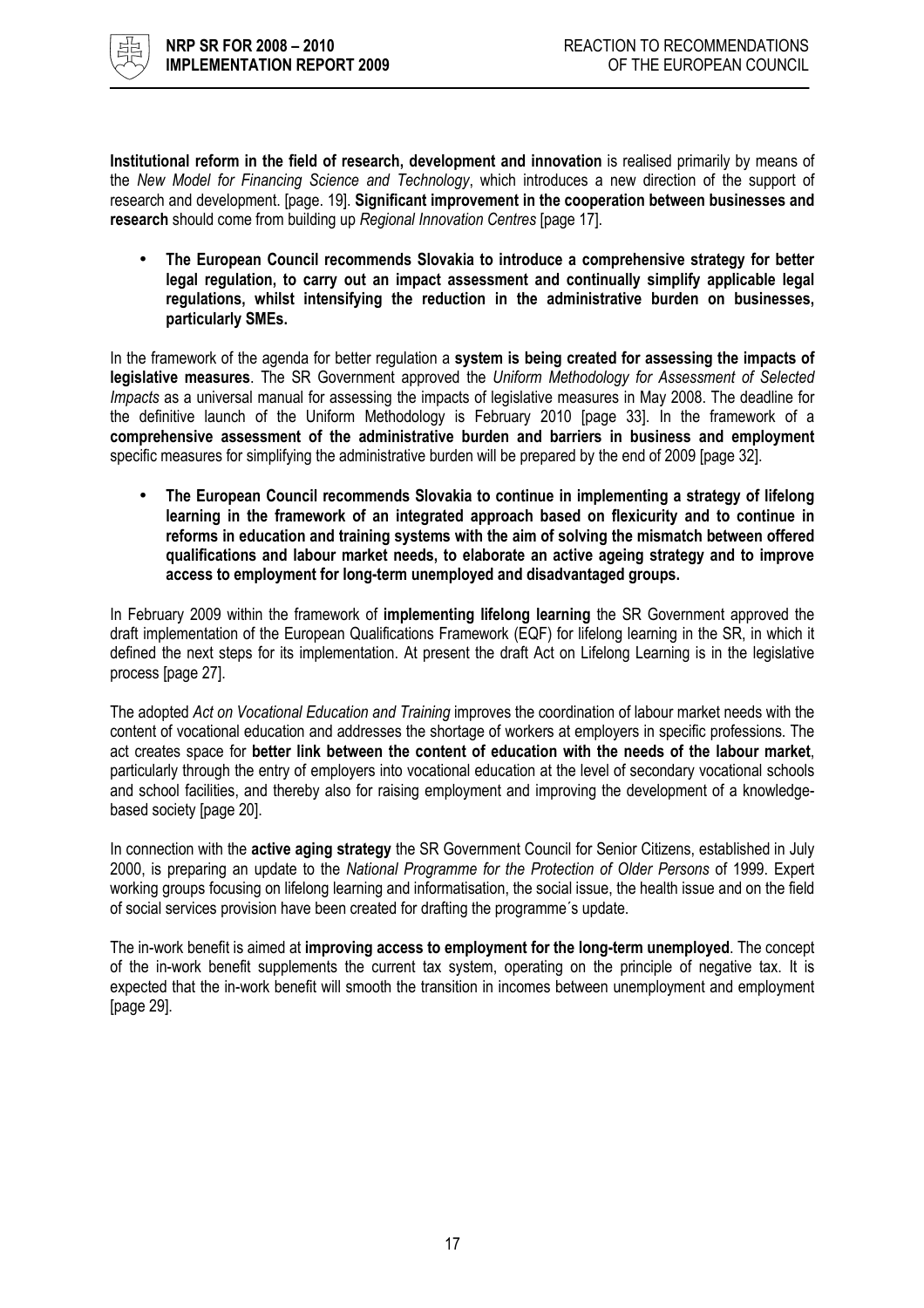**Institutional reform in the field of research, development and innovation** is realised primarily by means of the *New Model for Financing Science and Technology*, which introduces a new direction of the support of research and development. [page. 19]. **Significant improvement in the cooperation between businesses and research** should come from building up *Regional Innovation Centres* [page 17].

- **The European Council recommends Slovakia to introduce a comprehensive strategy for better legal regulation, to carry out an impact assessment and continually simplify applicable legal regulations, whilst intensifying the reduction in the administrative burden on businesses, particularly SMEs.**

In the framework of the agenda for better regulation a **system is being created for assessing the impacts of legislative measures**. The SR Government approved the *Uniform Methodology for Assessment of Selected Impacts* as a universal manual for assessing the impacts of legislative measures in May 2008. The deadline for the definitive launch of the Uniform Methodology is February 2010 [page 33]. In the framework of a **comprehensive assessment of the administrative burden and barriers in business and employment** specific measures for simplifying the administrative burden will be prepared by the end of 2009 [page 32].

- **The European Council recommends Slovakia to continue in implementing a strategy of lifelong learning in the framework of an integrated approach based on flexicurity and to continue in reforms in education and training systems with the aim of solving the mismatch between offered qualifications and labour market needs, to elaborate an active ageing strategy and to improve access to employment for long-term unemployed and disadvantaged groups.**

In February 2009 within the framework of **implementing lifelong learning** the SR Government approved the draft implementation of the European Qualifications Framework (EQF) for lifelong learning in the SR, in which it defined the next steps for its implementation. At present the draft Act on Lifelong Learning is in the legislative process [page 27].

The adopted *Act on Vocational Education and Training* improves the coordination of labour market needs with the content of vocational education and addresses the shortage of workers at employers in specific professions. The act creates space for **better link between the content of education with the needs of the labour market**, particularly through the entry of employers into vocational education at the level of secondary vocational schools and school facilities, and thereby also for raising employment and improving the development of a knowledge-based society [page 20].

In connection with the **active aging strategy** the SR Government Council for Senior Citizens, established in July 2000, is preparing an update to the *National Programme for the Protection of Older Persons* of 1999. Expert working groups focusing on lifelong learning and informatisation, the social issue, the health issue and on the field of social services provision have been created for drafting the programme´s update.

The in-work benefit is aimed at **improving access to employment for the long-term unemployed**. The concept of the in-work benefit supplements the current tax system, operating on the principle of negative tax. It is expected that the in-work benefit will smooth the transition in incomes between unemployment and employment [page 29].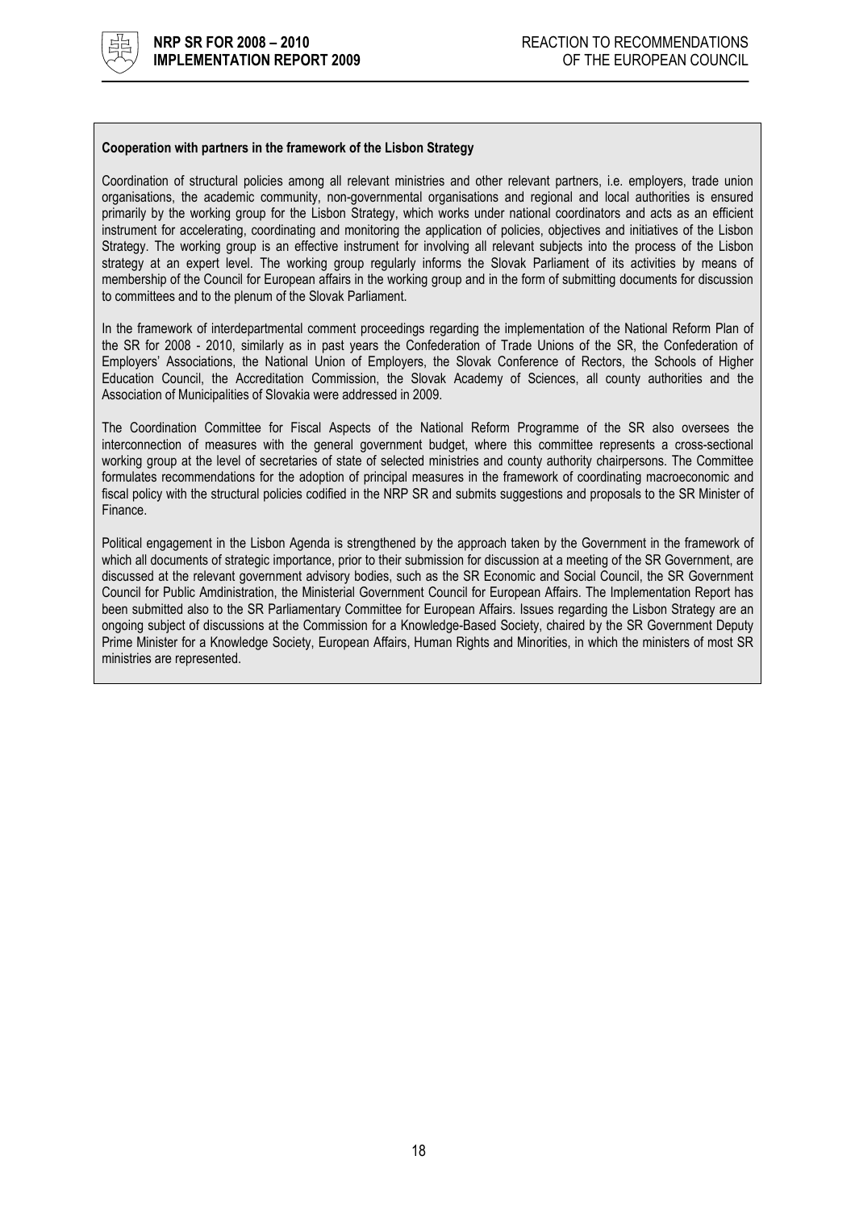**Cooperation with partners in the framework of the Lisbon Strategy**

Coordination of structural policies among all relevant ministries and other relevant partners, i.e. employers, trade union organisations, the academic community, non-governmental organisations and regional and local authorities is ensured primarily by the working group for the Lisbon Strategy, which works under national coordinators and acts as an efficient instrument for accelerating, coordinating and monitoring the application of policies, objectives and initiatives of the Lisbon Strategy. The working group is an effective instrument for involving all relevant subjects into the process of the Lisbon strategy at an expert level. The working group regularly informs the Slovak Parliament of its activities by means of membership of the Council for European affairs in the working group and in the form of submitting documents for discussion to committees and to the plenum of the Slovak Parliament.

In the framework of interdepartmental comment proceedings regarding the implementation of the National Reform Plan of the SR for 2008 - 2010, similarly as in past years the Confederation of Trade Unions of the SR, the Confederation of Employers' Associations, the National Union of Employers, the Slovak Conference of Rectors, the Schools of Higher Education Council, the Accreditation Commission, the Slovak Academy of Sciences, all county authorities and the Association of Municipalities of Slovakia were addressed in 2009.

The Coordination Committee for Fiscal Aspects of the National Reform Programme of the SR also oversees the interconnection of measures with the general government budget, where this committee represents a cross-sectional working group at the level of secretaries of state of selected ministries and county authority chairpersons. The Committee formulates recommendations for the adoption of principal measures in the framework of coordinating macroeconomic and fiscal policy with the structural policies codified in the NRP SR and submits suggestions and proposals to the SR Minister of Finance.

Political engagement in the Lisbon Agenda is strengthened by the approach taken by the Government in the framework of which all documents of strategic importance, prior to their submission for discussion at a meeting of the SR Government, are discussed at the relevant government advisory bodies, such as the SR Economic and Social Council, the SR Government Council for Public Amdinistration, the Ministerial Government Council for European Affairs. The Implementation Report has been submitted also to the SR Parliamentary Committee for European Affairs. Issues regarding the Lisbon Strategy are an ongoing subject of discussions at the Commission for a Knowledge-Based Society, chaired by the SR Government Deputy Prime Minister for a Knowledge Society, European Affairs, Human Rights and Minorities, in which the ministers of most SR ministries are represented.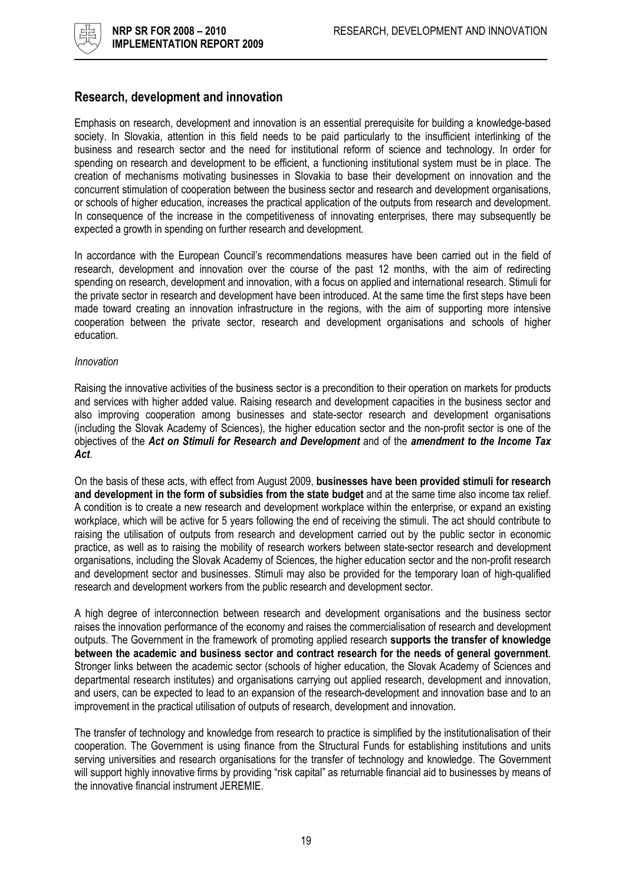## Research, development and innovation

Emphasis on research, development and innovation is an essential prerequisite for building a knowledge-based society. In Slovakia, attention in this field needs to be paid particularly to the insufficient interlinking of the business and research sector and the need for institutional reform of science and technology. In order for spending on research and development to be efficient, a functioning institutional system must be in place. The creation of mechanisms motivating businesses in Slovakia to base their development on innovation and the concurrent stimulation of cooperation between the business sector and research and development organisations, or schools of higher education, increases the practical application of the outputs from research and development. In consequence of the increase in the competitiveness of innovating enterprises, there may subsequently be expected a growth in spending on further research and development.

In accordance with the European Council's recommendations measures have been carried out in the field of research, development and innovation over the course of the past 12 months, with the aim of redirecting spending on research, development and innovation, with a focus on applied and international research. Stimuli for the private sector in research and development have been introduced. At the same time the first steps have been made toward creating an innovation infrastructure in the regions, with the aim of supporting more intensive cooperation between the private sector, research and development organisations and schools of higher education.

*Innovation*

Raising the innovative activities of the business sector is a precondition to their operation on markets for products and services with higher added value. Raising research and development capacities in the business sector and also improving cooperation among businesses and state-sector research and development organisations (including the Slovak Academy of Sciences), the higher education sector and the non-profit sector is one of the objectives of the ***Act on Stimuli for Research and Development*** and of the ***amendment to the Income Tax Act***.

On the basis of these acts, with effect from August 2009, **businesses have been provided stimuli for research and development in the form of subsidies from the state budget** and at the same time also income tax relief. A condition is to create a new research and development workplace within the enterprise, or expand an existing workplace, which will be active for 5 years following the end of receiving the stimuli. The act should contribute to raising the utilisation of outputs from research and development carried out by the public sector in economic practice, as well as to raising the mobility of research workers between state-sector research and development organisations, including the Slovak Academy of Sciences, the higher education sector and the non-profit research and development sector and businesses. Stimuli may also be provided for the temporary loan of high-qualified research and development workers from the public research and development sector.

A high degree of interconnection between research and development organisations and the business sector raises the innovation performance of the economy and raises the commercialisation of research and development outputs. The Government in the framework of promoting applied research **supports the transfer of knowledge between the academic and business sector and contract research for the needs of general government**. Stronger links between the academic sector (schools of higher education, the Slovak Academy of Sciences and departmental research institutes) and organisations carrying out applied research, development and innovation, and users, can be expected to lead to an expansion of the research-development and innovation base and to an improvement in the practical utilisation of outputs of research, development and innovation.

The transfer of technology and knowledge from research to practice is simplified by the institutionalisation of their cooperation. The Government is using finance from the Structural Funds for establishing institutions and units serving universities and research organisations for the transfer of technology and knowledge. The Government will support highly innovative firms by providing "risk capital" as returnable financial aid to businesses by means of the innovative financial instrument JEREMIE.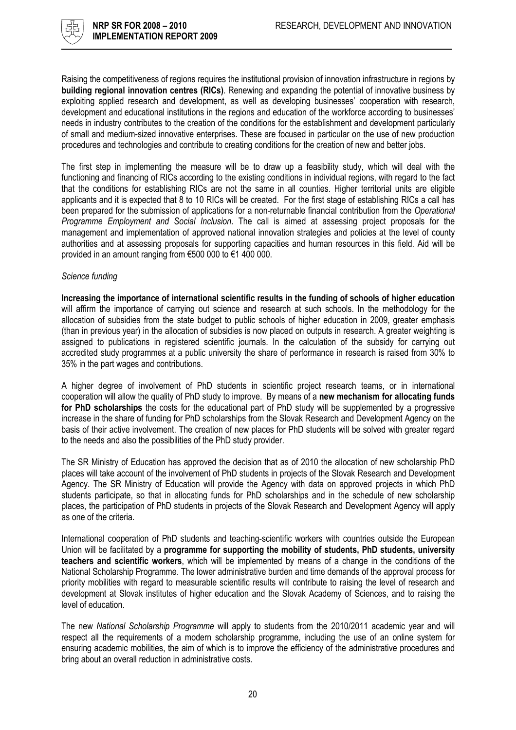Raising the competitiveness of regions requires the institutional provision of innovation infrastructure in regions by **building regional innovation centres (RICs)**. Renewing and expanding the potential of innovative business by exploiting applied research and development, as well as developing businesses' cooperation with research, development and educational institutions in the regions and education of the workforce according to businesses' needs in industry contributes to the creation of the conditions for the establishment and development particularly of small and medium-sized innovative enterprises. These are focused in particular on the use of new production procedures and technologies and contribute to creating conditions for the creation of new and better jobs.

The first step in implementing the measure will be to draw up a feasibility study, which will deal with the functioning and financing of RICs according to the existing conditions in individual regions, with regard to the fact that the conditions for establishing RICs are not the same in all counties. Higher territorial units are eligible applicants and it is expected that 8 to 10 RICs will be created. For the first stage of establishing RICs a call has been prepared for the submission of applications for a non-returnable financial contribution from the *Operational Programme Employment and Social Inclusion*. The call is aimed at assessing project proposals for the management and implementation of approved national innovation strategies and policies at the level of county authorities and at assessing proposals for supporting capacities and human resources in this field. Aid will be provided in an amount ranging from €500 000 to €1 400 000.

*Science funding*

**Increasing the importance of international scientific results in the funding of schools of higher education** will affirm the importance of carrying out science and research at such schools. In the methodology for the allocation of subsidies from the state budget to public schools of higher education in 2009, greater emphasis (than in previous year) in the allocation of subsidies is now placed on outputs in research. A greater weighting is assigned to publications in registered scientific journals. In the calculation of the subsidy for carrying out accredited study programmes at a public university the share of performance in research is raised from 30% to 35% in the part wages and contributions.

A higher degree of involvement of PhD students in scientific project research teams, or in international cooperation will allow the quality of PhD study to improve. By means of a **new mechanism for allocating funds for PhD scholarships** the costs for the educational part of PhD study will be supplemented by a progressive increase in the share of funding for PhD scholarships from the Slovak Research and Development Agency on the basis of their active involvement. The creation of new places for PhD students will be solved with greater regard to the needs and also the possibilities of the PhD study provider.

The SR Ministry of Education has approved the decision that as of 2010 the allocation of new scholarship PhD places will take account of the involvement of PhD students in projects of the Slovak Research and Development Agency. The SR Ministry of Education will provide the Agency with data on approved projects in which PhD students participate, so that in allocating funds for PhD scholarships and in the schedule of new scholarship places, the participation of PhD students in projects of the Slovak Research and Development Agency will apply as one of the criteria.

International cooperation of PhD students and teaching-scientific workers with countries outside the European Union will be facilitated by a **programme for supporting the mobility of students, PhD students, university teachers and scientific workers**, which will be implemented by means of a change in the conditions of the National Scholarship Programme. The lower administrative burden and time demands of the approval process for priority mobilities with regard to measurable scientific results will contribute to raising the level of research and development at Slovak institutes of higher education and the Slovak Academy of Sciences, and to raising the level of education.

The new *National Scholarship Programme* will apply to students from the 2010/2011 academic year and will respect all the requirements of a modern scholarship programme, including the use of an online system for ensuring academic mobilities, the aim of which is to improve the efficiency of the administrative procedures and bring about an overall reduction in administrative costs.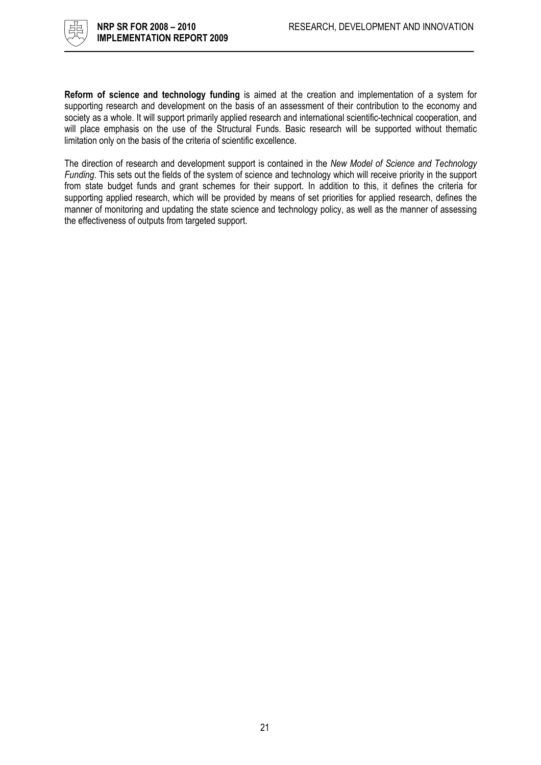**Reform of science and technology funding** is aimed at the creation and implementation of a system for supporting research and development on the basis of an assessment of their contribution to the economy and society as a whole. It will support primarily applied research and international scientific-technical cooperation, and will place emphasis on the use of the Structural Funds. Basic research will be supported without thematic limitation only on the basis of the criteria of scientific excellence.

The direction of research and development support is contained in the *New Model of Science and Technology Funding*. This sets out the fields of the system of science and technology which will receive priority in the support from state budget funds and grant schemes for their support. In addition to this, it defines the criteria for supporting applied research, which will be provided by means of set priorities for applied research, defines the manner of monitoring and updating the state science and technology policy, as well as the manner of assessing the effectiveness of outputs from targeted support.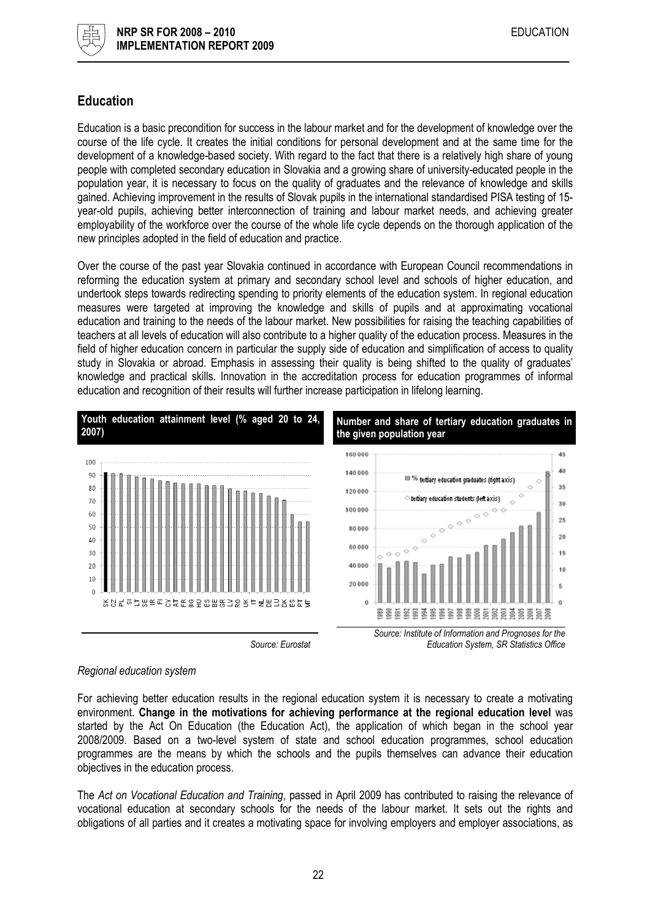## Education

Education is a basic precondition for success in the labour market and for the development of knowledge over the course of the life cycle. It creates the initial conditions for personal development and at the same time for the development of a knowledge-based society. With regard to the fact that there is a relatively high share of young people with completed secondary education in Slovakia and a growing share of university-educated people in the population year, it is necessary to focus on the quality of graduates and the relevance of knowledge and skills gained. Achieving improvement in the results of Slovak pupils in the international standardised PISA testing of 15-year-old pupils, achieving better interconnection of training and labour market needs, and achieving greater employability of the workforce over the course of the whole life cycle depends on the thorough application of the new principles adopted in the field of education and practice.

Over the course of the past year Slovakia continued in accordance with European Council recommendations in reforming the education system at primary and secondary school level and schools of higher education, and undertook steps towards redirecting spending to priority elements of the education system. In regional education measures were targeted at improving the knowledge and skills of pupils and at approximating vocational education and training to the needs of the labour market. New possibilities for raising the teaching capabilities of teachers at all levels of education will also contribute to a higher quality of the education process. Measures in the field of higher education concern in particular the supply side of education and simplification of access to quality study in Slovakia or abroad. Emphasis in assessing their quality is being shifted to the quality of graduates' knowledge and practical skills. Innovation in the accreditation process for education programmes of informal education and recognition of their results will further increase participation in lifelong learning.

**Youth education attainment level (% aged 20 to 24, 2007)**

*Source: Eurostat*

**Number and share of tertiary education graduates in the given population year**

*Source: Institute of Information and Prognoses for the Education System, SR Statistics Office*

*Regional education system*

For achieving better education results in the regional education system it is necessary to create a motivating environment. **Change in the motivations for achieving performance at the regional education level** was started by the Act On Education (the Education Act), the application of which began in the school year 2008/2009. Based on a two-level system of state and school education programmes, school education programmes are the means by which the schools and the pupils themselves can advance their education objectives in the education process.

The *Act on Vocational Education and Training*, passed in April 2009 has contributed to raising the relevance of vocational education at secondary schools for the needs of the labour market. It sets out the rights and obligations of all parties and it creates a motivating space for involving employers and employer associations, as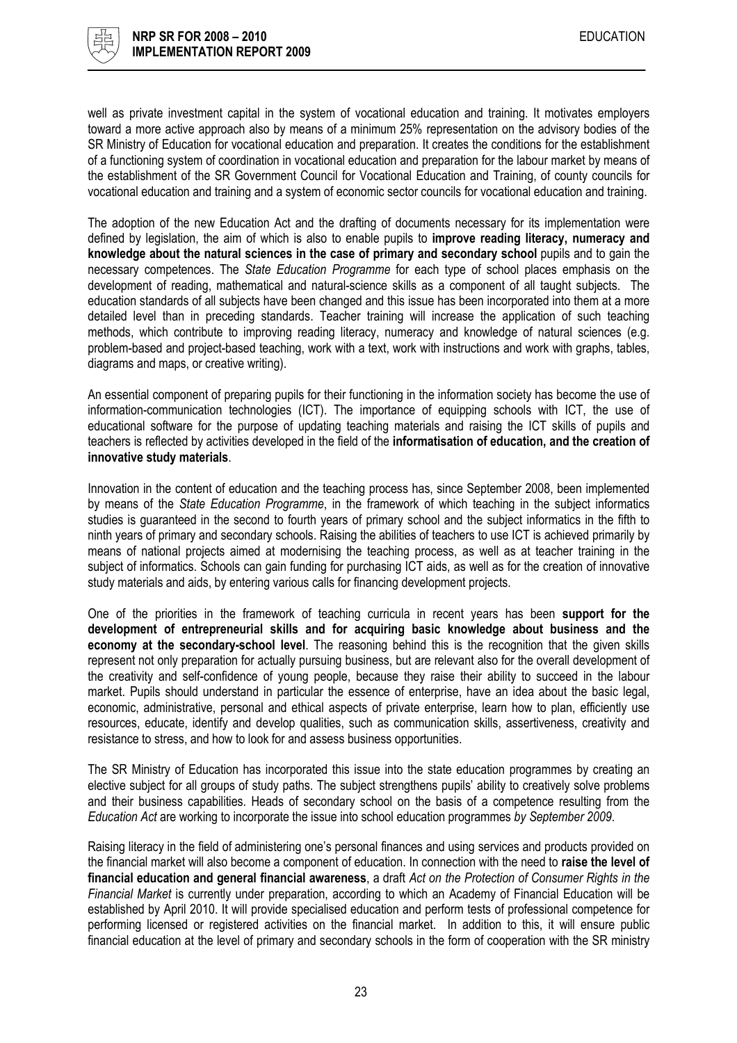well as private investment capital in the system of vocational education and training. It motivates employers toward a more active approach also by means of a minimum 25% representation on the advisory bodies of the SR Ministry of Education for vocational education and preparation. It creates the conditions for the establishment of a functioning system of coordination in vocational education and preparation for the labour market by means of the establishment of the SR Government Council for Vocational Education and Training, of county councils for vocational education and training and a system of economic sector councils for vocational education and training.

The adoption of the new Education Act and the drafting of documents necessary for its implementation were defined by legislation, the aim of which is also to enable pupils to **improve reading literacy, numeracy and knowledge about the natural sciences in the case of primary and secondary school** pupils and to gain the necessary competences. The *State Education Programme* for each type of school places emphasis on the development of reading, mathematical and natural-science skills as a component of all taught subjects. The education standards of all subjects have been changed and this issue has been incorporated into them at a more detailed level than in preceding standards. Teacher training will increase the application of such teaching methods, which contribute to improving reading literacy, numeracy and knowledge of natural sciences (e.g. problem-based and project-based teaching, work with a text, work with instructions and work with graphs, tables, diagrams and maps, or creative writing).

An essential component of preparing pupils for their functioning in the information society has become the use of information-communication technologies (ICT). The importance of equipping schools with ICT, the use of educational software for the purpose of updating teaching materials and raising the ICT skills of pupils and teachers is reflected by activities developed in the field of the **informatisation of education, and the creation of innovative study materials**.

Innovation in the content of education and the teaching process has, since September 2008, been implemented by means of the *State Education Programme*, in the framework of which teaching in the subject informatics studies is guaranteed in the second to fourth years of primary school and the subject informatics in the fifth to ninth years of primary and secondary schools. Raising the abilities of teachers to use ICT is achieved primarily by means of national projects aimed at modernising the teaching process, as well as at teacher training in the subject of informatics. Schools can gain funding for purchasing ICT aids, as well as for the creation of innovative study materials and aids, by entering various calls for financing development projects.

One of the priorities in the framework of teaching curricula in recent years has been **support for the development of entrepreneurial skills and for acquiring basic knowledge about business and the economy at the secondary-school level**. The reasoning behind this is the recognition that the given skills represent not only preparation for actually pursuing business, but are relevant also for the overall development of the creativity and self-confidence of young people, because they raise their ability to succeed in the labour market. Pupils should understand in particular the essence of enterprise, have an idea about the basic legal, economic, administrative, personal and ethical aspects of private enterprise, learn how to plan, efficiently use resources, educate, identify and develop qualities, such as communication skills, assertiveness, creativity and resistance to stress, and how to look for and assess business opportunities.

The SR Ministry of Education has incorporated this issue into the state education programmes by creating an elective subject for all groups of study paths. The subject strengthens pupils' ability to creatively solve problems and their business capabilities. Heads of secondary school on the basis of a competence resulting from the *Education Act* are working to incorporate the issue into school education programmes *by September 2009*.

Raising literacy in the field of administering one's personal finances and using services and products provided on the financial market will also become a component of education. In connection with the need to **raise the level of financial education and general financial awareness**, a draft *Act on the Protection of Consumer Rights in the Financial Market* is currently under preparation, according to which an Academy of Financial Education will be established by April 2010. It will provide specialised education and perform tests of professional competence for performing licensed or registered activities on the financial market. In addition to this, it will ensure public financial education at the level of primary and secondary schools in the form of cooperation with the SR ministry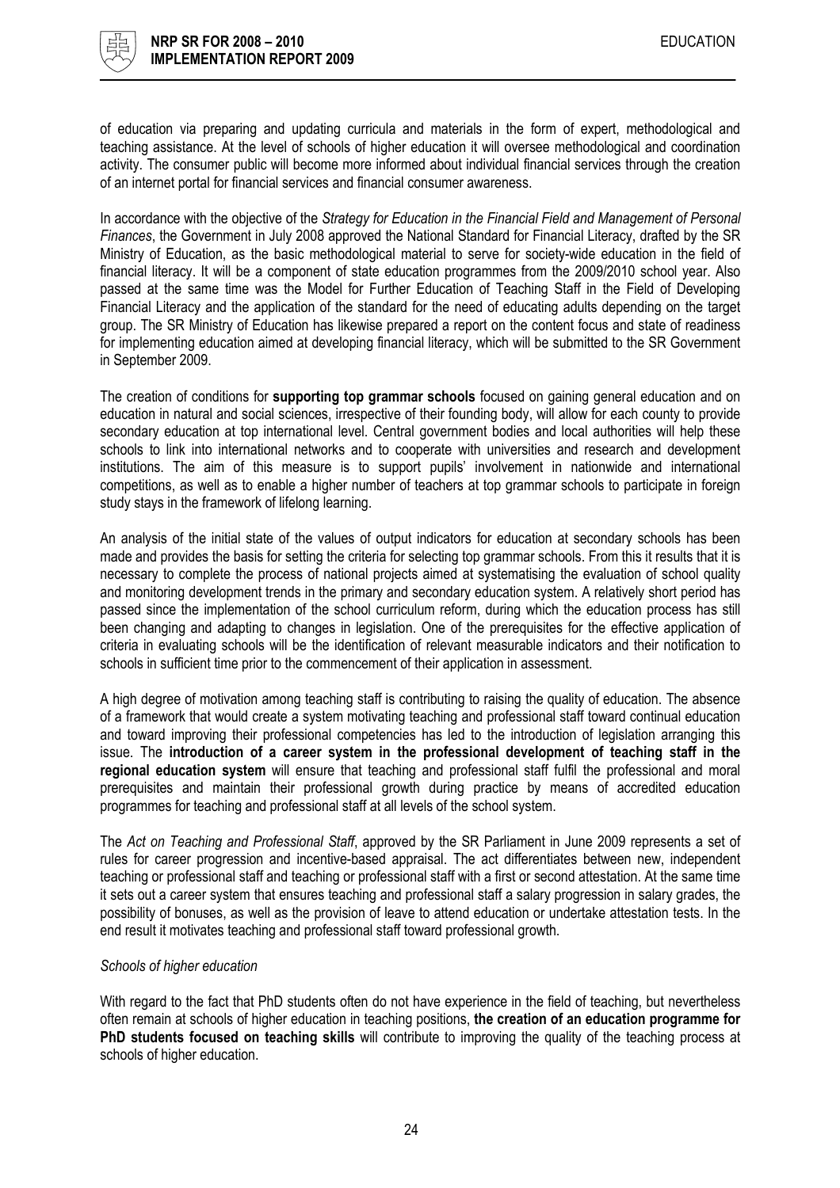of education via preparing and updating curricula and materials in the form of expert, methodological and teaching assistance. At the level of schools of higher education it will oversee methodological and coordination activity. The consumer public will become more informed about individual financial services through the creation of an internet portal for financial services and financial consumer awareness.

In accordance with the objective of the *Strategy for Education in the Financial Field and Management of Personal Finances*, the Government in July 2008 approved the National Standard for Financial Literacy, drafted by the SR Ministry of Education, as the basic methodological material to serve for society-wide education in the field of financial literacy. It will be a component of state education programmes from the 2009/2010 school year. Also passed at the same time was the Model for Further Education of Teaching Staff in the Field of Developing Financial Literacy and the application of the standard for the need of educating adults depending on the target group. The SR Ministry of Education has likewise prepared a report on the content focus and state of readiness for implementing education aimed at developing financial literacy, which will be submitted to the SR Government in September 2009.

The creation of conditions for **supporting top grammar schools** focused on gaining general education and on education in natural and social sciences, irrespective of their founding body, will allow for each county to provide secondary education at top international level. Central government bodies and local authorities will help these schools to link into international networks and to cooperate with universities and research and development institutions. The aim of this measure is to support pupils' involvement in nationwide and international competitions, as well as to enable a higher number of teachers at top grammar schools to participate in foreign study stays in the framework of lifelong learning.

An analysis of the initial state of the values of output indicators for education at secondary schools has been made and provides the basis for setting the criteria for selecting top grammar schools. From this it results that it is necessary to complete the process of national projects aimed at systematising the evaluation of school quality and monitoring development trends in the primary and secondary education system. A relatively short period has passed since the implementation of the school curriculum reform, during which the education process has still been changing and adapting to changes in legislation. One of the prerequisites for the effective application of criteria in evaluating schools will be the identification of relevant measurable indicators and their notification to schools in sufficient time prior to the commencement of their application in assessment.

A high degree of motivation among teaching staff is contributing to raising the quality of education. The absence of a framework that would create a system motivating teaching and professional staff toward continual education and toward improving their professional competencies has led to the introduction of legislation arranging this issue. The **introduction of a career system in the professional development of teaching staff in the regional education system** will ensure that teaching and professional staff fulfil the professional and moral prerequisites and maintain their professional growth during practice by means of accredited education programmes for teaching and professional staff at all levels of the school system.

The *Act on Teaching and Professional Staff*, approved by the SR Parliament in June 2009 represents a set of rules for career progression and incentive-based appraisal. The act differentiates between new, independent teaching or professional staff and teaching or professional staff with a first or second attestation. At the same time it sets out a career system that ensures teaching and professional staff a salary progression in salary grades, the possibility of bonuses, as well as the provision of leave to attend education or undertake attestation tests. In the end result it motivates teaching and professional staff toward professional growth.

*Schools of higher education*

With regard to the fact that PhD students often do not have experience in the field of teaching, but nevertheless often remain at schools of higher education in teaching positions, **the creation of an education programme for PhD students focused on teaching skills** will contribute to improving the quality of the teaching process at schools of higher education.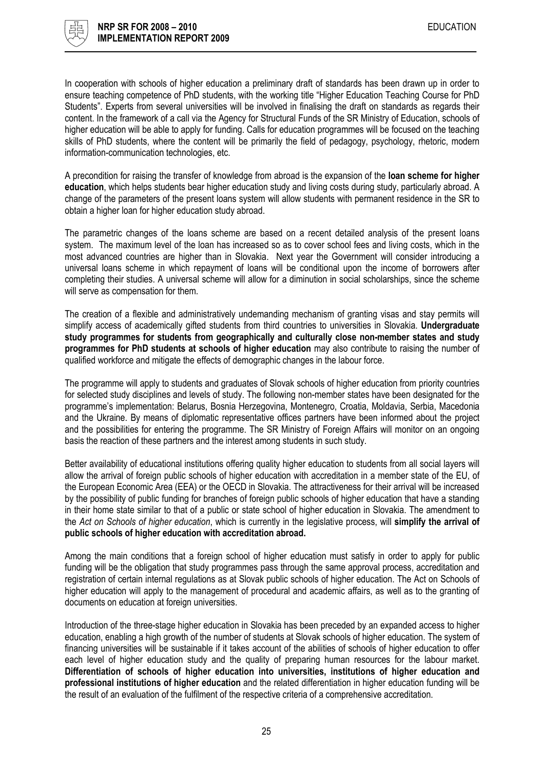In cooperation with schools of higher education a preliminary draft of standards has been drawn up in order to ensure teaching competence of PhD students, with the working title "Higher Education Teaching Course for PhD Students". Experts from several universities will be involved in finalising the draft on standards as regards their content. In the framework of a call via the Agency for Structural Funds of the SR Ministry of Education, schools of higher education will be able to apply for funding. Calls for education programmes will be focused on the teaching skills of PhD students, where the content will be primarily the field of pedagogy, psychology, rhetoric, modern information-communication technologies, etc.

A precondition for raising the transfer of knowledge from abroad is the expansion of the **loan scheme for higher education**, which helps students bear higher education study and living costs during study, particularly abroad. A change of the parameters of the present loans system will allow students with permanent residence in the SR to obtain a higher loan for higher education study abroad.

The parametric changes of the loans scheme are based on a recent detailed analysis of the present loans system. The maximum level of the loan has increased so as to cover school fees and living costs, which in the most advanced countries are higher than in Slovakia. Next year the Government will consider introducing a universal loans scheme in which repayment of loans will be conditional upon the income of borrowers after completing their studies. A universal scheme will allow for a diminution in social scholarships, since the scheme will serve as compensation for them.

The creation of a flexible and administratively undemanding mechanism of granting visas and stay permits will simplify access of academically gifted students from third countries to universities in Slovakia. **Undergraduate study programmes for students from geographically and culturally close non-member states and study programmes for PhD students at schools of higher education** may also contribute to raising the number of qualified workforce and mitigate the effects of demographic changes in the labour force.

The programme will apply to students and graduates of Slovak schools of higher education from priority countries for selected study disciplines and levels of study. The following non-member states have been designated for the programme's implementation: Belarus, Bosnia Herzegovina, Montenegro, Croatia, Moldavia, Serbia, Macedonia and the Ukraine. By means of diplomatic representative offices partners have been informed about the project and the possibilities for entering the programme. The SR Ministry of Foreign Affairs will monitor on an ongoing basis the reaction of these partners and the interest among students in such study.

Better availability of educational institutions offering quality higher education to students from all social layers will allow the arrival of foreign public schools of higher education with accreditation in a member state of the EU, of the European Economic Area (EEA) or the OECD in Slovakia. The attractiveness for their arrival will be increased by the possibility of public funding for branches of foreign public schools of higher education that have a standing in their home state similar to that of a public or state school of higher education in Slovakia. The amendment to the *Act on Schools of higher education*, which is currently in the legislative process, will **simplify the arrival of public schools of higher education with accreditation abroad.**

Among the main conditions that a foreign school of higher education must satisfy in order to apply for public funding will be the obligation that study programmes pass through the same approval process, accreditation and registration of certain internal regulations as at Slovak public schools of higher education. The Act on Schools of higher education will apply to the management of procedural and academic affairs, as well as to the granting of documents on education at foreign universities.

Introduction of the three-stage higher education in Slovakia has been preceded by an expanded access to higher education, enabling a high growth of the number of students at Slovak schools of higher education. The system of financing universities will be sustainable if it takes account of the abilities of schools of higher education to offer each level of higher education study and the quality of preparing human resources for the labour market. **Differentiation of schools of higher education into universities, institutions of higher education and professional institutions of higher education** and the related differentiation in higher education funding will be the result of an evaluation of the fulfilment of the respective criteria of a comprehensive accreditation.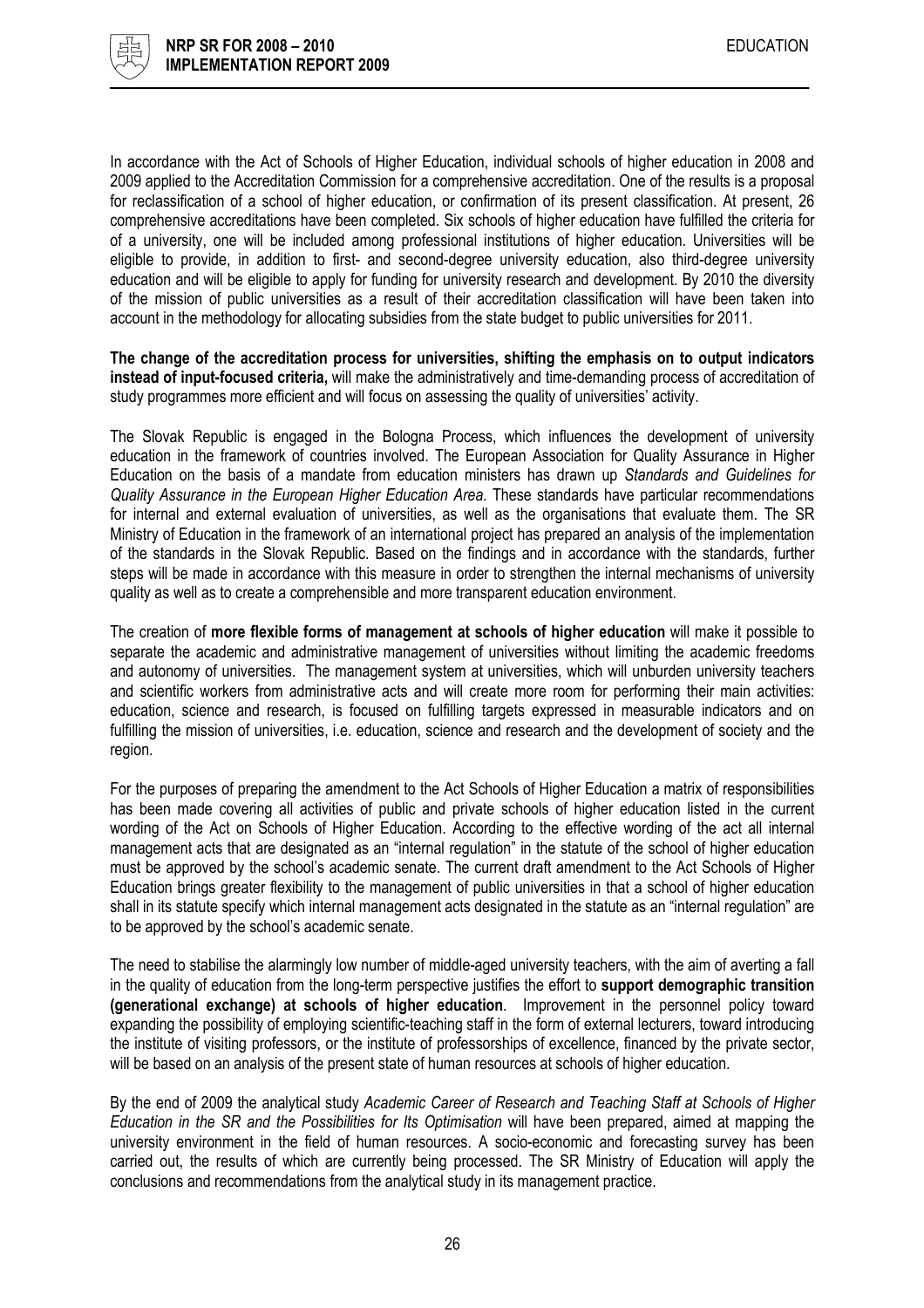In accordance with the Act of Schools of Higher Education, individual schools of higher education in 2008 and 2009 applied to the Accreditation Commission for a comprehensive accreditation. One of the results is a proposal for reclassification of a school of higher education, or confirmation of its present classification. At present, 26 comprehensive accreditations have been completed. Six schools of higher education have fulfilled the criteria for of a university, one will be included among professional institutions of higher education. Universities will be eligible to provide, in addition to first- and second-degree university education, also third-degree university education and will be eligible to apply for funding for university research and development. By 2010 the diversity of the mission of public universities as a result of their accreditation classification will have been taken into account in the methodology for allocating subsidies from the state budget to public universities for 2011.

**The change of the accreditation process for universities, shifting the emphasis on to output indicators instead of input-focused criteria,** will make the administratively and time-demanding process of accreditation of study programmes more efficient and will focus on assessing the quality of universities' activity.

The Slovak Republic is engaged in the Bologna Process, which influences the development of university education in the framework of countries involved. The European Association for Quality Assurance in Higher Education on the basis of a mandate from education ministers has drawn up *Standards and Guidelines for Quality Assurance in the European Higher Education Area*. These standards have particular recommendations for internal and external evaluation of universities, as well as the organisations that evaluate them. The SR Ministry of Education in the framework of an international project has prepared an analysis of the implementation of the standards in the Slovak Republic. Based on the findings and in accordance with the standards, further steps will be made in accordance with this measure in order to strengthen the internal mechanisms of university quality as well as to create a comprehensible and more transparent education environment.

The creation of **more flexible forms of management at schools of higher education** will make it possible to separate the academic and administrative management of universities without limiting the academic freedoms and autonomy of universities. The management system at universities, which will unburden university teachers and scientific workers from administrative acts and will create more room for performing their main activities: education, science and research, is focused on fulfilling targets expressed in measurable indicators and on fulfilling the mission of universities, i.e. education, science and research and the development of society and the region.

For the purposes of preparing the amendment to the Act Schools of Higher Education a matrix of responsibilities has been made covering all activities of public and private schools of higher education listed in the current wording of the Act on Schools of Higher Education. According to the effective wording of the act all internal management acts that are designated as an "internal regulation" in the statute of the school of higher education must be approved by the school's academic senate. The current draft amendment to the Act Schools of Higher Education brings greater flexibility to the management of public universities in that a school of higher education shall in its statute specify which internal management acts designated in the statute as an "internal regulation" are to be approved by the school's academic senate.

The need to stabilise the alarmingly low number of middle-aged university teachers, with the aim of averting a fall in the quality of education from the long-term perspective justifies the effort to **support demographic transition (generational exchange) at schools of higher education**. Improvement in the personnel policy toward expanding the possibility of employing scientific-teaching staff in the form of external lecturers, toward introducing the institute of visiting professors, or the institute of professorships of excellence, financed by the private sector, will be based on an analysis of the present state of human resources at schools of higher education.

By the end of 2009 the analytical study *Academic Career of Research and Teaching Staff at Schools of Higher Education in the SR and the Possibilities for Its Optimisation* will have been prepared, aimed at mapping the university environment in the field of human resources. A socio-economic and forecasting survey has been carried out, the results of which are currently being processed. The SR Ministry of Education will apply the conclusions and recommendations from the analytical study in its management practice.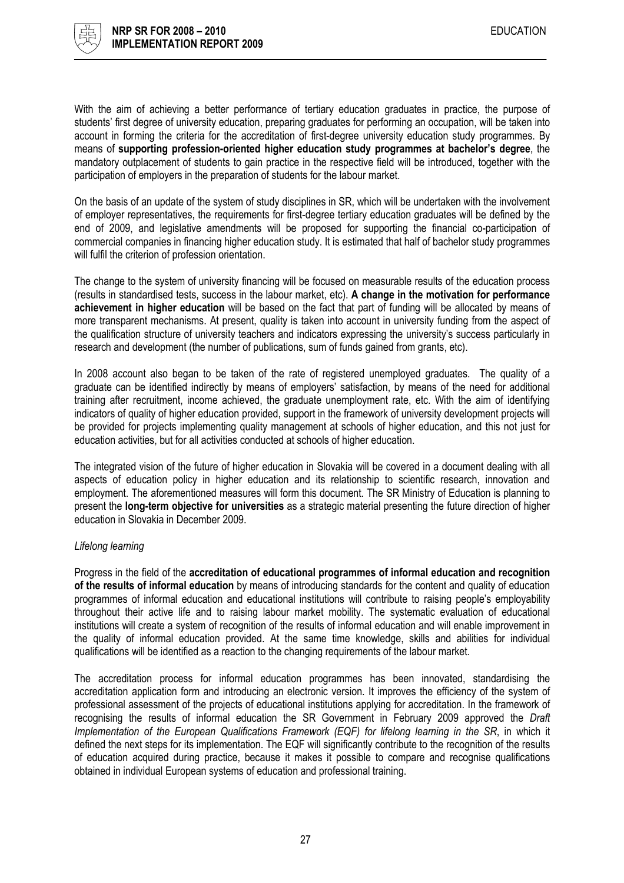With the aim of achieving a better performance of tertiary education graduates in practice, the purpose of students' first degree of university education, preparing graduates for performing an occupation, will be taken into account in forming the criteria for the accreditation of first-degree university education study programmes. By means of **supporting profession-oriented higher education study programmes at bachelor's degree**, the mandatory outplacement of students to gain practice in the respective field will be introduced, together with the participation of employers in the preparation of students for the labour market.

On the basis of an update of the system of study disciplines in SR, which will be undertaken with the involvement of employer representatives, the requirements for first-degree tertiary education graduates will be defined by the end of 2009, and legislative amendments will be proposed for supporting the financial co-participation of commercial companies in financing higher education study. It is estimated that half of bachelor study programmes will fulfil the criterion of profession orientation.

The change to the system of university financing will be focused on measurable results of the education process (results in standardised tests, success in the labour market, etc). **A change in the motivation for performance achievement in higher education** will be based on the fact that part of funding will be allocated by means of more transparent mechanisms. At present, quality is taken into account in university funding from the aspect of the qualification structure of university teachers and indicators expressing the university's success particularly in research and development (the number of publications, sum of funds gained from grants, etc).

In 2008 account also began to be taken of the rate of registered unemployed graduates. The quality of a graduate can be identified indirectly by means of employers' satisfaction, by means of the need for additional training after recruitment, income achieved, the graduate unemployment rate, etc. With the aim of identifying indicators of quality of higher education provided, support in the framework of university development projects will be provided for projects implementing quality management at schools of higher education, and this not just for education activities, but for all activities conducted at schools of higher education.

The integrated vision of the future of higher education in Slovakia will be covered in a document dealing with all aspects of education policy in higher education and its relationship to scientific research, innovation and employment. The aforementioned measures will form this document. The SR Ministry of Education is planning to present the **long-term objective for universities** as a strategic material presenting the future direction of higher education in Slovakia in December 2009.

*Lifelong learning*

Progress in the field of the **accreditation of educational programmes of informal education and recognition of the results of informal education** by means of introducing standards for the content and quality of education programmes of informal education and educational institutions will contribute to raising people's employability throughout their active life and to raising labour market mobility. The systematic evaluation of educational institutions will create a system of recognition of the results of informal education and will enable improvement in the quality of informal education provided. At the same time knowledge, skills and abilities for individual qualifications will be identified as a reaction to the changing requirements of the labour market.

The accreditation process for informal education programmes has been innovated, standardising the accreditation application form and introducing an electronic version. It improves the efficiency of the system of professional assessment of the projects of educational institutions applying for accreditation. In the framework of recognising the results of informal education the SR Government in February 2009 approved the *Draft Implementation of the European Qualifications Framework (EQF) for lifelong learning in the SR*, in which it defined the next steps for its implementation. The EQF will significantly contribute to the recognition of the results of education acquired during practice, because it makes it possible to compare and recognise qualifications obtained in individual European systems of education and professional training.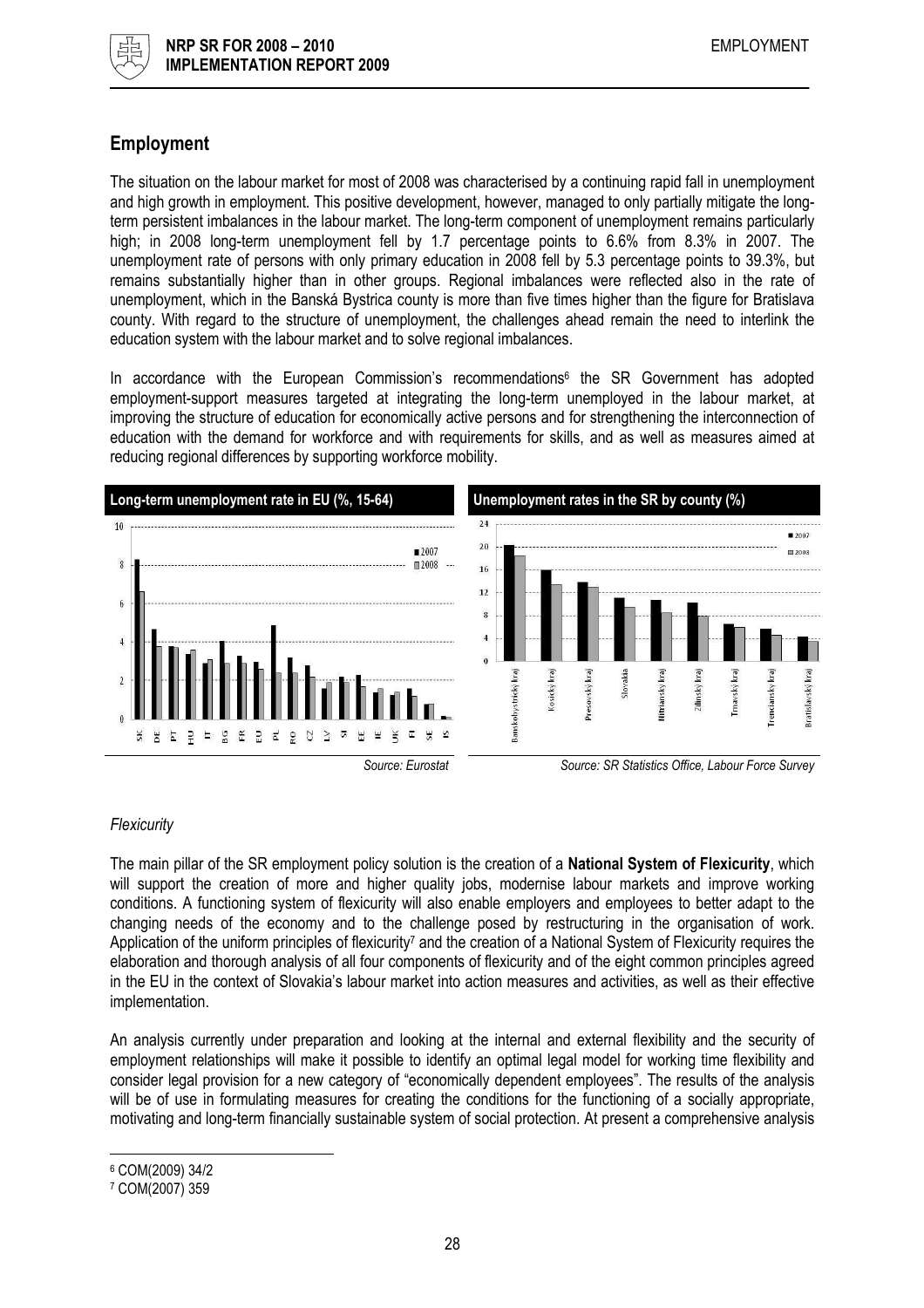## Employment

The situation on the labour market for most of 2008 was characterised by a continuing rapid fall in unemployment and high growth in employment. This positive development, however, managed to only partially mitigate the long-term persistent imbalances in the labour market. The long-term component of unemployment remains particularly high; in 2008 long-term unemployment fell by 1.7 percentage points to 6.6% from 8.3% in 2007. The unemployment rate of persons with only primary education in 2008 fell by 5.3 percentage points to 39.3%, but remains substantially higher than in other groups. Regional imbalances were reflected also in the rate of unemployment, which in the Banská Bystrica county is more than five times higher than the figure for Bratislava county. With regard to the structure of unemployment, the challenges ahead remain the need to interlink the education system with the labour market and to solve regional imbalances.

In accordance with the European Commission's recommendations[6] the SR Government has adopted employment-support measures targeted at integrating the long-term unemployed in the labour market, at improving the structure of education for economically active persons and for strengthening the interconnection of education with the demand for workforce and with requirements for skills, and as well as measures aimed at reducing regional differences by supporting workforce mobility.

**Long-term unemployment rate in EU (%, 15-64)**

*Source: Eurostat*

**Unemployment rates in the SR by county (%)**

*Source: SR Statistics Office, Labour Force Survey*

### *Flexicurity*

The main pillar of the SR employment policy solution is the creation of a **National System of Flexicurity**, which will support the creation of more and higher quality jobs, modernise labour markets and improve working conditions. A functioning system of flexicurity will also enable employers and employees to better adapt to the changing needs of the economy and to the challenge posed by restructuring in the organisation of work. Application of the uniform principles of flexicurity[7] and the creation of a National System of Flexicurity requires the elaboration and thorough analysis of all four components of flexicurity and of the eight common principles agreed in the EU in the context of Slovakia's labour market into action measures and activities, as well as their effective implementation.

An analysis currently under preparation and looking at the internal and external flexibility and the security of employment relationships will make it possible to identify an optimal legal model for working time flexibility and consider legal provision for a new category of "economically dependent employees". The results of the analysis will be of use in formulating measures for creating the conditions for the functioning of a socially appropriate, motivating and long-term financially sustainable system of social protection. At present a comprehensive analysis

---

[6] COM(2009) 34/2

[7] COM(2007) 359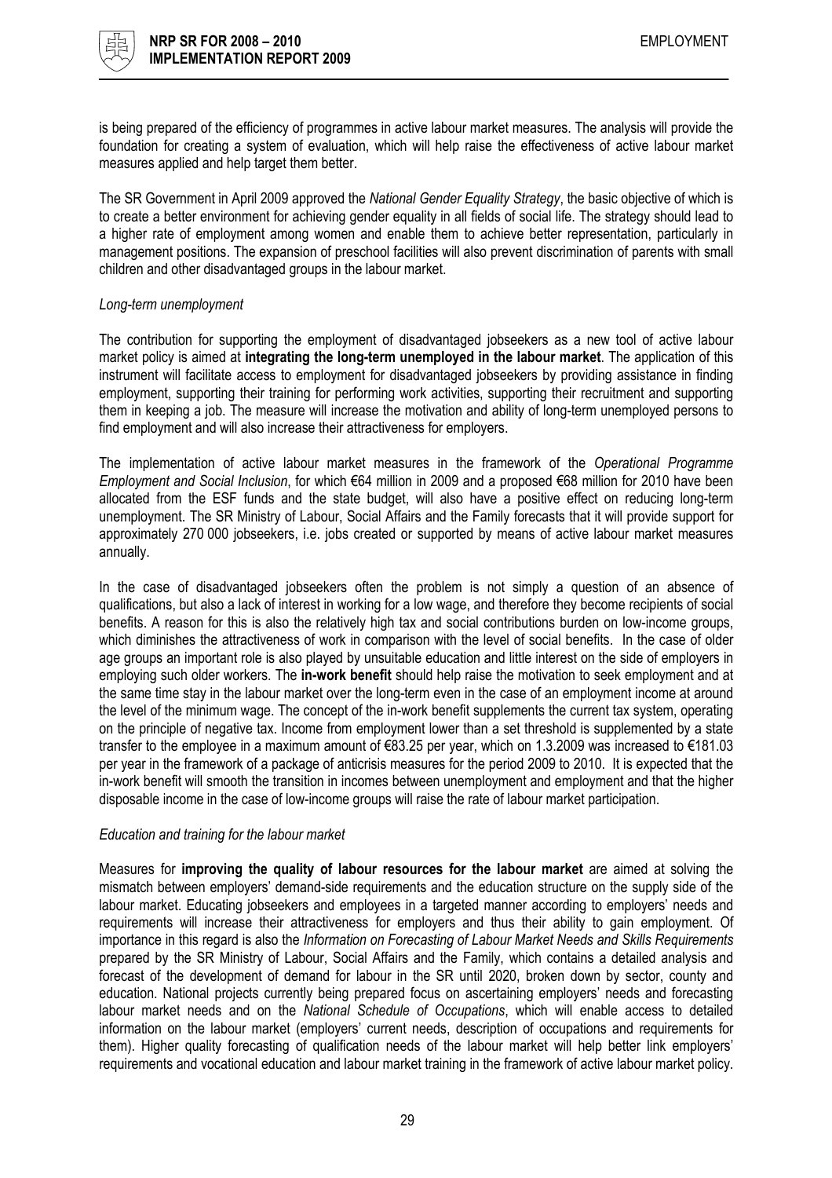is being prepared of the efficiency of programmes in active labour market measures. The analysis will provide the foundation for creating a system of evaluation, which will help raise the effectiveness of active labour market measures applied and help target them better.

The SR Government in April 2009 approved the *National Gender Equality Strategy*, the basic objective of which is to create a better environment for achieving gender equality in all fields of social life. The strategy should lead to a higher rate of employment among women and enable them to achieve better representation, particularly in management positions. The expansion of preschool facilities will also prevent discrimination of parents with small children and other disadvantaged groups in the labour market.

*Long-term unemployment*

The contribution for supporting the employment of disadvantaged jobseekers as a new tool of active labour market policy is aimed at **integrating the long-term unemployed in the labour market**. The application of this instrument will facilitate access to employment for disadvantaged jobseekers by providing assistance in finding employment, supporting their training for performing work activities, supporting their recruitment and supporting them in keeping a job. The measure will increase the motivation and ability of long-term unemployed persons to find employment and will also increase their attractiveness for employers.

The implementation of active labour market measures in the framework of the *Operational Programme Employment and Social Inclusion*, for which €64 million in 2009 and a proposed €68 million for 2010 have been allocated from the ESF funds and the state budget, will also have a positive effect on reducing long-term unemployment. The SR Ministry of Labour, Social Affairs and the Family forecasts that it will provide support for approximately 270 000 jobseekers, i.e. jobs created or supported by means of active labour market measures annually.

In the case of disadvantaged jobseekers often the problem is not simply a question of an absence of qualifications, but also a lack of interest in working for a low wage, and therefore they become recipients of social benefits. A reason for this is also the relatively high tax and social contributions burden on low-income groups, which diminishes the attractiveness of work in comparison with the level of social benefits. In the case of older age groups an important role is also played by unsuitable education and little interest on the side of employers in employing such older workers. The **in-work benefit** should help raise the motivation to seek employment and at the same time stay in the labour market over the long-term even in the case of an employment income at around the level of the minimum wage. The concept of the in-work benefit supplements the current tax system, operating on the principle of negative tax. Income from employment lower than a set threshold is supplemented by a state transfer to the employee in a maximum amount of €83.25 per year, which on 1.3.2009 was increased to €181.03 per year in the framework of a package of anticrisis measures for the period 2009 to 2010. It is expected that the in-work benefit will smooth the transition in incomes between unemployment and employment and that the higher disposable income in the case of low-income groups will raise the rate of labour market participation.

*Education and training for the labour market*

Measures for **improving the quality of labour resources for the labour market** are aimed at solving the mismatch between employers' demand-side requirements and the education structure on the supply side of the labour market. Educating jobseekers and employees in a targeted manner according to employers' needs and requirements will increase their attractiveness for employers and thus their ability to gain employment. Of importance in this regard is also the *Information on Forecasting of Labour Market Needs and Skills Requirements* prepared by the SR Ministry of Labour, Social Affairs and the Family, which contains a detailed analysis and forecast of the development of demand for labour in the SR until 2020, broken down by sector, county and education. National projects currently being prepared focus on ascertaining employers' needs and forecasting labour market needs and on the *National Schedule of Occupations*, which will enable access to detailed information on the labour market (employers' current needs, description of occupations and requirements for them). Higher quality forecasting of qualification needs of the labour market will help better link employers' requirements and vocational education and labour market training in the framework of active labour market policy.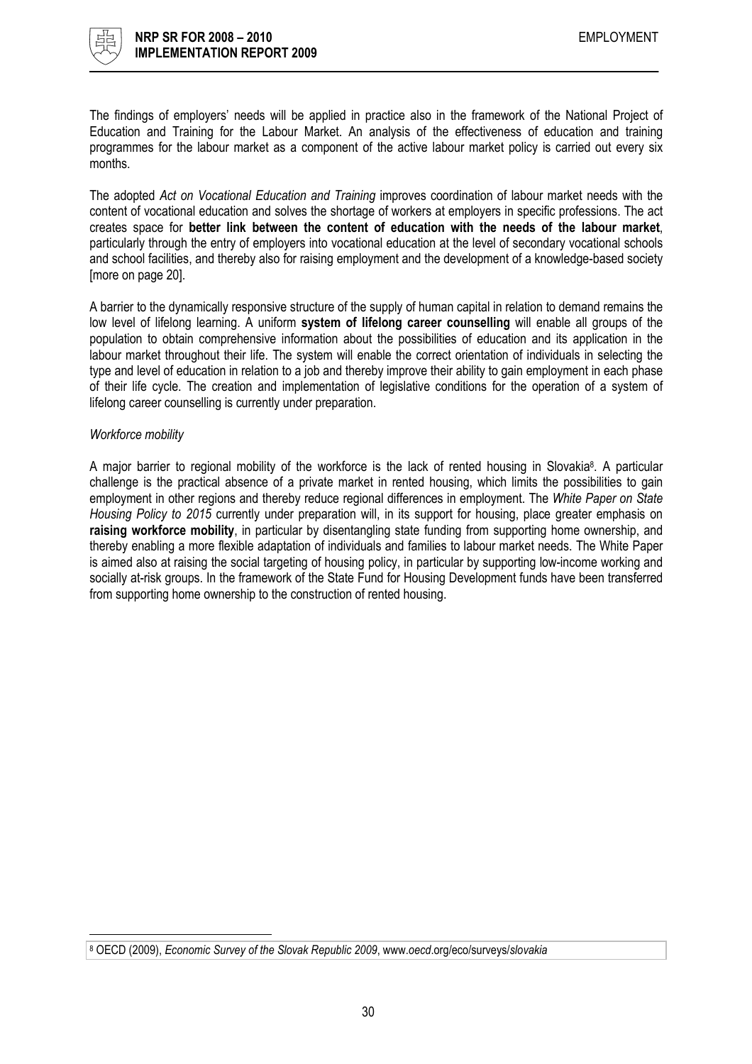The findings of employers' needs will be applied in practice also in the framework of the National Project of Education and Training for the Labour Market. An analysis of the effectiveness of education and training programmes for the labour market as a component of the active labour market policy is carried out every six months.

The adopted *Act on Vocational Education and Training* improves coordination of labour market needs with the content of vocational education and solves the shortage of workers at employers in specific professions. The act creates space for **better link between the content of education with the needs of the labour market**, particularly through the entry of employers into vocational education at the level of secondary vocational schools and school facilities, and thereby also for raising employment and the development of a knowledge-based society [more on page 20].

A barrier to the dynamically responsive structure of the supply of human capital in relation to demand remains the low level of lifelong learning. A uniform **system of lifelong career counselling** will enable all groups of the population to obtain comprehensive information about the possibilities of education and its application in the labour market throughout their life. The system will enable the correct orientation of individuals in selecting the type and level of education in relation to a job and thereby improve their ability to gain employment in each phase of their life cycle. The creation and implementation of legislative conditions for the operation of a system of lifelong career counselling is currently under preparation.

*Workforce mobility*

A major barrier to regional mobility of the workforce is the lack of rented housing in Slovakia[8]. A particular challenge is the practical absence of a private market in rented housing, which limits the possibilities to gain employment in other regions and thereby reduce regional differences in employment. The *White Paper on State Housing Policy to 2015* currently under preparation will, in its support for housing, place greater emphasis on **raising workforce mobility**, in particular by disentangling state funding from supporting home ownership, and thereby enabling a more flexible adaptation of individuals and families to labour market needs. The White Paper is aimed also at raising the social targeting of housing policy, in particular by supporting low-income working and socially at-risk groups. In the framework of the State Fund for Housing Development funds have been transferred from supporting home ownership to the construction of rented housing.

[8] OECD (2009), *Economic Survey of the Slovak Republic 2009*, www.*oecd*.org/eco/surveys/*slovakia*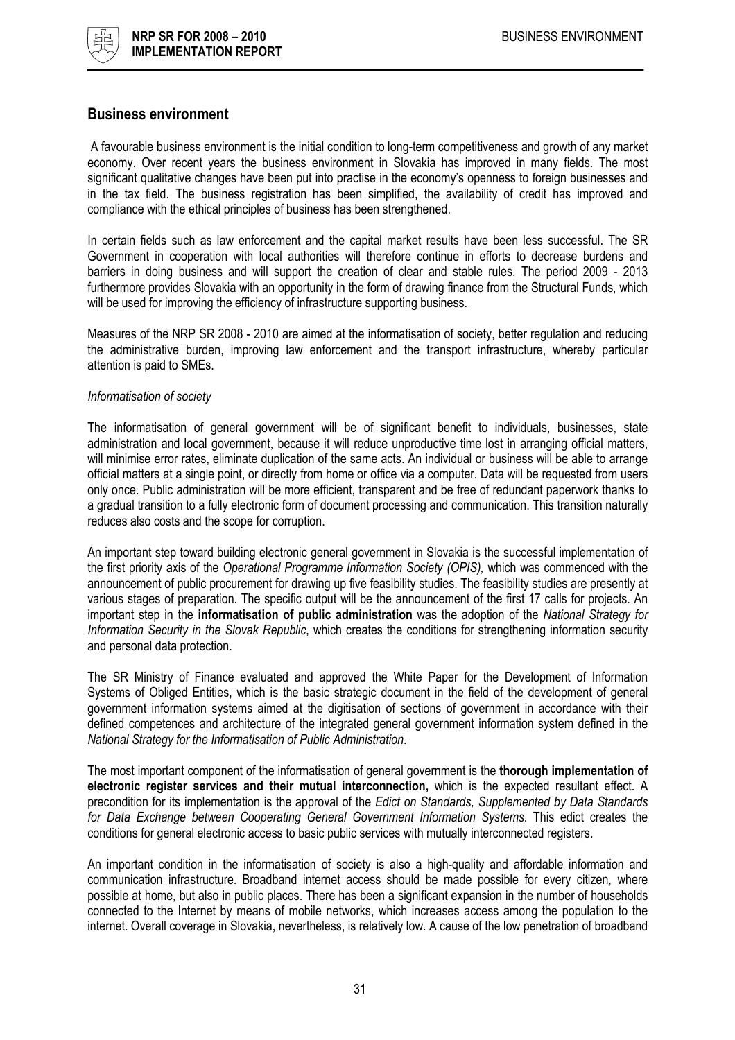## Business environment

A favourable business environment is the initial condition to long-term competitiveness and growth of any market economy. Over recent years the business environment in Slovakia has improved in many fields. The most significant qualitative changes have been put into practise in the economy's openness to foreign businesses and in the tax field. The business registration has been simplified, the availability of credit has improved and compliance with the ethical principles of business has been strengthened.

In certain fields such as law enforcement and the capital market results have been less successful. The SR Government in cooperation with local authorities will therefore continue in efforts to decrease burdens and barriers in doing business and will support the creation of clear and stable rules. The period 2009 - 2013 furthermore provides Slovakia with an opportunity in the form of drawing finance from the Structural Funds, which will be used for improving the efficiency of infrastructure supporting business.

Measures of the NRP SR 2008 - 2010 are aimed at the informatisation of society, better regulation and reducing the administrative burden, improving law enforcement and the transport infrastructure, whereby particular attention is paid to SMEs.

*Informatisation of society*

The informatisation of general government will be of significant benefit to individuals, businesses, state administration and local government, because it will reduce unproductive time lost in arranging official matters, will minimise error rates, eliminate duplication of the same acts. An individual or business will be able to arrange official matters at a single point, or directly from home or office via a computer. Data will be requested from users only once. Public administration will be more efficient, transparent and be free of redundant paperwork thanks to a gradual transition to a fully electronic form of document processing and communication. This transition naturally reduces also costs and the scope for corruption.

An important step toward building electronic general government in Slovakia is the successful implementation of the first priority axis of the *Operational Programme Information Society (OPIS),* which was commenced with the announcement of public procurement for drawing up five feasibility studies. The feasibility studies are presently at various stages of preparation. The specific output will be the announcement of the first 17 calls for projects. An important step in the **informatisation of public administration** was the adoption of the *National Strategy for Information Security in the Slovak Republic*, which creates the conditions for strengthening information security and personal data protection.

The SR Ministry of Finance evaluated and approved the White Paper for the Development of Information Systems of Obliged Entities, which is the basic strategic document in the field of the development of general government information systems aimed at the digitisation of sections of government in accordance with their defined competences and architecture of the integrated general government information system defined in the *National Strategy for the Informatisation of Public Administration*.

The most important component of the informatisation of general government is the **thorough implementation of electronic register services and their mutual interconnection,** which is the expected resultant effect. A precondition for its implementation is the approval of the *Edict on Standards, Supplemented by Data Standards for Data Exchange between Cooperating General Government Information Systems.* This edict creates the conditions for general electronic access to basic public services with mutually interconnected registers.

An important condition in the informatisation of society is also a high-quality and affordable information and communication infrastructure. Broadband internet access should be made possible for every citizen, where possible at home, but also in public places. There has been a significant expansion in the number of households connected to the Internet by means of mobile networks, which increases access among the population to the internet. Overall coverage in Slovakia, nevertheless, is relatively low. A cause of the low penetration of broadband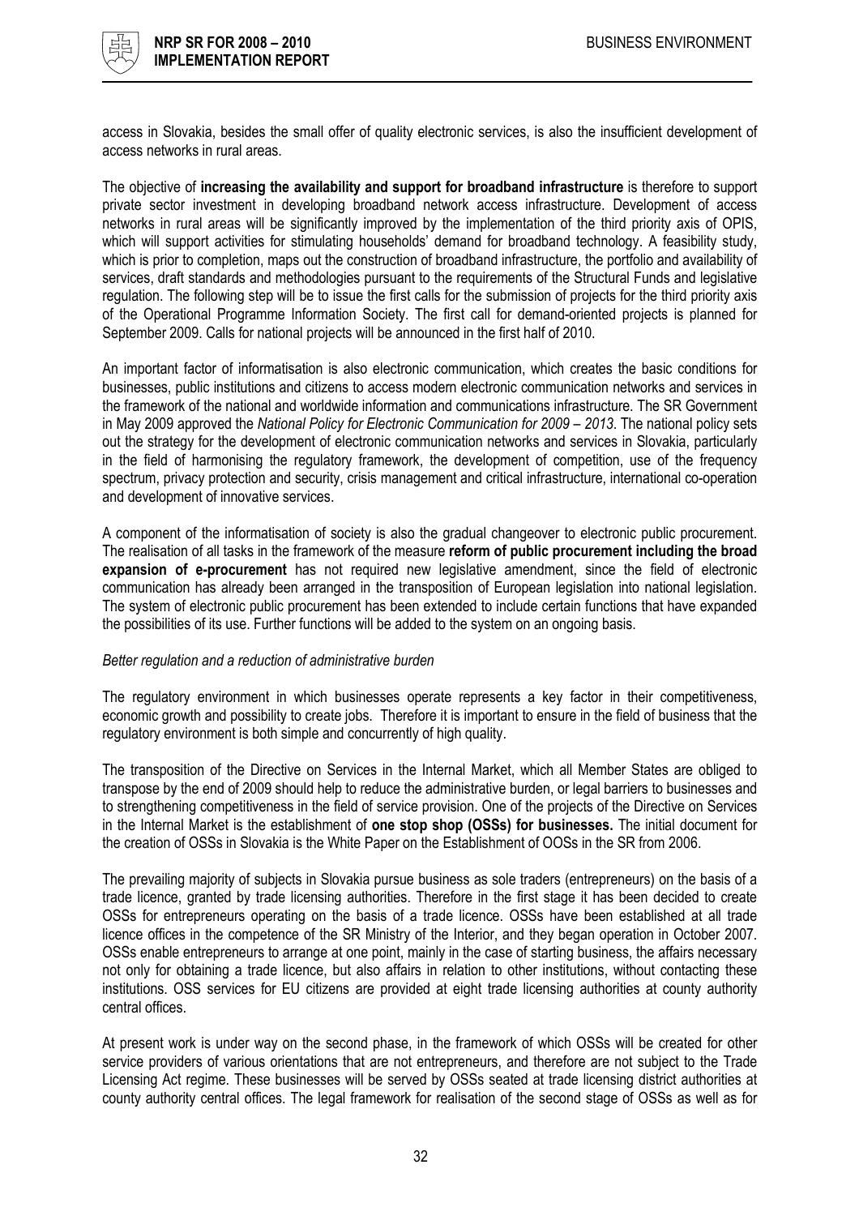access in Slovakia, besides the small offer of quality electronic services, is also the insufficient development of access networks in rural areas.

The objective of **increasing the availability and support for broadband infrastructure** is therefore to support private sector investment in developing broadband network access infrastructure. Development of access networks in rural areas will be significantly improved by the implementation of the third priority axis of OPIS, which will support activities for stimulating households' demand for broadband technology. A feasibility study, which is prior to completion, maps out the construction of broadband infrastructure, the portfolio and availability of services, draft standards and methodologies pursuant to the requirements of the Structural Funds and legislative regulation. The following step will be to issue the first calls for the submission of projects for the third priority axis of the Operational Programme Information Society. The first call for demand-oriented projects is planned for September 2009. Calls for national projects will be announced in the first half of 2010.

An important factor of informatisation is also electronic communication, which creates the basic conditions for businesses, public institutions and citizens to access modern electronic communication networks and services in the framework of the national and worldwide information and communications infrastructure. The SR Government in May 2009 approved the *National Policy for Electronic Communication for 2009 – 2013*. The national policy sets out the strategy for the development of electronic communication networks and services in Slovakia, particularly in the field of harmonising the regulatory framework, the development of competition, use of the frequency spectrum, privacy protection and security, crisis management and critical infrastructure, international co-operation and development of innovative services.

A component of the informatisation of society is also the gradual changeover to electronic public procurement. The realisation of all tasks in the framework of the measure **reform of public procurement including the broad expansion of e-procurement** has not required new legislative amendment, since the field of electronic communication has already been arranged in the transposition of European legislation into national legislation. The system of electronic public procurement has been extended to include certain functions that have expanded the possibilities of its use. Further functions will be added to the system on an ongoing basis.

*Better regulation and a reduction of administrative burden*

The regulatory environment in which businesses operate represents a key factor in their competitiveness, economic growth and possibility to create jobs. Therefore it is important to ensure in the field of business that the regulatory environment is both simple and concurrently of high quality.

The transposition of the Directive on Services in the Internal Market, which all Member States are obliged to transpose by the end of 2009 should help to reduce the administrative burden, or legal barriers to businesses and to strengthening competitiveness in the field of service provision. One of the projects of the Directive on Services in the Internal Market is the establishment of **one stop shop (OSSs) for businesses.** The initial document for the creation of OSSs in Slovakia is the White Paper on the Establishment of OOSs in the SR from 2006.

The prevailing majority of subjects in Slovakia pursue business as sole traders (entrepreneurs) on the basis of a trade licence, granted by trade licensing authorities. Therefore in the first stage it has been decided to create OSSs for entrepreneurs operating on the basis of a trade licence. OSSs have been established at all trade licence offices in the competence of the SR Ministry of the Interior, and they began operation in October 2007. OSSs enable entrepreneurs to arrange at one point, mainly in the case of starting business, the affairs necessary not only for obtaining a trade licence, but also affairs in relation to other institutions, without contacting these institutions. OSS services for EU citizens are provided at eight trade licensing authorities at county authority central offices.

At present work is under way on the second phase, in the framework of which OSSs will be created for other service providers of various orientations that are not entrepreneurs, and therefore are not subject to the Trade Licensing Act regime. These businesses will be served by OSSs seated at trade licensing district authorities at county authority central offices. The legal framework for realisation of the second stage of OSSs as well as for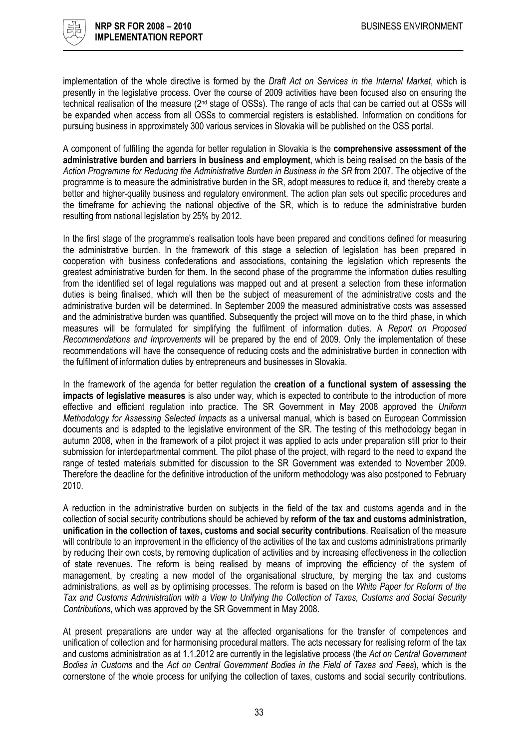implementation of the whole directive is formed by the *Draft Act on Services in the Internal Market*, which is presently in the legislative process. Over the course of 2009 activities have been focused also on ensuring the technical realisation of the measure (2nd stage of OSSs). The range of acts that can be carried out at OSSs will be expanded when access from all OSSs to commercial registers is established. Information on conditions for pursuing business in approximately 300 various services in Slovakia will be published on the OSS portal.

A component of fulfilling the agenda for better regulation in Slovakia is the **comprehensive assessment of the administrative burden and barriers in business and employment**, which is being realised on the basis of the *Action Programme for Reducing the Administrative Burden in Business in the SR* from 2007. The objective of the programme is to measure the administrative burden in the SR, adopt measures to reduce it, and thereby create a better and higher-quality business and regulatory environment. The action plan sets out specific procedures and the timeframe for achieving the national objective of the SR, which is to reduce the administrative burden resulting from national legislation by 25% by 2012.

In the first stage of the programme's realisation tools have been prepared and conditions defined for measuring the administrative burden. In the framework of this stage a selection of legislation has been prepared in cooperation with business confederations and associations, containing the legislation which represents the greatest administrative burden for them. In the second phase of the programme the information duties resulting from the identified set of legal regulations was mapped out and at present a selection from these information duties is being finalised, which will then be the subject of measurement of the administrative costs and the administrative burden will be determined. In September 2009 the measured administrative costs was assessed and the administrative burden was quantified. Subsequently the project will move on to the third phase, in which measures will be formulated for simplifying the fulfilment of information duties. A *Report on Proposed Recommendations and Improvements* will be prepared by the end of 2009. Only the implementation of these recommendations will have the consequence of reducing costs and the administrative burden in connection with the fulfilment of information duties by entrepreneurs and businesses in Slovakia.

In the framework of the agenda for better regulation the **creation of a functional system of assessing the impacts of legislative measures** is also under way, which is expected to contribute to the introduction of more effective and efficient regulation into practice. The SR Government in May 2008 approved the *Uniform Methodology for Assessing Selected Impacts* as a universal manual, which is based on European Commission documents and is adapted to the legislative environment of the SR. The testing of this methodology began in autumn 2008, when in the framework of a pilot project it was applied to acts under preparation still prior to their submission for interdepartmental comment. The pilot phase of the project, with regard to the need to expand the range of tested materials submitted for discussion to the SR Government was extended to November 2009. Therefore the deadline for the definitive introduction of the uniform methodology was also postponed to February 2010.

A reduction in the administrative burden on subjects in the field of the tax and customs agenda and in the collection of social security contributions should be achieved by **reform of the tax and customs administration, unification in the collection of taxes, customs and social security contributions**. Realisation of the measure will contribute to an improvement in the efficiency of the activities of the tax and customs administrations primarily by reducing their own costs, by removing duplication of activities and by increasing effectiveness in the collection of state revenues. The reform is being realised by means of improving the efficiency of the system of management, by creating a new model of the organisational structure, by merging the tax and customs administrations, as well as by optimising processes. The reform is based on the *White Paper for Reform of the Tax and Customs Administration with a View to Unifying the Collection of Taxes, Customs and Social Security Contributions*, which was approved by the SR Government in May 2008.

At present preparations are under way at the affected organisations for the transfer of competences and unification of collection and for harmonising procedural matters. The acts necessary for realising reform of the tax and customs administration as at 1.1.2012 are currently in the legislative process (the *Act on Central Government Bodies in Customs* and the *Act on Central Government Bodies in the Field of Taxes and Fees*), which is the cornerstone of the whole process for unifying the collection of taxes, customs and social security contributions.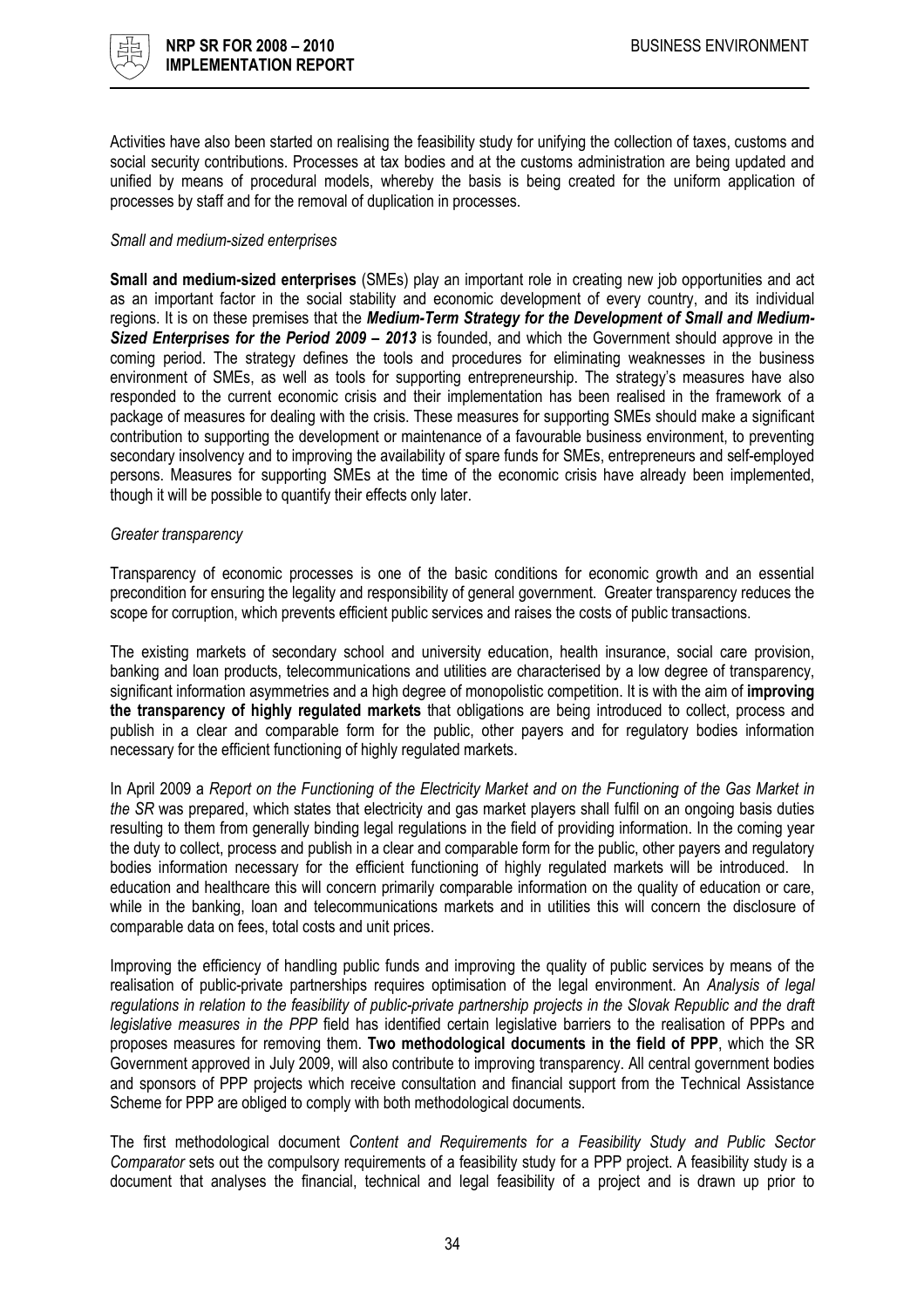Activities have also been started on realising the feasibility study for unifying the collection of taxes, customs and social security contributions. Processes at tax bodies and at the customs administration are being updated and unified by means of procedural models, whereby the basis is being created for the uniform application of processes by staff and for the removal of duplication in processes.

*Small and medium-sized enterprises*

**Small and medium-sized enterprises** (SMEs) play an important role in creating new job opportunities and act as an important factor in the social stability and economic development of every country, and its individual regions. It is on these premises that the ***Medium-Term Strategy for the Development of Small and Medium-Sized Enterprises for the Period 2009 – 2013*** is founded, and which the Government should approve in the coming period. The strategy defines the tools and procedures for eliminating weaknesses in the business environment of SMEs, as well as tools for supporting entrepreneurship. The strategy's measures have also responded to the current economic crisis and their implementation has been realised in the framework of a package of measures for dealing with the crisis. These measures for supporting SMEs should make a significant contribution to supporting the development or maintenance of a favourable business environment, to preventing secondary insolvency and to improving the availability of spare funds for SMEs, entrepreneurs and self-employed persons. Measures for supporting SMEs at the time of the economic crisis have already been implemented, though it will be possible to quantify their effects only later.

*Greater transparency*

Transparency of economic processes is one of the basic conditions for economic growth and an essential precondition for ensuring the legality and responsibility of general government. Greater transparency reduces the scope for corruption, which prevents efficient public services and raises the costs of public transactions.

The existing markets of secondary school and university education, health insurance, social care provision, banking and loan products, telecommunications and utilities are characterised by a low degree of transparency, significant information asymmetries and a high degree of monopolistic competition. It is with the aim of **improving the transparency of highly regulated markets** that obligations are being introduced to collect, process and publish in a clear and comparable form for the public, other payers and for regulatory bodies information necessary for the efficient functioning of highly regulated markets.

In April 2009 a *Report on the Functioning of the Electricity Market and on the Functioning of the Gas Market in the SR* was prepared, which states that electricity and gas market players shall fulfil on an ongoing basis duties resulting to them from generally binding legal regulations in the field of providing information. In the coming year the duty to collect, process and publish in a clear and comparable form for the public, other payers and regulatory bodies information necessary for the efficient functioning of highly regulated markets will be introduced. In education and healthcare this will concern primarily comparable information on the quality of education or care, while in the banking, loan and telecommunications markets and in utilities this will concern the disclosure of comparable data on fees, total costs and unit prices.

Improving the efficiency of handling public funds and improving the quality of public services by means of the realisation of public-private partnerships requires optimisation of the legal environment. An *Analysis of legal regulations in relation to the feasibility of public-private partnership projects in the Slovak Republic and the draft legislative measures in the PPP* field has identified certain legislative barriers to the realisation of PPPs and proposes measures for removing them. **Two methodological documents in the field of PPP**, which the SR Government approved in July 2009, will also contribute to improving transparency. All central government bodies and sponsors of PPP projects which receive consultation and financial support from the Technical Assistance Scheme for PPP are obliged to comply with both methodological documents.

The first methodological document *Content and Requirements for a Feasibility Study and Public Sector Comparator* sets out the compulsory requirements of a feasibility study for a PPP project. A feasibility study is a document that analyses the financial, technical and legal feasibility of a project and is drawn up prior to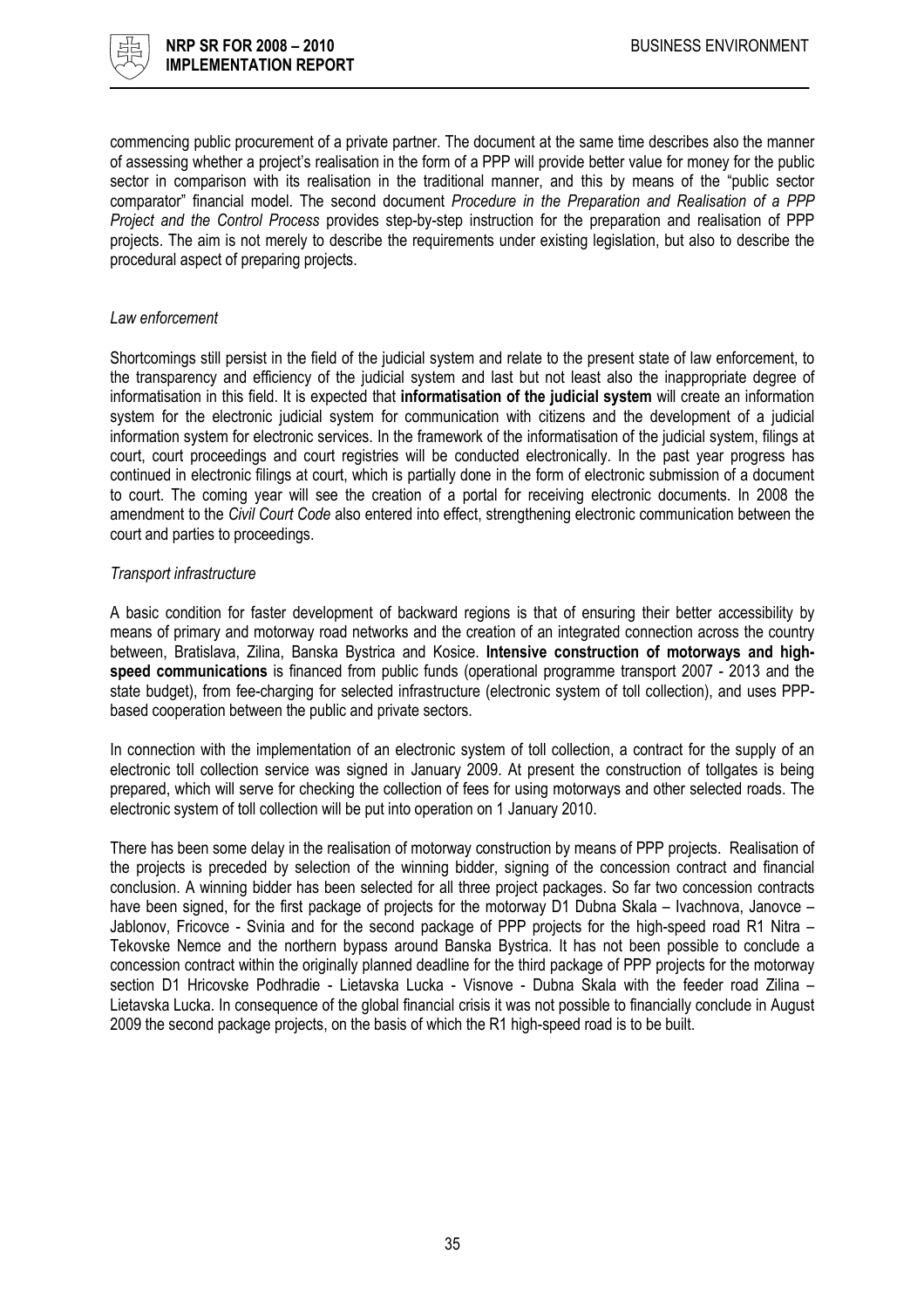commencing public procurement of a private partner. The document at the same time describes also the manner of assessing whether a project's realisation in the form of a PPP will provide better value for money for the public sector in comparison with its realisation in the traditional manner, and this by means of the "public sector comparator" financial model. The second document *Procedure in the Preparation and Realisation of a PPP Project and the Control Process* provides step-by-step instruction for the preparation and realisation of PPP projects. The aim is not merely to describe the requirements under existing legislation, but also to describe the procedural aspect of preparing projects.

*Law enforcement*

Shortcomings still persist in the field of the judicial system and relate to the present state of law enforcement, to the transparency and efficiency of the judicial system and last but not least also the inappropriate degree of informatisation in this field. It is expected that **informatisation of the judicial system** will create an information system for the electronic judicial system for communication with citizens and the development of a judicial information system for electronic services. In the framework of the informatisation of the judicial system, filings at court, court proceedings and court registries will be conducted electronically. In the past year progress has continued in electronic filings at court, which is partially done in the form of electronic submission of a document to court. The coming year will see the creation of a portal for receiving electronic documents. In 2008 the amendment to the *Civil Court Code* also entered into effect, strengthening electronic communication between the court and parties to proceedings.

*Transport infrastructure*

A basic condition for faster development of backward regions is that of ensuring their better accessibility by means of primary and motorway road networks and the creation of an integrated connection across the country between, Bratislava, Zilina, Banska Bystrica and Kosice. **Intensive construction of motorways and high-speed communications** is financed from public funds (operational programme transport 2007 - 2013 and the state budget), from fee-charging for selected infrastructure (electronic system of toll collection), and uses PPP-based cooperation between the public and private sectors.

In connection with the implementation of an electronic system of toll collection, a contract for the supply of an electronic toll collection service was signed in January 2009. At present the construction of tollgates is being prepared, which will serve for checking the collection of fees for using motorways and other selected roads. The electronic system of toll collection will be put into operation on 1 January 2010.

There has been some delay in the realisation of motorway construction by means of PPP projects. Realisation of the projects is preceded by selection of the winning bidder, signing of the concession contract and financial conclusion. A winning bidder has been selected for all three project packages. So far two concession contracts have been signed, for the first package of projects for the motorway D1 Dubna Skala – Ivachnova, Janovce – Jablonov, Fricovce - Svinia and for the second package of PPP projects for the high-speed road R1 Nitra – Tekovske Nemce and the northern bypass around Banska Bystrica. It has not been possible to conclude a concession contract within the originally planned deadline for the third package of PPP projects for the motorway section D1 Hricovske Podhradie - Lietavska Lucka - Visnove - Dubna Skala with the feeder road Zilina – Lietavska Lucka. In consequence of the global financial crisis it was not possible to financially conclude in August 2009 the second package projects, on the basis of which the R1 high-speed road is to be built.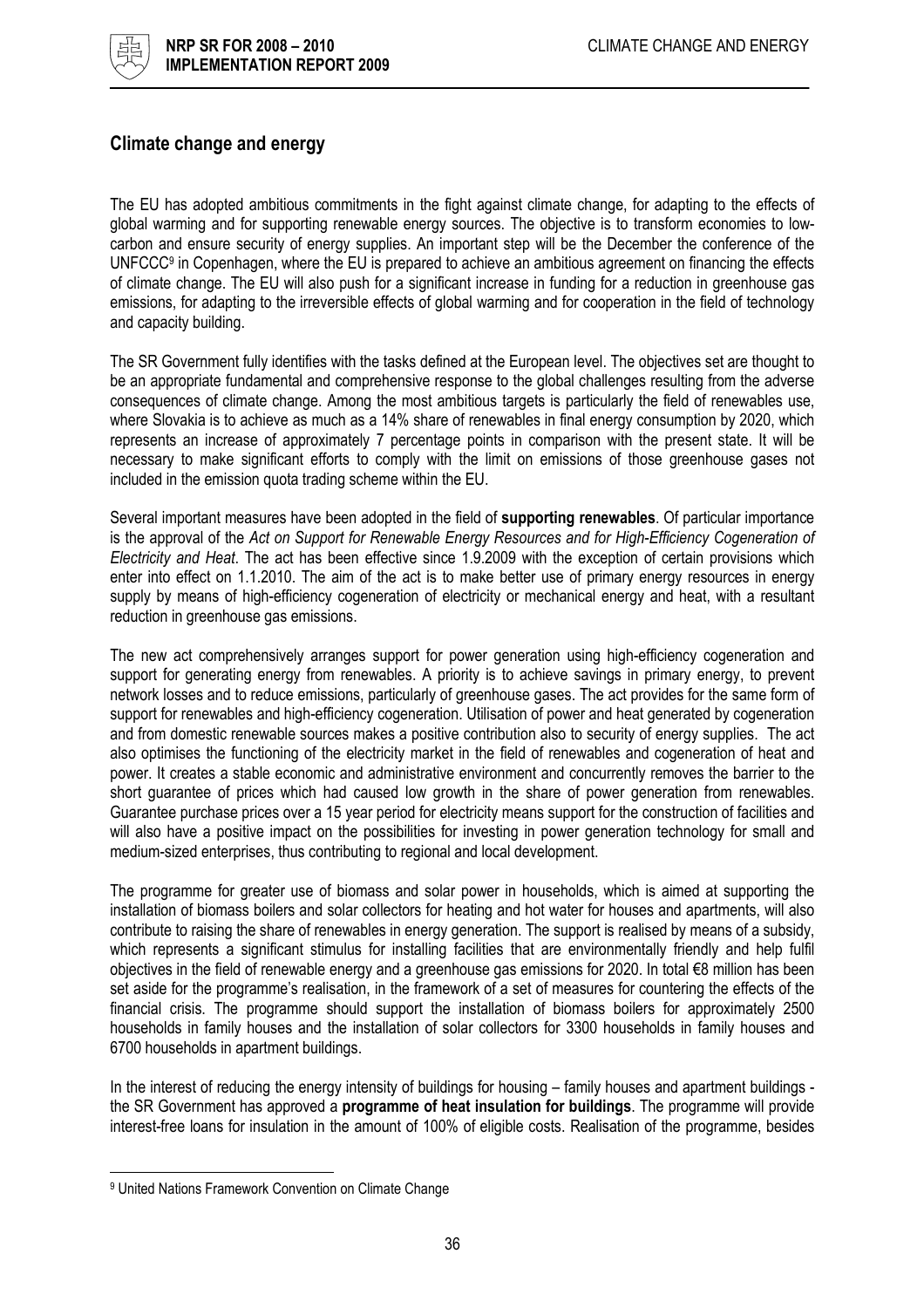## Climate change and energy

The EU has adopted ambitious commitments in the fight against climate change, for adapting to the effects of global warming and for supporting renewable energy sources. The objective is to transform economies to low-carbon and ensure security of energy supplies. An important step will be the December the conference of the UNFCCC[9] in Copenhagen, where the EU is prepared to achieve an ambitious agreement on financing the effects of climate change. The EU will also push for a significant increase in funding for a reduction in greenhouse gas emissions, for adapting to the irreversible effects of global warming and for cooperation in the field of technology and capacity building.

The SR Government fully identifies with the tasks defined at the European level. The objectives set are thought to be an appropriate fundamental and comprehensive response to the global challenges resulting from the adverse consequences of climate change. Among the most ambitious targets is particularly the field of renewables use, where Slovakia is to achieve as much as a 14% share of renewables in final energy consumption by 2020, which represents an increase of approximately 7 percentage points in comparison with the present state. It will be necessary to make significant efforts to comply with the limit on emissions of those greenhouse gases not included in the emission quota trading scheme within the EU.

Several important measures have been adopted in the field of **supporting renewables**. Of particular importance is the approval of the *Act on Support for Renewable Energy Resources and for High-Efficiency Cogeneration of Electricity and Heat*. The act has been effective since 1.9.2009 with the exception of certain provisions which enter into effect on 1.1.2010. The aim of the act is to make better use of primary energy resources in energy supply by means of high-efficiency cogeneration of electricity or mechanical energy and heat, with a resultant reduction in greenhouse gas emissions.

The new act comprehensively arranges support for power generation using high-efficiency cogeneration and support for generating energy from renewables. A priority is to achieve savings in primary energy, to prevent network losses and to reduce emissions, particularly of greenhouse gases. The act provides for the same form of support for renewables and high-efficiency cogeneration. Utilisation of power and heat generated by cogeneration and from domestic renewable sources makes a positive contribution also to security of energy supplies. The act also optimises the functioning of the electricity market in the field of renewables and cogeneration of heat and power. It creates a stable economic and administrative environment and concurrently removes the barrier to the short guarantee of prices which had caused low growth in the share of power generation from renewables. Guarantee purchase prices over a 15 year period for electricity means support for the construction of facilities and will also have a positive impact on the possibilities for investing in power generation technology for small and medium-sized enterprises, thus contributing to regional and local development.

The programme for greater use of biomass and solar power in households, which is aimed at supporting the installation of biomass boilers and solar collectors for heating and hot water for houses and apartments, will also contribute to raising the share of renewables in energy generation. The support is realised by means of a subsidy, which represents a significant stimulus for installing facilities that are environmentally friendly and help fulfil objectives in the field of renewable energy and a greenhouse gas emissions for 2020. In total €8 million has been set aside for the programme's realisation, in the framework of a set of measures for countering the effects of the financial crisis. The programme should support the installation of biomass boilers for approximately 2500 households in family houses and the installation of solar collectors for 3300 households in family houses and 6700 households in apartment buildings.

In the interest of reducing the energy intensity of buildings for housing – family houses and apartment buildings - the SR Government has approved a **programme of heat insulation for buildings**. The programme will provide interest-free loans for insulation in the amount of 100% of eligible costs. Realisation of the programme, besides

[9] United Nations Framework Convention on Climate Change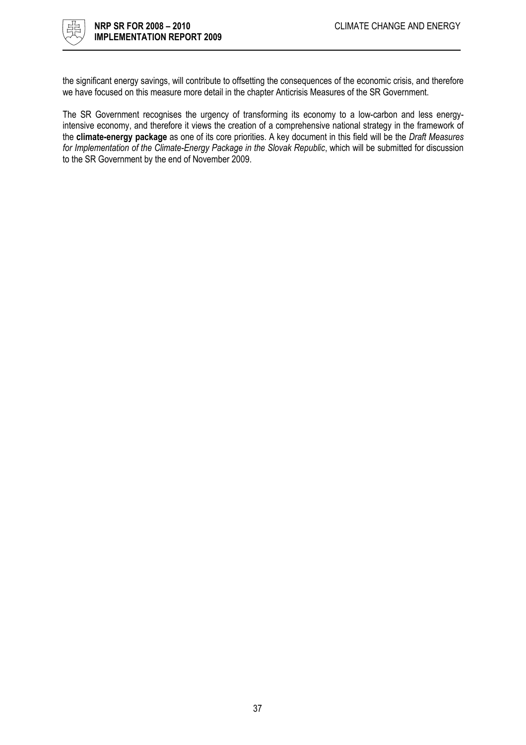the significant energy savings, will contribute to offsetting the consequences of the economic crisis, and therefore we have focused on this measure more detail in the chapter Anticrisis Measures of the SR Government.

The SR Government recognises the urgency of transforming its economy to a low-carbon and less energy-intensive economy, and therefore it views the creation of a comprehensive national strategy in the framework of the **climate-energy package** as one of its core priorities. A key document in this field will be the *Draft Measures for Implementation of the Climate-Energy Package in the Slovak Republic*, which will be submitted for discussion to the SR Government by the end of November 2009.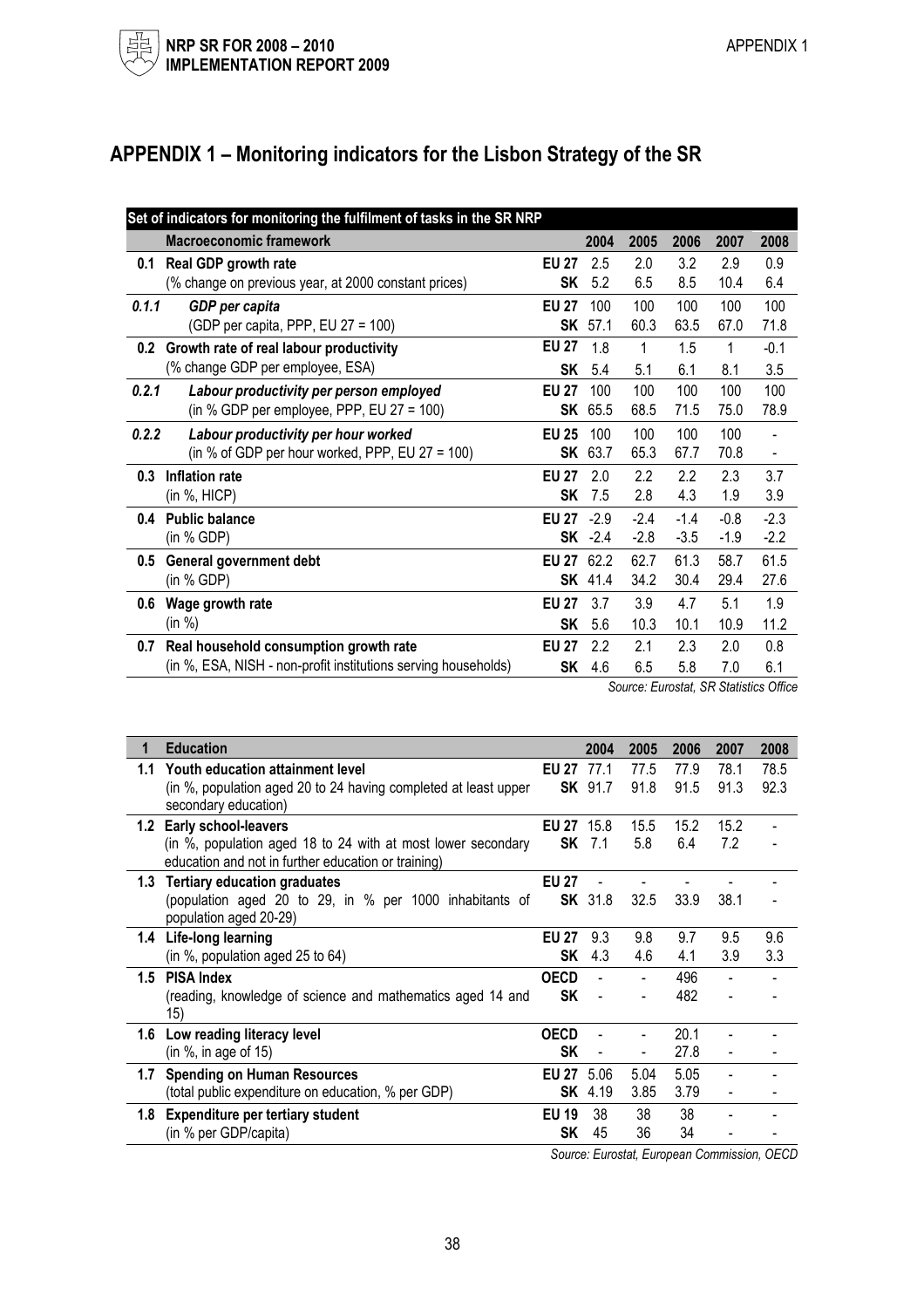# APPENDIX 1 – Monitoring indicators for the Lisbon Strategy of the SR

| Set of indicators for monitoring the fulfilment of tasks in the SR NRP | | | | | | | | |
|---|---|---|---|---|---|---|---|---|
| | **Macroeconomic framework** | | **2004** | **2005** | **2006** | **2007** | **2008** |
| **0.1** | **Real GDP growth rate** | **EU 27** | 2.5 | 2.0 | 3.2 | 2.9 | 0.9 |
| | (% change on previous year, at 2000 constant prices) | **SK** | 5.2 | 6.5 | 8.5 | 10.4 | 6.4 |
| ***0.1.1*** | ***GDP per capita*** | **EU 27** | 100 | 100 | 100 | 100 | 100 |
| | (GDP per capita, PPP, EU 27 = 100) | **SK** | 57.1 | 60.3 | 63.5 | 67.0 | 71.8 |
| **0.2** | **Growth rate of real labour productivity** | **EU 27** | 1.8 | 1 | 1.5 | 1 | -0.1 |
| | (% change GDP per employee, ESA) | **SK** | 5.4 | 5.1 | 6.1 | 8.1 | 3.5 |
| ***0.2.1*** | ***Labour productivity per person employed*** | **EU 27** | 100 | 100 | 100 | 100 | 100 |
| | (in % GDP per employee, PPP, EU 27 = 100) | **SK** | 65.5 | 68.5 | 71.5 | 75.0 | 78.9 |
| ***0.2.2*** | ***Labour productivity per hour worked*** | **EU 25** | 100 | 100 | 100 | 100 | - |
| | (in % of GDP per hour worked, PPP, EU 27 = 100) | **SK** | 63.7 | 65.3 | 67.7 | 70.8 | - |
| **0.3** | **Inflation rate** | **EU 27** | 2.0 | 2.2 | 2.2 | 2.3 | 3.7 |
| | (in %, HICP) | **SK** | 7.5 | 2.8 | 4.3 | 1.9 | 3.9 |
| **0.4** | **Public balance** | **EU 27** | -2.9 | -2.4 | -1.4 | -0.8 | -2.3 |
| | (in % GDP) | **SK** | -2.4 | -2.8 | -3.5 | -1.9 | -2.2 |
| **0.5** | **General government debt** | **EU 27** | 62.2 | 62.7 | 61.3 | 58.7 | 61.5 |
| | (in % GDP) | **SK** | 41.4 | 34.2 | 30.4 | 29.4 | 27.6 |
| **0.6** | **Wage growth rate** | **EU 27** | 3.7 | 3.9 | 4.7 | 5.1 | 1.9 |
| | (in %) | **SK** | 5.6 | 10.3 | 10.1 | 10.9 | 11.2 |
| **0.7** | **Real household consumption growth rate** | **EU 27** | 2.2 | 2.1 | 2.3 | 2.0 | 0.8 |
| | (in %, ESA, NISH - non-profit institutions serving households) | **SK** | 4.6 | 6.5 | 5.8 | 7.0 | 6.1 |

*Source: Eurostat, SR Statistics Office*

| **1** | **Education** | | **2004** | **2005** | **2006** | **2007** | **2008** |
|---|---|---|---|---|---|---|---|
| **1.1** | **Youth education attainment level** | **EU 27** | 77.1 | 77.5 | 77.9 | 78.1 | 78.5 |
| | (in %, population aged 20 to 24 having completed at least upper secondary education) | **SK** | 91.7 | 91.8 | 91.5 | 91.3 | 92.3 |
| **1.2** | **Early school-leavers** | **EU 27** | 15.8 | 15.5 | 15.2 | 15.2 | - |
| | (in %, population aged 18 to 24 with at most lower secondary education and not in further education or training) | **SK** | 7.1 | 5.8 | 6.4 | 7.2 | - |
| **1.3** | **Tertiary education graduates** | **EU 27** | - | - | - | - | - |
| | (population aged 20 to 29, in % per 1000 inhabitants of population aged 20-29) | **SK** | 31.8 | 32.5 | 33.9 | 38.1 | - |
| **1.4** | **Life-long learning** | **EU 27** | 9.3 | 9.8 | 9.7 | 9.5 | 9.6 |
| | (in %, population aged 25 to 64) | **SK** | 4.3 | 4.6 | 4.1 | 3.9 | 3.3 |
| **1.5** | **PISA Index** | **OECD** | - | - | 496 | - | - |
| | (reading, knowledge of science and mathematics aged 14 and 15) | **SK** | - | - | 482 | - | - |
| **1.6** | **Low reading literacy level** | **OECD** | - | - | 20.1 | - | - |
| | (in %, in age of 15) | **SK** | - | - | 27.8 | - | - |
| **1.7** | **Spending on Human Resources** | **EU 27** | 5.06 | 5.04 | 5.05 | - | - |
| | (total public expenditure on education, % per GDP) | **SK** | 4.19 | 3.85 | 3.79 | - | - |
| **1.8** | **Expenditure per tertiary student** | **EU 19** | 38 | 38 | 38 | - | - |
| | (in % per GDP/capita) | **SK** | 45 | 36 | 34 | - | - |

*Source: Eurostat, European Commission, OECD*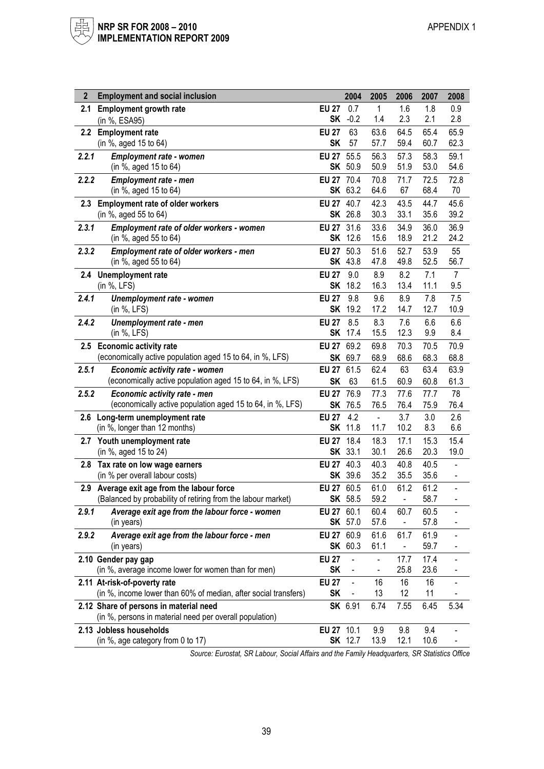| 2 | Employment and social inclusion | | 2004 | 2005 | 2006 | 2007 | 2008 |
|---|---|---|---|---|---|---|---|
| 2.1 | **Employment growth rate** (in %, ESA95) | **EU 27** | 0.7 | 1 | 1.6 | 1.8 | 0.9 |
| | | **SK** | -0.2 | 1.4 | 2.3 | 2.1 | 2.8 |
| 2.2 | **Employment rate** (in %, aged 15 to 64) | **EU 27** | 63 | 63.6 | 64.5 | 65.4 | 65.9 |
| | | **SK** | 57 | 57.7 | 59.4 | 60.7 | 62.3 |
| 2.2.1 | ***Employment rate - women*** (in %, aged 15 to 64) | **EU 27** | 55.5 | 56.3 | 57.3 | 58.3 | 59.1 |
| | | **SK** | 50.9 | 50.9 | 51.9 | 53.0 | 54.6 |
| 2.2.2 | ***Employment rate - men*** (in %, aged 15 to 64) | **EU 27** | 70.4 | 70.8 | 71.7 | 72.5 | 72.8 |
| | | **SK** | 63.2 | 64.6 | 67 | 68.4 | 70 |
| 2.3 | **Employment rate of older workers** (in %, aged 55 to 64) | **EU 27** | 40.7 | 42.3 | 43.5 | 44.7 | 45.6 |
| | | **SK** | 26.8 | 30.3 | 33.1 | 35.6 | 39.2 |
| 2.3.1 | ***Employment rate of older workers - women*** (in %, aged 55 to 64) | **EU 27** | 31.6 | 33.6 | 34.9 | 36.0 | 36.9 |
| | | **SK** | 12.6 | 15.6 | 18.9 | 21.2 | 24.2 |
| 2.3.2 | ***Employment rate of older workers - men*** (in %, aged 55 to 64) | **EU 27** | 50.3 | 51.6 | 52.7 | 53.9 | 55 |
| | | **SK** | 43.8 | 47.8 | 49.8 | 52.5 | 56.7 |
| 2.4 | **Unemployment rate** (in %, LFS) | **EU 27** | 9.0 | 8.9 | 8.2 | 7.1 | 7 |
| | | **SK** | 18.2 | 16.3 | 13.4 | 11.1 | 9.5 |
| 2.4.1 | ***Unemployment rate - women*** (in %, LFS) | **EU 27** | 9.8 | 9.6 | 8.9 | 7.8 | 7.5 |
| | | **SK** | 19.2 | 17.2 | 14.7 | 12.7 | 10.9 |
| 2.4.2 | ***Unemployment rate - men*** (in %, LFS) | **EU 27** | 8.5 | 8.3 | 7.6 | 6.6 | 6.6 |
| | | **SK** | 17.4 | 15.5 | 12.3 | 9.9 | 8.4 |
| 2.5 | **Economic activity rate** (economically active population aged 15 to 64, in %, LFS) | **EU 27** | 69.2 | 69.8 | 70.3 | 70.5 | 70.9 |
| | | **SK** | 69.7 | 68.9 | 68.6 | 68.3 | 68.8 |
| 2.5.1 | ***Economic activity rate - women*** (economically active population aged 15 to 64, in %, LFS) | **EU 27** | 61.5 | 62.4 | 63 | 63.4 | 63.9 |
| | | **SK** | 63 | 61.5 | 60.9 | 60.8 | 61.3 |
| 2.5.2 | ***Economic activity rate - men*** (economically active population aged 15 to 64, in %, LFS) | **EU 27** | 76.9 | 77.3 | 77.6 | 77.7 | 78 |
| | | **SK** | 76.5 | 76.5 | 76.4 | 75.9 | 76.4 |
| 2.6 | **Long-term unemployment rate** (in %, longer than 12 months) | **EU 27** | 4.2 | - | 3.7 | 3.0 | 2.6 |
| | | **SK** | 11.8 | 11.7 | 10.2 | 8.3 | 6.6 |
| 2.7 | **Youth unemployment rate** (in %, aged 15 to 24) | **EU 27** | 18.4 | 18.3 | 17.1 | 15.3 | 15.4 |
| | | **SK** | 33.1 | 30.1 | 26.6 | 20.3 | 19.0 |
| 2.8 | **Tax rate on low wage earners** (in % per overall labour costs) | **EU 27** | 40.3 | 40.3 | 40.8 | 40.5 | - |
| | | **SK** | 39.6 | 35.2 | 35.5 | 35.6 | - |
| 2.9 | **Average exit age from the labour force** (Balanced by probability of retiring from the labour market) | **EU 27** | 60.5 | 61.0 | 61.2 | 61.2 | - |
| | | **SK** | 58.5 | 59.2 | - | 58.7 | - |
| 2.9.1 | ***Average exit age from the labour force - women*** (in years) | **EU 27** | 60.1 | 60.4 | 60.7 | 60.5 | - |
| | | **SK** | 57.0 | 57.6 | - | 57.8 | - |
| 2.9.2 | ***Average exit age from the labour force - men*** (in years) | **EU 27** | 60.9 | 61.6 | 61.7 | 61.9 | - |
| | | **SK** | 60.3 | 61.1 | - | 59.7 | - |
| 2.10 | **Gender pay gap** (in %, average income lower for women than for men) | **EU 27** | - | - | 17.7 | 17.4 | - |
| | | **SK** | - | - | 25.8 | 23.6 | - |
| 2.11 | **At-risk-of-poverty rate** (in %, income lower than 60% of median, after social transfers) | **EU 27** | - | 16 | 16 | 16 | - |
| | | **SK** | - | 13 | 12 | 11 | - |
| 2.12 | **Share of persons in material need** (in %, persons in material need per overall population) | **SK** | 6.91 | 6.74 | 7.55 | 6.45 | 5.34 |
| 2.13 | **Jobless households** (in %, age category from 0 to 17) | **EU 27** | 10.1 | 9.9 | 9.8 | 9.4 | - |
| | | **SK** | 12.7 | 13.9 | 12.1 | 10.6 | - |

*Source: Eurostat, SR Labour, Social Affairs and the Family Headquarters, SR Statistics Office*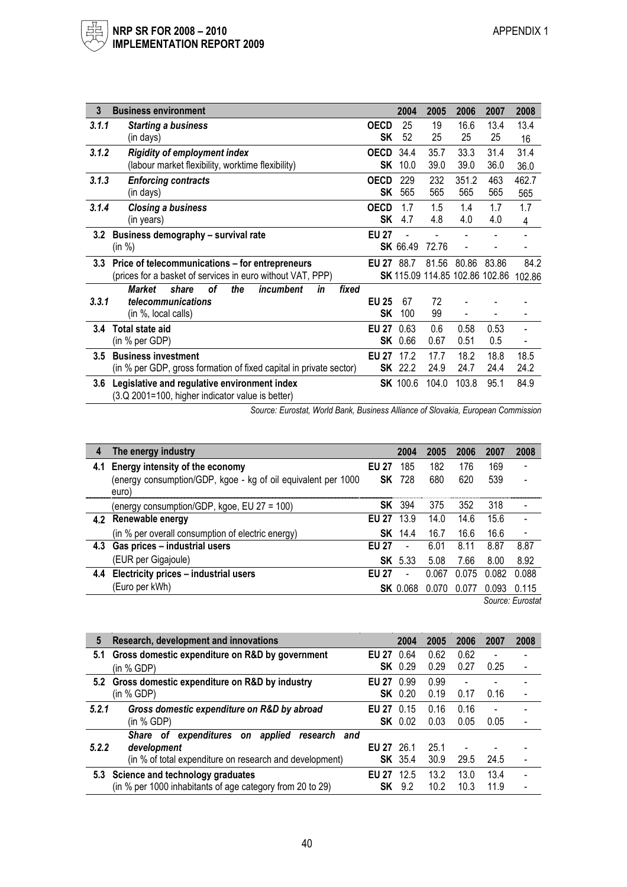| 3 | Business environment | | 2004 | 2005 | 2006 | 2007 | 2008 |
|---|---|---|---|---|---|---|---|
| *3.1.1* | ***Starting a business*** | **OECD** | 25 | 19 | 16.6 | 13.4 | 13.4 |
| | (in days) | **SK** | 52 | 25 | 25 | 25 | 16 |
| *3.1.2* | ***Rigidity of employment index*** | **OECD** | 34.4 | 35.7 | 33.3 | 31.4 | 31.4 |
| | (labour market flexibility, worktime flexibility) | **SK** | 10.0 | 39.0 | 39.0 | 36.0 | 36.0 |
| *3.1.3* | ***Enforcing contracts*** | **OECD** | 229 | 232 | 351.2 | 463 | 462.7 |
| | (in days) | **SK** | 565 | 565 | 565 | 565 | 565 |
| *3.1.4* | ***Closing a business*** | **OECD** | 1.7 | 1.5 | 1.4 | 1.7 | 1.7 |
| | (in years) | **SK** | 4.7 | 4.8 | 4.0 | 4.0 | 4 |
| **3.2** | **Business demography – survival rate** | **EU 27** | - | - | - | - | - |
| | (in %) | **SK** | 66.49 | 72.76 | - | - | - |
| **3.3** | **Price of telecommunications – for entrepreneurs** | **EU 27** | 88.7 | 81.56 | 80.86 | 83.86 | 84.2 |
| | (prices for a basket of services in euro without VAT, PPP) | **SK** | 115.09 | 114.85 | 102.86 | 102.86 | 102.86 |
| *3.3.1* | ***Market share of the incumbent in fixed telecommunications*** | **EU 25** | 67 | 72 | - | - | - |
| | (in %, local calls) | **SK** | 100 | 99 | - | - | - |
| **3.4** | **Total state aid** | **EU 27** | 0.63 | 0.6 | 0.58 | 0.53 | - |
| | (in % per GDP) | **SK** | 0.66 | 0.67 | 0.51 | 0.5 | - |
| **3.5** | **Business investment** | **EU 27** | 17.2 | 17.7 | 18.2 | 18.8 | 18.5 |
| | (in % per GDP, gross formation of fixed capital in private sector) | **SK** | 22.2 | 24.9 | 24.7 | 24.4 | 24.2 |
| **3.6** | **Legislative and regulative environment index** (3.Q 2001=100, higher indicator value is better) | **SK** | 100.6 | 104.0 | 103.8 | 95.1 | 84.9 |

*Source: Eurostat, World Bank, Business Alliance of Slovakia, European Commission*

| 4 | The energy industry | | 2004 | 2005 | 2006 | 2007 | 2008 |
|---|---|---|---|---|---|---|---|
| **4.1** | **Energy intensity of the economy** | **EU 27** | 185 | 182 | 176 | 169 | - |
| | (energy consumption/GDP, kgoe - kg of oil equivalent per 1000 euro) | **SK** | 728 | 680 | 620 | 539 | - |
| | (energy consumption/GDP, kgoe, EU 27 = 100) | **SK** | 394 | 375 | 352 | 318 | - |
| **4.2** | **Renewable energy** | **EU 27** | 13.9 | 14.0 | 14.6 | 15.6 | - |
| | (in % per overall consumption of electric energy) | **SK** | 14.4 | 16.7 | 16.6 | 16.6 | - |
| **4.3** | **Gas prices – industrial users** | **EU 27** | - | 6.01 | 8.11 | 8.87 | 8.87 |
| | (EUR per Gigajoule) | **SK** | 5.33 | 5.08 | 7.66 | 8.00 | 8.92 |
| **4.4** | **Electricity prices – industrial users** | **EU 27** | - | 0.067 | 0.075 | 0.082 | 0.088 |
| | (Euro per kWh) | **SK** | 0.068 | 0.070 | 0.077 | 0.093 | 0.115 |

*Source: Eurostat*

| 5 | Research, development and innovations | | 2004 | 2005 | 2006 | 2007 | 2008 |
|---|---|---|---|---|---|---|---|
| **5.1** | **Gross domestic expenditure on R&D by government** | **EU 27** | 0.64 | 0.62 | 0.62 | - | - |
| | (in % GDP) | **SK** | 0.29 | 0.29 | 0.27 | 0.25 | - |
| **5.2** | **Gross domestic expenditure on R&D by industry** | **EU 27** | 0.99 | 0.99 | - | - | - |
| | (in % GDP) | **SK** | 0.20 | 0.19 | 0.17 | 0.16 | - |
| *5.2.1* | ***Gross domestic expenditure on R&D by abroad*** | **EU 27** | 0.15 | 0.16 | 0.16 | - | - |
| | (in % GDP) | **SK** | 0.02 | 0.03 | 0.05 | 0.05 | - |
| *5.2.2* | ***Share of expenditures on applied research and development*** | **EU 27** | 26.1 | 25.1 | - | - | - |
| | (in % of total expenditure on research and development) | **SK** | 35.4 | 30.9 | 29.5 | 24.5 | - |
| **5.3** | **Science and technology graduates** | **EU 27** | 12.5 | 13.2 | 13.0 | 13.4 | - |
| | (in % per 1000 inhabitants of age category from 20 to 29) | **SK** | 9.2 | 10.2 | 10.3 | 11.9 | - |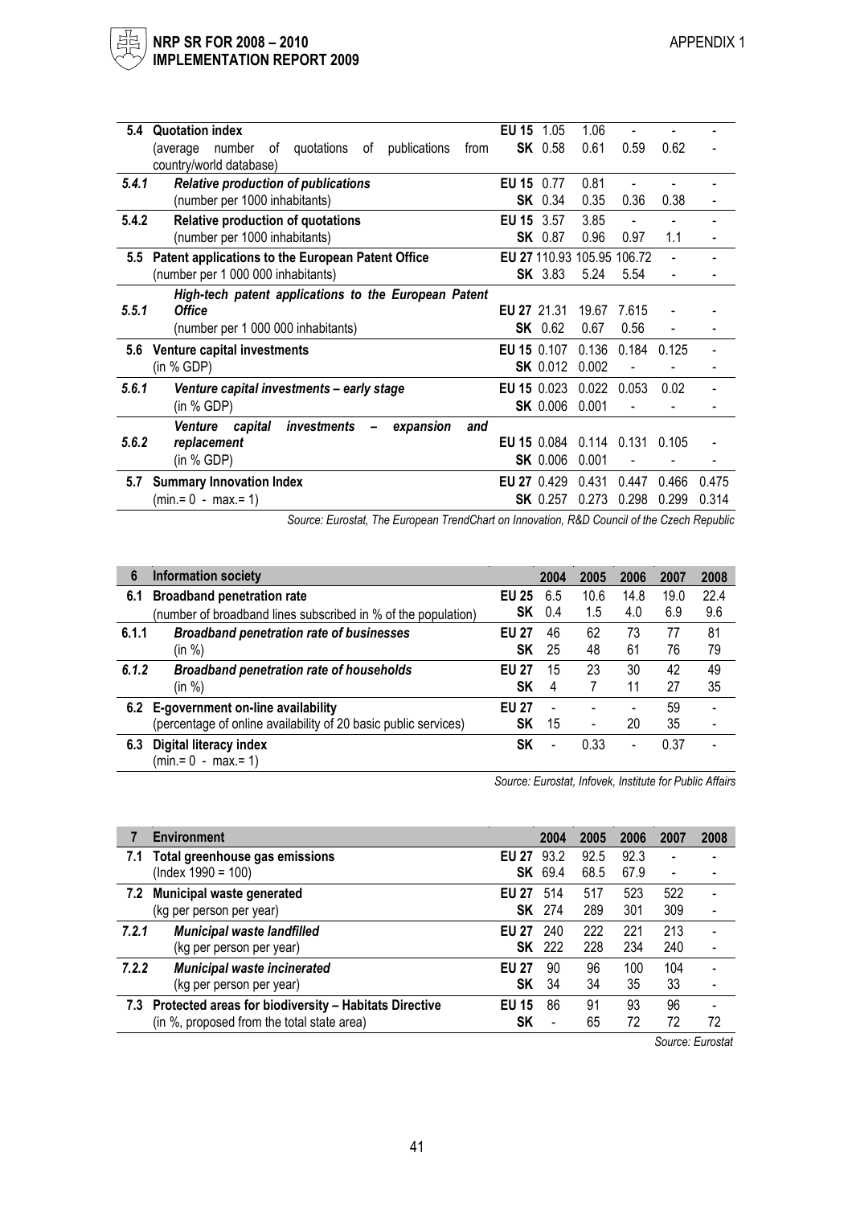| | | | | | | | |
|---|---|---|---|---|---|---|---|
| **5.4** | **Quotation index** (average number of quotations of publications from country/world database) | **EU 15** | 1.05 | 1.06 | - | - | - |
| | | **SK** | 0.58 | 0.61 | 0.59 | 0.62 | - |
| ***5.4.1*** | ***Relative production of publications*** (number per 1000 inhabitants) | **EU 15** | 0.77 | 0.81 | - | - | - |
| | | **SK** | 0.34 | 0.35 | 0.36 | 0.38 | - |
| **5.4.2** | **Relative production of quotations** (number per 1000 inhabitants) | **EU 15** | 3.57 | 3.85 | - | - | - |
| | | **SK** | 0.87 | 0.96 | 0.97 | 1.1 | - |
| **5.5** | **Patent applications to the European Patent Office** (number per 1 000 000 inhabitants) | **EU 27** | 110.93 | 105.95 | 106.72 | - | - |
| | | **SK** | 3.83 | 5.24 | 5.54 | - | - |
| ***5.5.1*** | ***High-tech patent applications to the European Patent Office*** (number per 1 000 000 inhabitants) | **EU 27** | 21.31 | 19.67 | 7.615 | - | - |
| | | **SK** | 0.62 | 0.67 | 0.56 | - | - |
| **5.6** | **Venture capital investments** (in % GDP) | **EU 15** | 0.107 | 0.136 | 0.184 | 0.125 | - |
| | | **SK** | 0.012 | 0.002 | - | - | - |
| ***5.6.1*** | ***Venture capital investments – early stage*** (in % GDP) | **EU 15** | 0.023 | 0.022 | 0.053 | 0.02 | - |
| | | **SK** | 0.006 | 0.001 | - | - | - |
| ***5.6.2*** | ***Venture capital investments – expansion and replacement*** (in % GDP) | **EU 15** | 0.084 | 0.114 | 0.131 | 0.105 | - |
| | | **SK** | 0.006 | 0.001 | - | - | - |
| **5.7** | **Summary Innovation Index** (min.= 0 - max.= 1) | **EU 27** | 0.429 | 0.431 | 0.447 | 0.466 | 0.475 |
| | | **SK** | 0.257 | 0.273 | 0.298 | 0.299 | 0.314 |

*Source: Eurostat, The European TrendChart on Innovation, R&D Council of the Czech Republic*

| **6** | **Information society** | | **2004** | **2005** | **2006** | **2007** | **2008** |
|---|---|---|---|---|---|---|---|
| **6.1** | **Broadband penetration rate** (number of broadband lines subscribed in % of the population) | **EU 25** | 6.5 | 10.6 | 14.8 | 19.0 | 22.4 |
| | | **SK** | 0.4 | 1.5 | 4.0 | 6.9 | 9.6 |
| **6.1.1** | ***Broadband penetration rate of businesses*** (in %) | **EU 27** | 46 | 62 | 73 | 77 | 81 |
| | | **SK** | 25 | 48 | 61 | 76 | 79 |
| ***6.1.2*** | ***Broadband penetration rate of households*** (in %) | **EU 27** | 15 | 23 | 30 | 42 | 49 |
| | | **SK** | 4 | 7 | 11 | 27 | 35 |
| **6.2** | **E-government on-line availability** (percentage of online availability of 20 basic public services) | **EU 27** | - | - | - | 59 | - |
| | | **SK** | 15 | - | 20 | 35 | - |
| **6.3** | **Digital literacy index** (min.= 0 - max.= 1) | **SK** | - | 0.33 | - | 0.37 | - |

*Source: Eurostat, Infovek, Institute for Public Affairs*

| **7** | **Environment** | | **2004** | **2005** | **2006** | **2007** | **2008** |
|---|---|---|---|---|---|---|---|
| **7.1** | **Total greenhouse gas emissions** (Index 1990 = 100) | **EU 27** | 93.2 | 92.5 | 92.3 | - | - |
| | | **SK** | 69.4 | 68.5 | 67.9 | - | - |
| **7.2** | **Municipal waste generated** (kg per person per year) | **EU 27** | 514 | 517 | 523 | 522 | - |
| | | **SK** | 274 | 289 | 301 | 309 | - |
| ***7.2.1*** | ***Municipal waste landfilled*** (kg per person per year) | **EU 27** | 240 | 222 | 221 | 213 | - |
| | | **SK** | 222 | 228 | 234 | 240 | - |
| ***7.2.2*** | ***Municipal waste incinerated*** (kg per person per year) | **EU 27** | 90 | 96 | 100 | 104 | - |
| | | **SK** | 34 | 34 | 35 | 33 | - |
| **7.3** | **Protected areas for biodiversity – Habitats Directive** (in %, proposed from the total state area) | **EU 15** | 86 | 91 | 93 | 96 | - |
| | | **SK** | - | 65 | 72 | 72 | 72 |

*Source: Eurostat*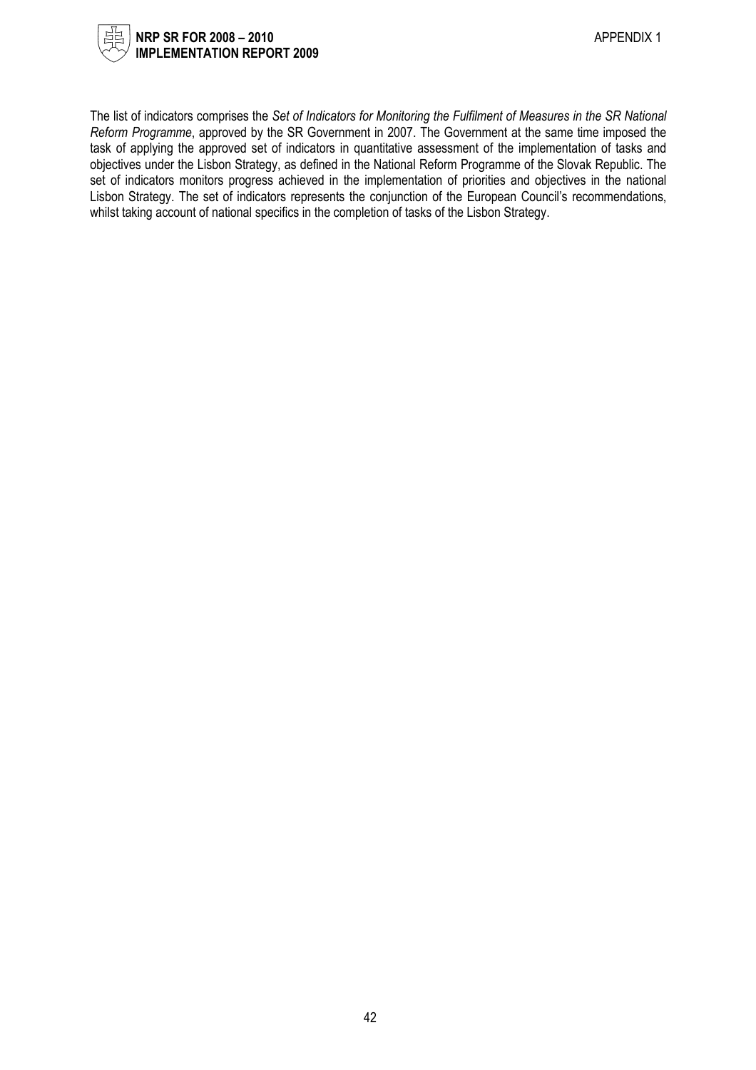The list of indicators comprises the *Set of Indicators for Monitoring the Fulfilment of Measures in the SR National Reform Programme*, approved by the SR Government in 2007. The Government at the same time imposed the task of applying the approved set of indicators in quantitative assessment of the implementation of tasks and objectives under the Lisbon Strategy, as defined in the National Reform Programme of the Slovak Republic. The set of indicators monitors progress achieved in the implementation of priorities and objectives in the national Lisbon Strategy. The set of indicators represents the conjunction of the European Council's recommendations, whilst taking account of national specifics in the completion of tasks of the Lisbon Strategy.